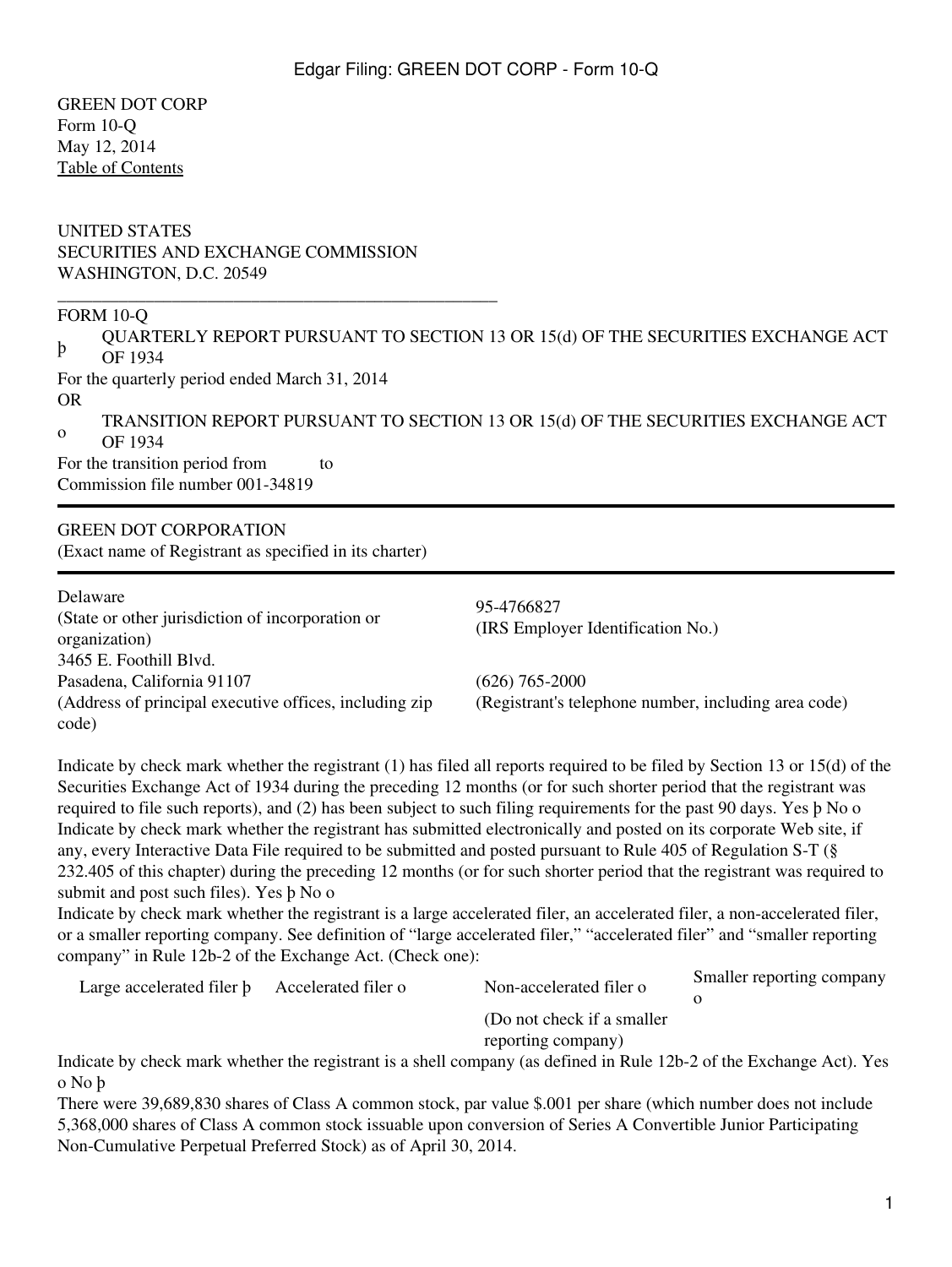GREEN DOT CORP
Form 10-Q
May 12, 2014
Table of Contents

UNITED STATES
SECURITIES AND EXCHANGE COMMISSION
WASHINGTON, D.C. 20549

---

FORM 10-Q

þ QUARTERLY REPORT PURSUANT TO SECTION 13 OR 15(d) OF THE SECURITIES EXCHANGE ACT OF 1934

For the quarterly period ended March 31, 2014

OR

o TRANSITION REPORT PURSUANT TO SECTION 13 OR 15(d) OF THE SECURITIES EXCHANGE ACT OF 1934

For the transition period from to

Commission file number 001-34819

---

GREEN DOT CORPORATION
(Exact name of Registrant as specified in its charter)

---

| | |
|---|---|
| Delaware<br>(State or other jurisdiction of incorporation or organization) | 95-4766827<br>(IRS Employer Identification No.) |
| 3465 E. Foothill Blvd.<br>Pasadena, California 91107<br>(Address of principal executive offices, including zip code) | (626) 765-2000<br>(Registrant's telephone number, including area code) |

Indicate by check mark whether the registrant (1) has filed all reports required to be filed by Section 13 or 15(d) of the Securities Exchange Act of 1934 during the preceding 12 months (or for such shorter period that the registrant was required to file such reports), and (2) has been subject to such filing requirements for the past 90 days. Yes þ No o

Indicate by check mark whether the registrant has submitted electronically and posted on its corporate Web site, if any, every Interactive Data File required to be submitted and posted pursuant to Rule 405 of Regulation S-T (§ 232.405 of this chapter) during the preceding 12 months (or for such shorter period that the registrant was required to submit and post such files). Yes þ No o

Indicate by check mark whether the registrant is a large accelerated filer, an accelerated filer, a non-accelerated filer, or a smaller reporting company. See definition of "large accelerated filer," "accelerated filer" and "smaller reporting company" in Rule 12b-2 of the Exchange Act. (Check one):

| | | | |
|---|---|---|---|
| Large accelerated filer þ | Accelerated filer o | Non-accelerated filer o<br>(Do not check if a smaller reporting company) | Smaller reporting company o |

Indicate by check mark whether the registrant is a shell company (as defined in Rule 12b-2 of the Exchange Act). Yes o No þ

There were 39,689,830 shares of Class A common stock, par value $.001 per share (which number does not include 5,368,000 shares of Class A common stock issuable upon conversion of Series A Convertible Junior Participating Non-Cumulative Perpetual Preferred Stock) as of April 30, 2014.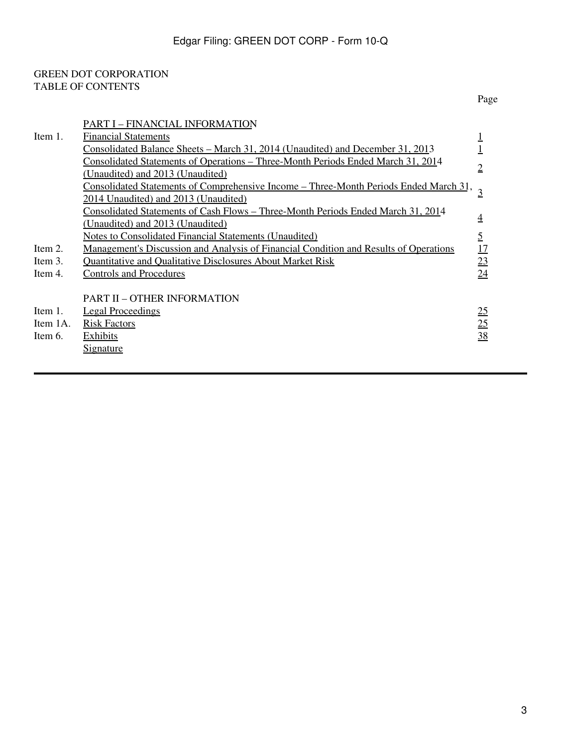GREEN DOT CORPORATION
TABLE OF CONTENTS

| | | Page |
|---|---|---|
| | PART I – FINANCIAL INFORMATION | |
| Item 1. | Financial Statements | 1 |
| | Consolidated Balance Sheets – March 31, 2014 (Unaudited) and December 31, 2013 | 1 |
| | Consolidated Statements of Operations – Three-Month Periods Ended March 31, 2014 (Unaudited) and 2013 (Unaudited) | 2 |
| | Consolidated Statements of Comprehensive Income – Three-Month Periods Ended March 31, 2014 Unaudited) and 2013 (Unaudited) | 3 |
| | Consolidated Statements of Cash Flows – Three-Month Periods Ended March 31, 2014 (Unaudited) and 2013 (Unaudited) | 4 |
| | Notes to Consolidated Financial Statements (Unaudited) | 5 |
| Item 2. | Management's Discussion and Analysis of Financial Condition and Results of Operations | 17 |
| Item 3. | Quantitative and Qualitative Disclosures About Market Risk | 23 |
| Item 4. | Controls and Procedures | 24 |
| | PART II – OTHER INFORMATION | |
| Item 1. | Legal Proceedings | 25 |
| Item 1A. | Risk Factors | 25 |
| Item 6. | Exhibits | 38 |
| | Signature | |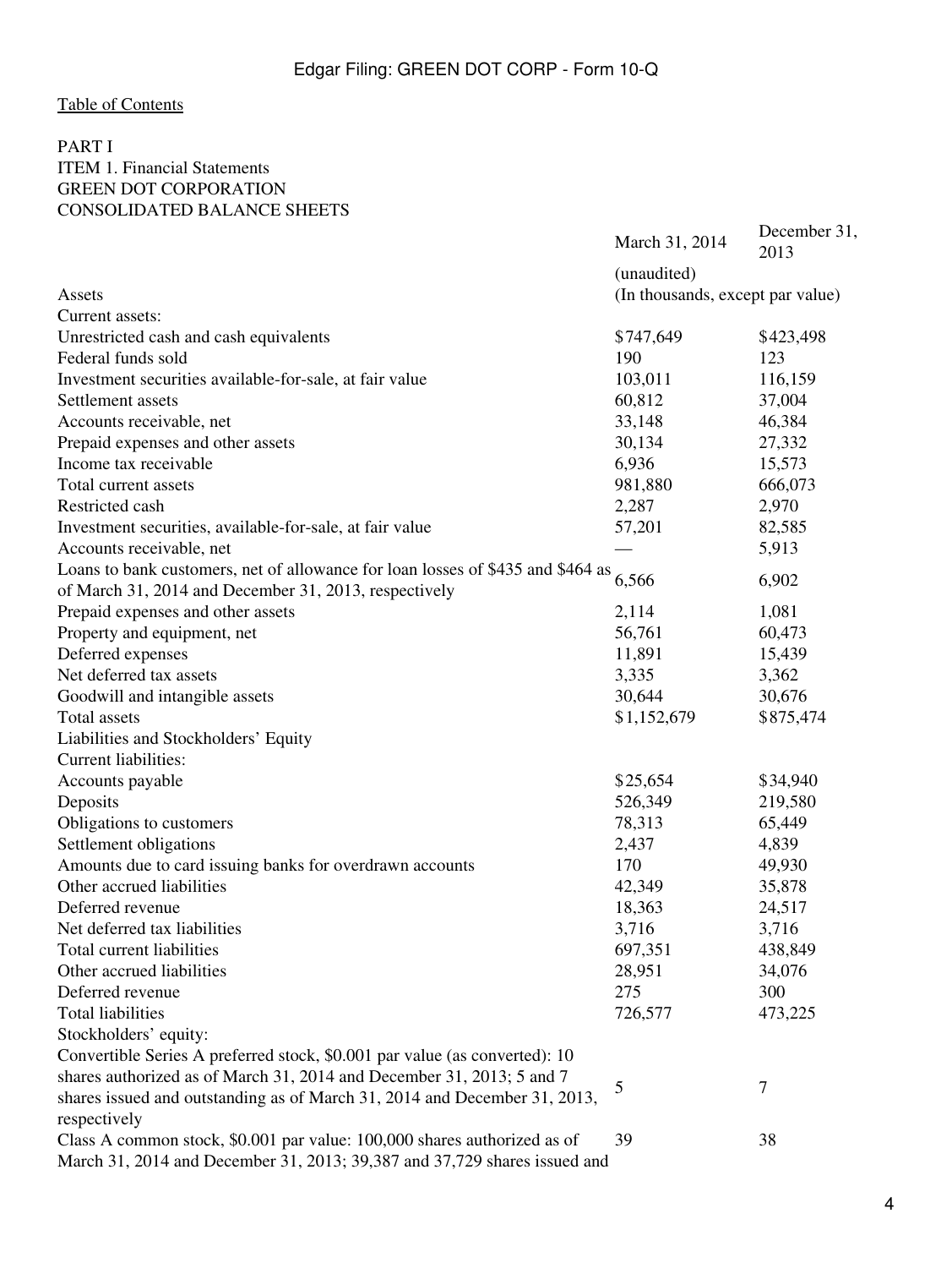[Table of Contents](#)

PART I
ITEM 1. Financial Statements
GREEN DOT CORPORATION
CONSOLIDATED BALANCE SHEETS

| | March 31, 2014 | December 31, 2013 |
|---|---|---|
| | (unaudited) | |
| Assets | (In thousands, except par value) | |
| Current assets: | | |
| Unrestricted cash and cash equivalents | $747,649 | $423,498 |
| Federal funds sold | 190 | 123 |
| Investment securities available-for-sale, at fair value | 103,011 | 116,159 |
| Settlement assets | 60,812 | 37,004 |
| Accounts receivable, net | 33,148 | 46,384 |
| Prepaid expenses and other assets | 30,134 | 27,332 |
| Income tax receivable | 6,936 | 15,573 |
| Total current assets | 981,880 | 666,073 |
| Restricted cash | 2,287 | 2,970 |
| Investment securities, available-for-sale, at fair value | 57,201 | 82,585 |
| Accounts receivable, net | — | 5,913 |
| Loans to bank customers, net of allowance for loan losses of $435 and $464 as of March 31, 2014 and December 31, 2013, respectively | 6,566 | 6,902 |
| Prepaid expenses and other assets | 2,114 | 1,081 |
| Property and equipment, net | 56,761 | 60,473 |
| Deferred expenses | 11,891 | 15,439 |
| Net deferred tax assets | 3,335 | 3,362 |
| Goodwill and intangible assets | 30,644 | 30,676 |
| Total assets | $1,152,679 | $875,474 |
| Liabilities and Stockholders' Equity | | |
| Current liabilities: | | |
| Accounts payable | $25,654 | $34,940 |
| Deposits | 526,349 | 219,580 |
| Obligations to customers | 78,313 | 65,449 |
| Settlement obligations | 2,437 | 4,839 |
| Amounts due to card issuing banks for overdrawn accounts | 170 | 49,930 |
| Other accrued liabilities | 42,349 | 35,878 |
| Deferred revenue | 18,363 | 24,517 |
| Net deferred tax liabilities | 3,716 | 3,716 |
| Total current liabilities | 697,351 | 438,849 |
| Other accrued liabilities | 28,951 | 34,076 |
| Deferred revenue | 275 | 300 |
| Total liabilities | 726,577 | 473,225 |
| Stockholders' equity: | | |
| Convertible Series A preferred stock, $0.001 par value (as converted): 10 shares authorized as of March 31, 2014 and December 31, 2013; 5 and 7 shares issued and outstanding as of March 31, 2014 and December 31, 2013, respectively | 5 | 7 |
| Class A common stock, $0.001 par value: 100,000 shares authorized as of March 31, 2014 and December 31, 2013; 39,387 and 37,729 shares issued and | 39 | 38 |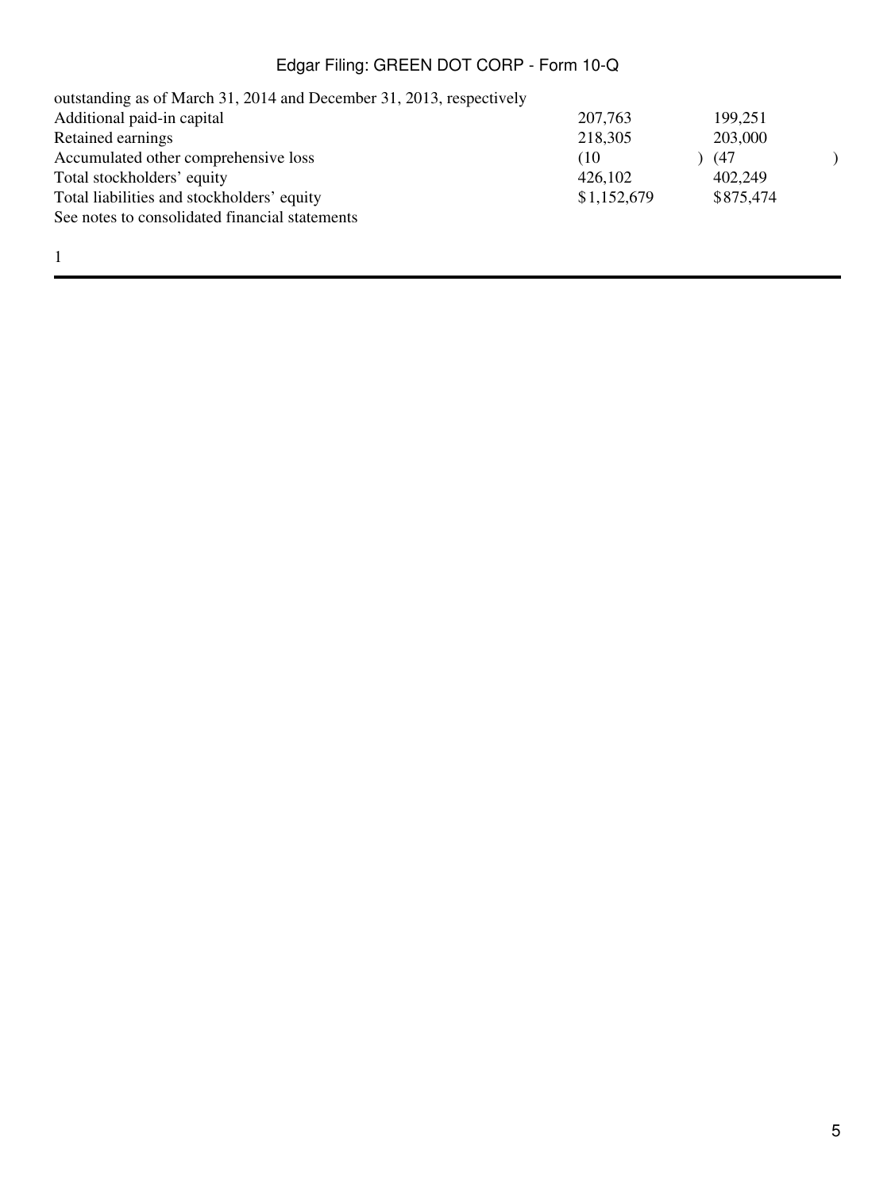| | | |
|---|---|---|
| outstanding as of March 31, 2014 and December 31, 2013, respectively | | |
| Additional paid-in capital | 207,763 | 199,251 |
| Retained earnings | 218,305 | 203,000 |
| Accumulated other comprehensive loss | (10) | (47) |
| Total stockholders' equity | 426,102 | 402,249 |
| Total liabilities and stockholders' equity | $1,152,679 | $875,474 |

See notes to consolidated financial statements

1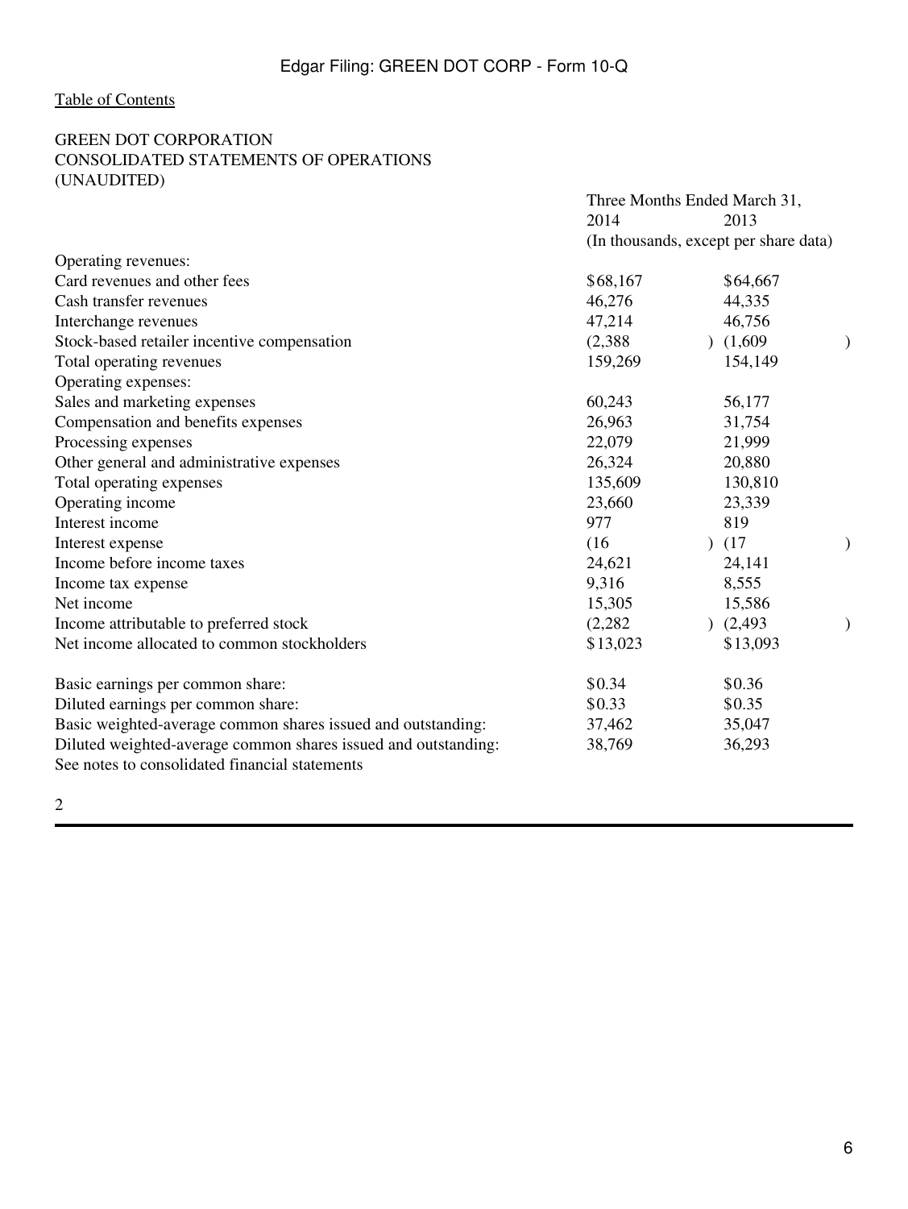[Table of Contents](#)

GREEN DOT CORPORATION
CONSOLIDATED STATEMENTS OF OPERATIONS
(UNAUDITED)

| | Three Months Ended March 31, | |
|---|---|---|
| | 2014 | 2013 |
| | (In thousands, except per share data) | |
| Operating revenues: | | |
| Card revenues and other fees | $68,167 | $64,667 |
| Cash transfer revenues | 46,276 | 44,335 |
| Interchange revenues | 47,214 | 46,756 |
| Stock-based retailer incentive compensation | (2,388) | (1,609) |
| Total operating revenues | 159,269 | 154,149 |
| Operating expenses: | | |
| Sales and marketing expenses | 60,243 | 56,177 |
| Compensation and benefits expenses | 26,963 | 31,754 |
| Processing expenses | 22,079 | 21,999 |
| Other general and administrative expenses | 26,324 | 20,880 |
| Total operating expenses | 135,609 | 130,810 |
| Operating income | 23,660 | 23,339 |
| Interest income | 977 | 819 |
| Interest expense | (16) | (17) |
| Income before income taxes | 24,621 | 24,141 |
| Income tax expense | 9,316 | 8,555 |
| Net income | 15,305 | 15,586 |
| Income attributable to preferred stock | (2,282) | (2,493) |
| Net income allocated to common stockholders | $13,023 | $13,093 |
| | | |
| Basic earnings per common share: | $0.34 | $0.36 |
| Diluted earnings per common share: | $0.33 | $0.35 |
| Basic weighted-average common shares issued and outstanding: | 37,462 | 35,047 |
| Diluted weighted-average common shares issued and outstanding: | 38,769 | 36,293 |

See notes to consolidated financial statements

2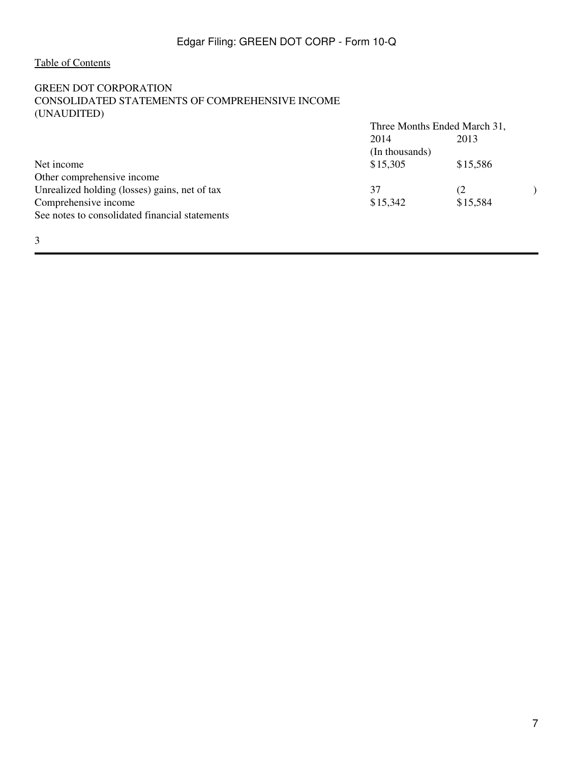[Table of Contents](#)

GREEN DOT CORPORATION
CONSOLIDATED STATEMENTS OF COMPREHENSIVE INCOME
(UNAUDITED)

| | Three Months Ended March 31, | |
|---|---|---|
| | 2014 | 2013 |
| | (In thousands) | |
| Net income | $15,305 | $15,586 |
| Other comprehensive income | | |
| Unrealized holding (losses) gains, net of tax | 37 | (2) |
| Comprehensive income | $15,342 | $15,584 |

See notes to consolidated financial statements

3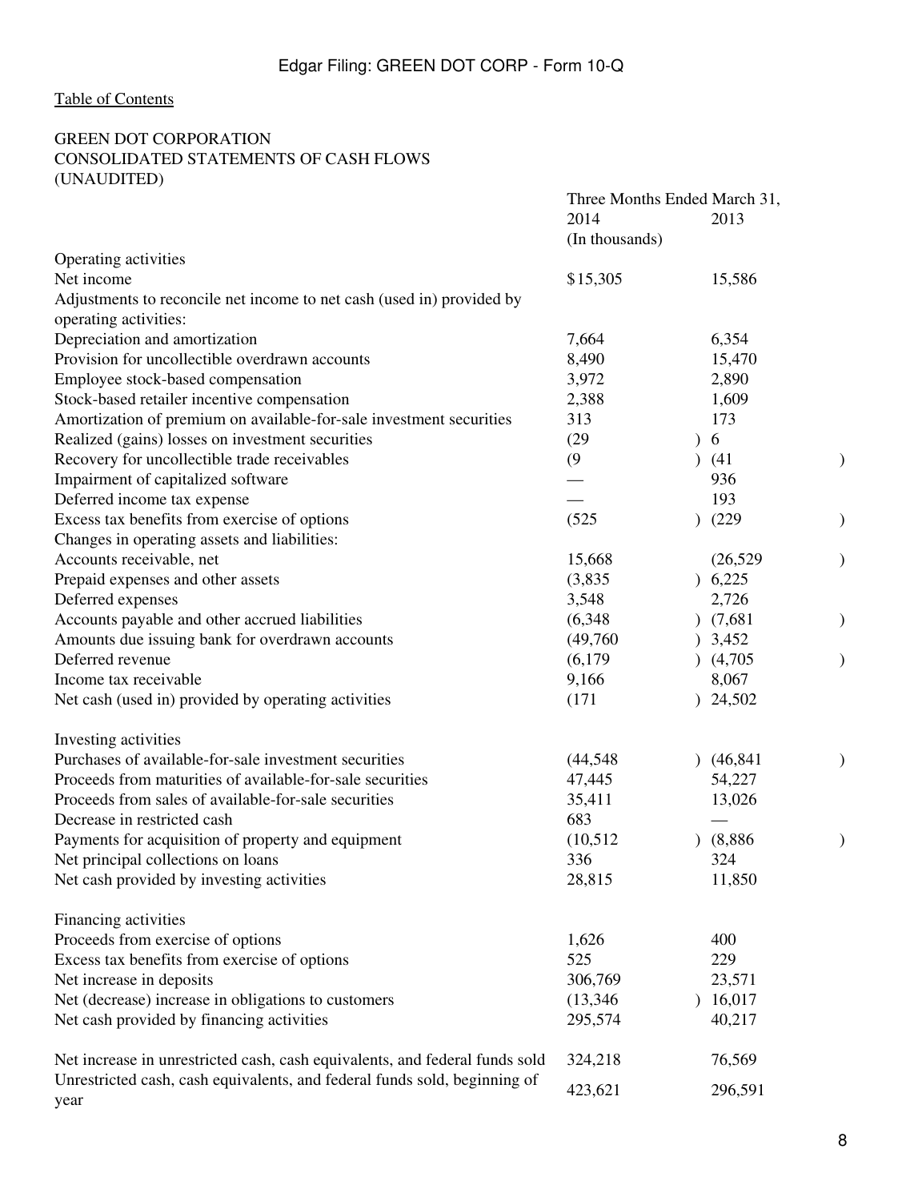Table of Contents

GREEN DOT CORPORATION
CONSOLIDATED STATEMENTS OF CASH FLOWS
(UNAUDITED)

| | Three Months Ended March 31, | |
|---|---|---|
| | 2014 | 2013 |
| | (In thousands) | |
| Operating activities | | |
| Net income | $15,305 | 15,586 |
| Adjustments to reconcile net income to net cash (used in) provided by operating activities: | | |
| Depreciation and amortization | 7,664 | 6,354 |
| Provision for uncollectible overdrawn accounts | 8,490 | 15,470 |
| Employee stock-based compensation | 3,972 | 2,890 |
| Stock-based retailer incentive compensation | 2,388 | 1,609 |
| Amortization of premium on available-for-sale investment securities | 313 | 173 |
| Realized (gains) losses on investment securities | (29) | 6 |
| Recovery for uncollectible trade receivables | (9) | (41) |
| Impairment of capitalized software | — | 936 |
| Deferred income tax expense | — | 193 |
| Excess tax benefits from exercise of options | (525) | (229) |
| Changes in operating assets and liabilities: | | |
| Accounts receivable, net | 15,668 | (26,529) |
| Prepaid expenses and other assets | (3,835) | 6,225 |
| Deferred expenses | 3,548 | 2,726 |
| Accounts payable and other accrued liabilities | (6,348) | (7,681) |
| Amounts due issuing bank for overdrawn accounts | (49,760) | 3,452 |
| Deferred revenue | (6,179) | (4,705) |
| Income tax receivable | 9,166 | 8,067 |
| Net cash (used in) provided by operating activities | (171) | 24,502 |
| | | |
| Investing activities | | |
| Purchases of available-for-sale investment securities | (44,548) | (46,841) |
| Proceeds from maturities of available-for-sale securities | 47,445 | 54,227 |
| Proceeds from sales of available-for-sale securities | 35,411 | 13,026 |
| Decrease in restricted cash | 683 | — |
| Payments for acquisition of property and equipment | (10,512) | (8,886) |
| Net principal collections on loans | 336 | 324 |
| Net cash provided by investing activities | 28,815 | 11,850 |
| | | |
| Financing activities | | |
| Proceeds from exercise of options | 1,626 | 400 |
| Excess tax benefits from exercise of options | 525 | 229 |
| Net increase in deposits | 306,769 | 23,571 |
| Net (decrease) increase in obligations to customers | (13,346) | 16,017 |
| Net cash provided by financing activities | 295,574 | 40,217 |
| | | |
| Net increase in unrestricted cash, cash equivalents, and federal funds sold | 324,218 | 76,569 |
| Unrestricted cash, cash equivalents, and federal funds sold, beginning of year | 423,621 | 296,591 |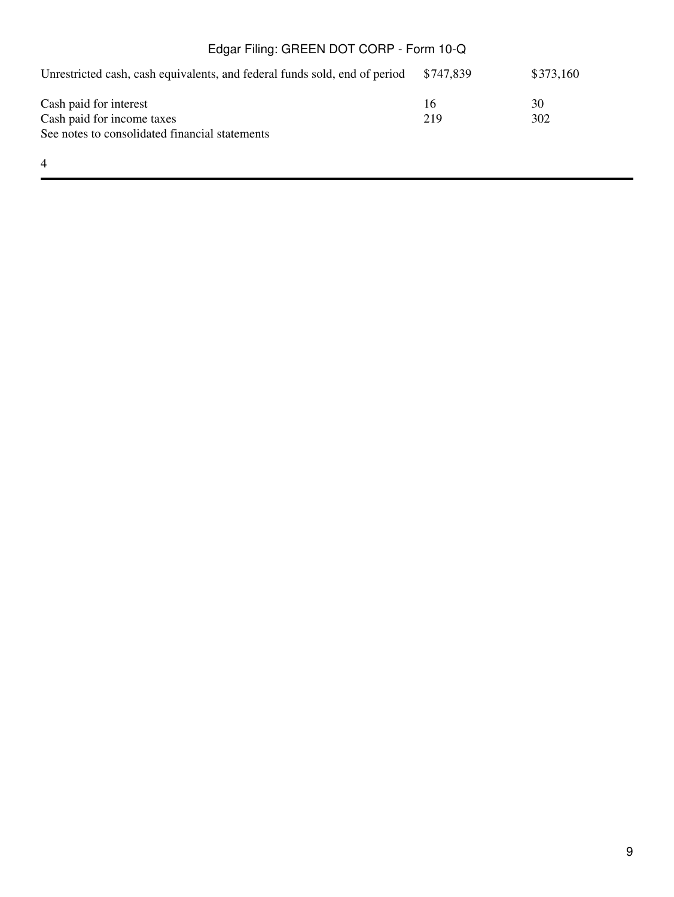| | | |
|---|---|---|
| Unrestricted cash, cash equivalents, and federal funds sold, end of period | $747,839 | $373,160 |
| | | |
| Cash paid for interest | 16 | 30 |
| Cash paid for income taxes | 219 | 302 |

See notes to consolidated financial statements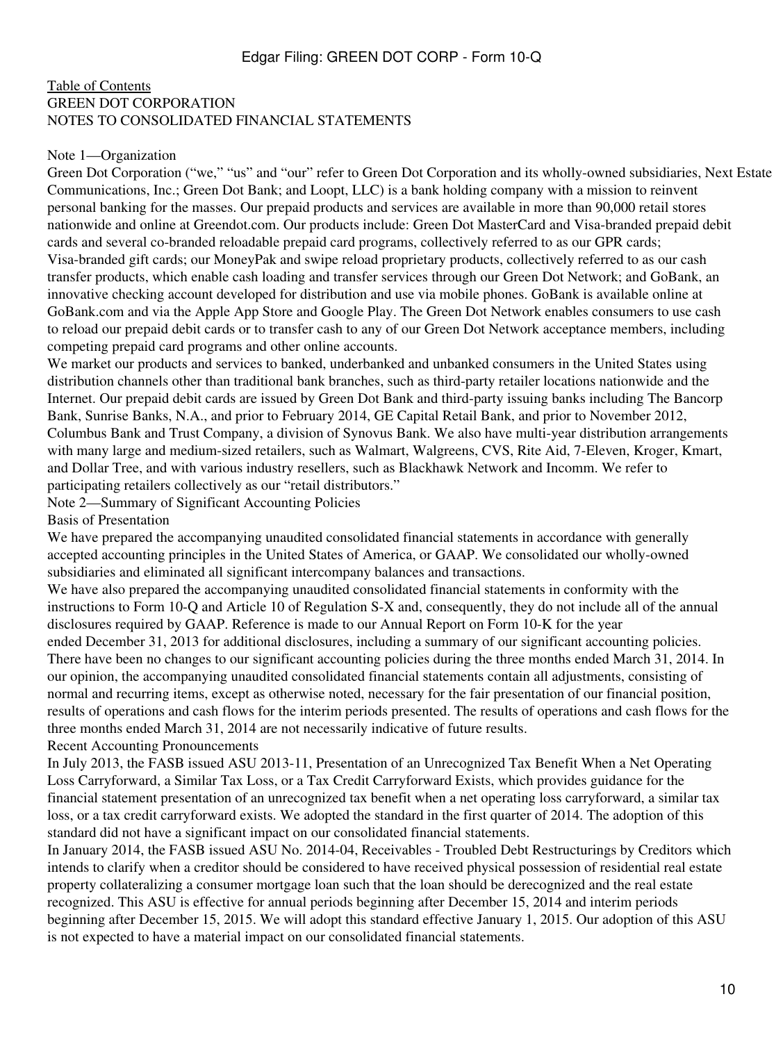[Table of Contents](#)

GREEN DOT CORPORATION
NOTES TO CONSOLIDATED FINANCIAL STATEMENTS

## Note 1—Organization

Green Dot Corporation ("we," "us" and "our" refer to Green Dot Corporation and its wholly-owned subsidiaries, Next Estate Communications, Inc.; Green Dot Bank; and Loopt, LLC) is a bank holding company with a mission to reinvent personal banking for the masses. Our prepaid products and services are available in more than 90,000 retail stores nationwide and online at Greendot.com. Our products include: Green Dot MasterCard and Visa-branded prepaid debit cards and several co-branded reloadable prepaid card programs, collectively referred to as our GPR cards; Visa-branded gift cards; our MoneyPak and swipe reload proprietary products, collectively referred to as our cash transfer products, which enable cash loading and transfer services through our Green Dot Network; and GoBank, an innovative checking account developed for distribution and use via mobile phones. GoBank is available online at GoBank.com and via the Apple App Store and Google Play. The Green Dot Network enables consumers to use cash to reload our prepaid debit cards or to transfer cash to any of our Green Dot Network acceptance members, including competing prepaid card programs and other online accounts.

We market our products and services to banked, underbanked and unbanked consumers in the United States using distribution channels other than traditional bank branches, such as third-party retailer locations nationwide and the Internet. Our prepaid debit cards are issued by Green Dot Bank and third-party issuing banks including The Bancorp Bank, Sunrise Banks, N.A., and prior to February 2014, GE Capital Retail Bank, and prior to November 2012, Columbus Bank and Trust Company, a division of Synovus Bank. We also have multi-year distribution arrangements with many large and medium-sized retailers, such as Walmart, Walgreens, CVS, Rite Aid, 7-Eleven, Kroger, Kmart, and Dollar Tree, and with various industry resellers, such as Blackhawk Network and Incomm. We refer to participating retailers collectively as our "retail distributors."

## Note 2—Summary of Significant Accounting Policies

### Basis of Presentation

We have prepared the accompanying unaudited consolidated financial statements in accordance with generally accepted accounting principles in the United States of America, or GAAP. We consolidated our wholly-owned subsidiaries and eliminated all significant intercompany balances and transactions.

We have also prepared the accompanying unaudited consolidated financial statements in conformity with the instructions to Form 10-Q and Article 10 of Regulation S-X and, consequently, they do not include all of the annual disclosures required by GAAP. Reference is made to our Annual Report on Form 10-K for the year ended December 31, 2013 for additional disclosures, including a summary of our significant accounting policies. There have been no changes to our significant accounting policies during the three months ended March 31, 2014. In our opinion, the accompanying unaudited consolidated financial statements contain all adjustments, consisting of normal and recurring items, except as otherwise noted, necessary for the fair presentation of our financial position, results of operations and cash flows for the interim periods presented. The results of operations and cash flows for the three months ended March 31, 2014 are not necessarily indicative of future results.

### Recent Accounting Pronouncements

In July 2013, the FASB issued ASU 2013-11, Presentation of an Unrecognized Tax Benefit When a Net Operating Loss Carryforward, a Similar Tax Loss, or a Tax Credit Carryforward Exists, which provides guidance for the financial statement presentation of an unrecognized tax benefit when a net operating loss carryforward, a similar tax loss, or a tax credit carryforward exists. We adopted the standard in the first quarter of 2014. The adoption of this standard did not have a significant impact on our consolidated financial statements.

In January 2014, the FASB issued ASU No. 2014-04, Receivables - Troubled Debt Restructurings by Creditors which intends to clarify when a creditor should be considered to have received physical possession of residential real estate property collateralizing a consumer mortgage loan such that the loan should be derecognized and the real estate recognized. This ASU is effective for annual periods beginning after December 15, 2014 and interim periods beginning after December 15, 2015. We will adopt this standard effective January 1, 2015. Our adoption of this ASU is not expected to have a material impact on our consolidated financial statements.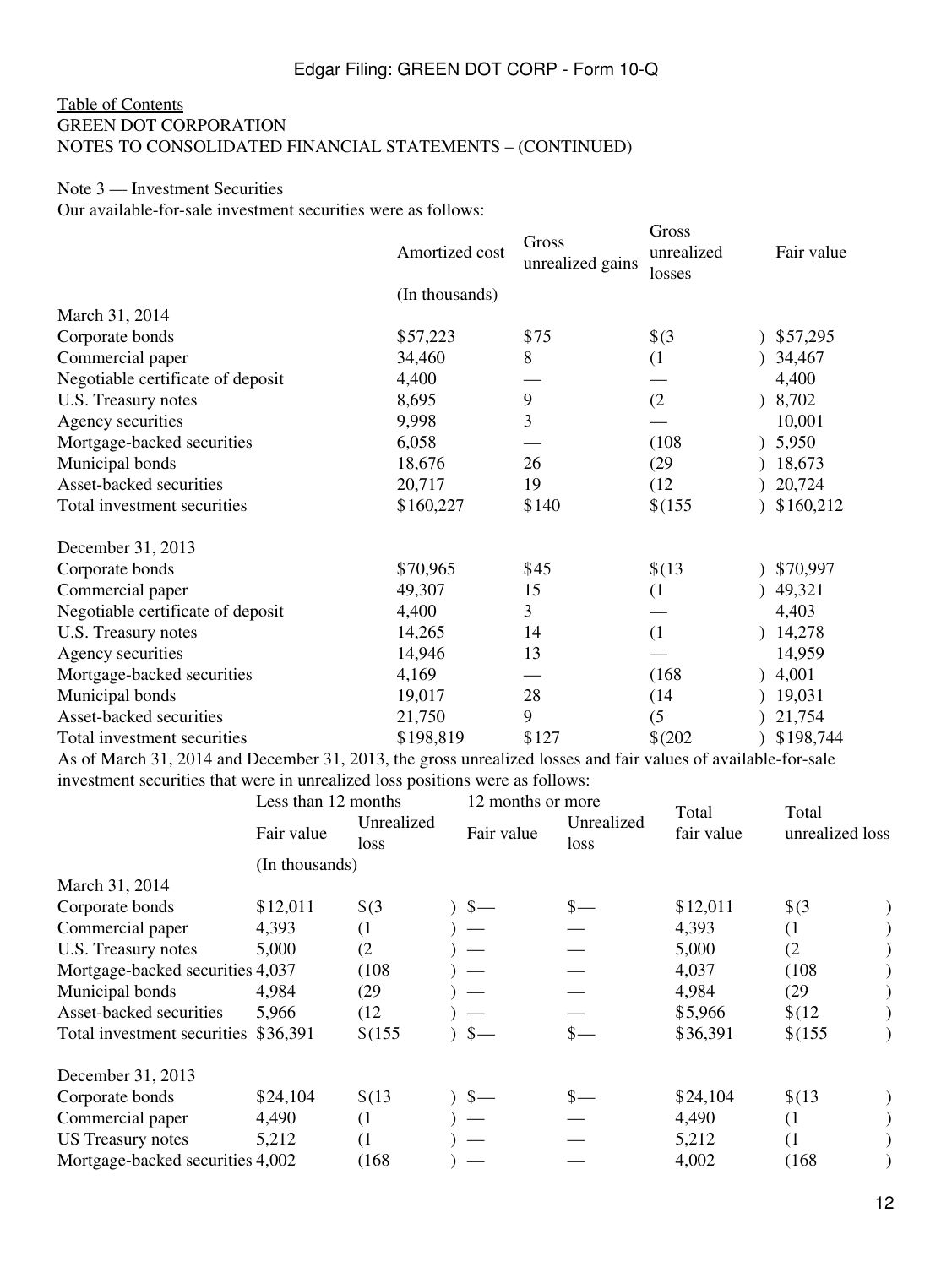Table of Contents
GREEN DOT CORPORATION
NOTES TO CONSOLIDATED FINANCIAL STATEMENTS – (CONTINUED)

Note 3 — Investment Securities

Our available-for-sale investment securities were as follows:

| | Amortized cost | Gross unrealized gains | Gross unrealized losses | Fair value |
|---|---|---|---|---|
| | (In thousands) | | | |
| March 31, 2014 | | | | |
| Corporate bonds | $57,223 | $75 | $(3) | $57,295 |
| Commercial paper | 34,460 | 8 | (1) | 34,467 |
| Negotiable certificate of deposit | 4,400 | — | — | 4,400 |
| U.S. Treasury notes | 8,695 | 9 | (2) | 8,702 |
| Agency securities | 9,998 | 3 | — | 10,001 |
| Mortgage-backed securities | 6,058 | — | (108) | 5,950 |
| Municipal bonds | 18,676 | 26 | (29) | 18,673 |
| Asset-backed securities | 20,717 | 19 | (12) | 20,724 |
| Total investment securities | $160,227 | $140 | $(155) | $160,212 |
| | | | | |
| December 31, 2013 | | | | |
| Corporate bonds | $70,965 | $45 | $(13) | $70,997 |
| Commercial paper | 49,307 | 15 | (1) | 49,321 |
| Negotiable certificate of deposit | 4,400 | 3 | — | 4,403 |
| U.S. Treasury notes | 14,265 | 14 | (1) | 14,278 |
| Agency securities | 14,946 | 13 | — | 14,959 |
| Mortgage-backed securities | 4,169 | — | (168) | 4,001 |
| Municipal bonds | 19,017 | 28 | (14) | 19,031 |
| Asset-backed securities | 21,750 | 9 | (5) | 21,754 |
| Total investment securities | $198,819 | $127 | $(202) | $198,744 |

As of March 31, 2014 and December 31, 2013, the gross unrealized losses and fair values of available-for-sale investment securities that were in unrealized loss positions were as follows:

| | Less than 12 months | | 12 months or more | | Total fair value | Total unrealized loss |
|---|---|---|---|---|---|---|
| | Fair value | Unrealized loss | Fair value | Unrealized loss | | |
| | (In thousands) | | | | | |
| March 31, 2014 | | | | | | |
| Corporate bonds | $12,011 | $(3) | $— | $— | $12,011 | $(3) |
| Commercial paper | 4,393 | (1) | — | — | 4,393 | (1) |
| U.S. Treasury notes | 5,000 | (2) | — | — | 5,000 | (2) |
| Mortgage-backed securities | 4,037 | (108) | — | — | 4,037 | (108) |
| Municipal bonds | 4,984 | (29) | — | — | 4,984 | (29) |
| Asset-backed securities | 5,966 | (12) | — | — | $5,966 | $(12) |
| Total investment securities | $36,391 | $(155) | $— | $— | $36,391 | $(155) |
| | | | | | | |
| December 31, 2013 | | | | | | |
| Corporate bonds | $24,104 | $(13) | $— | $— | $24,104 | $(13) |
| Commercial paper | 4,490 | (1) | — | — | 4,490 | (1) |
| US Treasury notes | 5,212 | (1) | — | — | 5,212 | (1) |
| Mortgage-backed securities | 4,002 | (168) | — | — | 4,002 | (168) |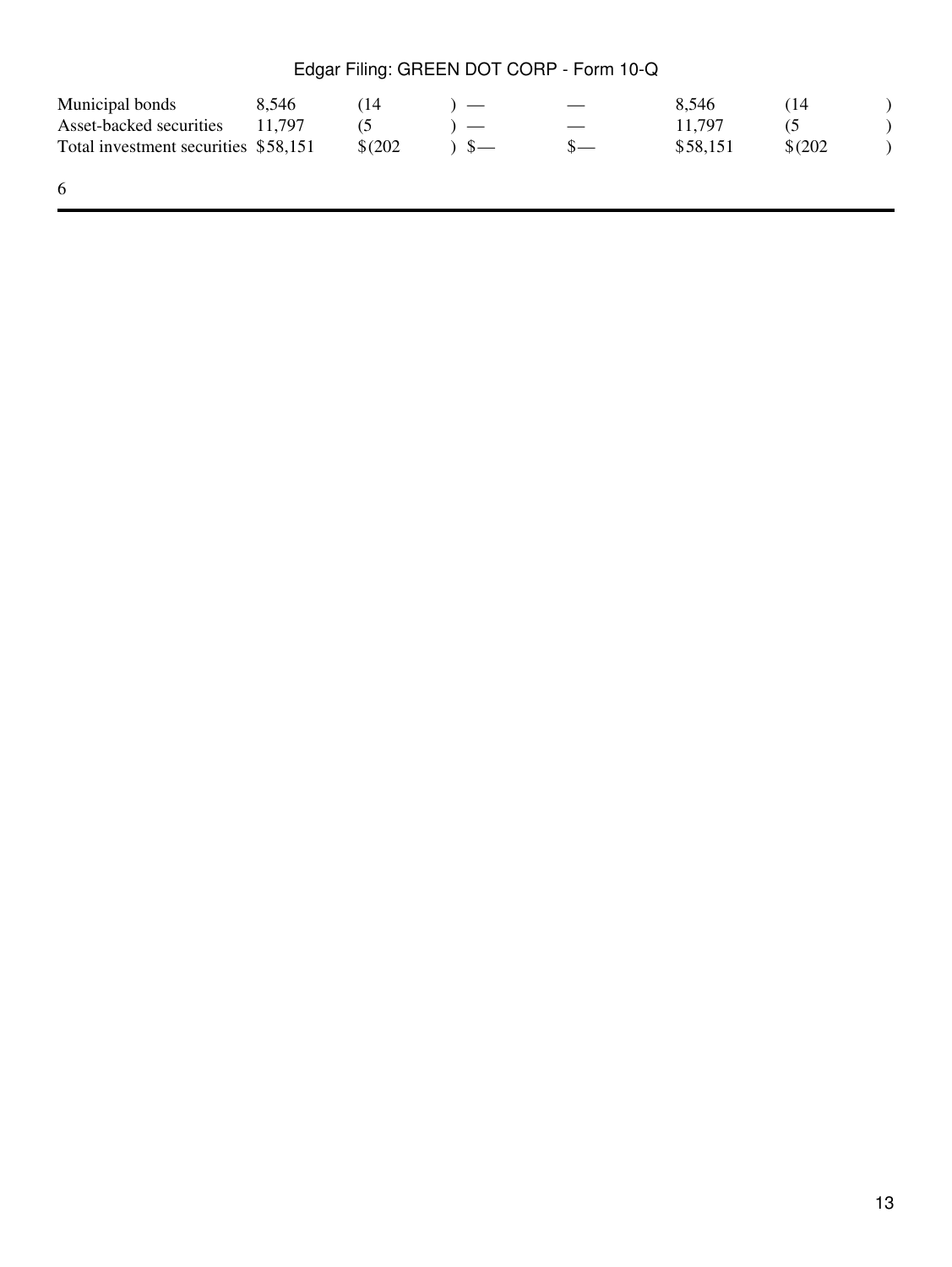| | | | | | | |
|---|---|---|---|---|---|---|
| Municipal bonds | 8,546 | (14) | — | — | 8,546 | (14) |
| Asset-backed securities | 11,797 | (5) | — | — | 11,797 | (5) |
| Total investment securities | $58,151 | $(202) | $— | $— | $58,151 | $(202) |

6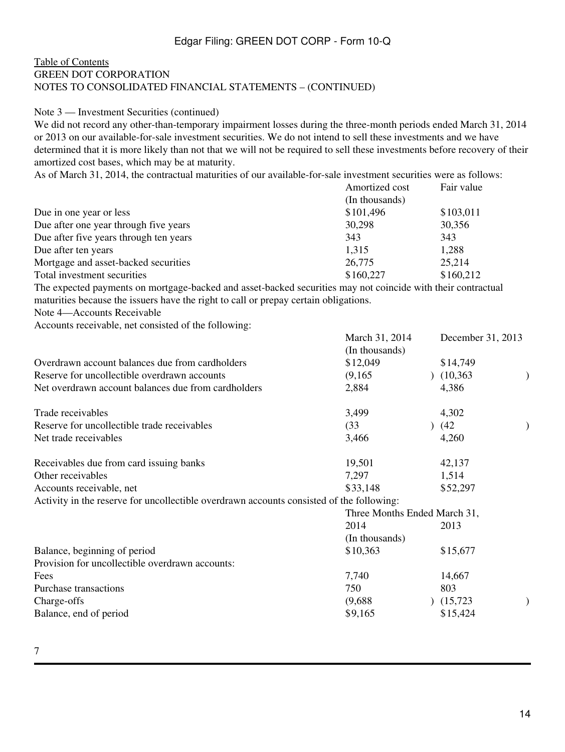Table of Contents

GREEN DOT CORPORATION

NOTES TO CONSOLIDATED FINANCIAL STATEMENTS – (CONTINUED)

Note 3 — Investment Securities (continued)

We did not record any other-than-temporary impairment losses during the three-month periods ended March 31, 2014 or 2013 on our available-for-sale investment securities. We do not intend to sell these investments and we have determined that it is more likely than not that we will not be required to sell these investments before recovery of their amortized cost bases, which may be at maturity.

As of March 31, 2014, the contractual maturities of our available-for-sale investment securities were as follows:

| | Amortized cost | Fair value |
|---|---|---|
| | (In thousands) | |
| Due in one year or less | $101,496 | $103,011 |
| Due after one year through five years | 30,298 | 30,356 |
| Due after five years through ten years | 343 | 343 |
| Due after ten years | 1,315 | 1,288 |
| Mortgage and asset-backed securities | 26,775 | 25,214 |
| Total investment securities | $160,227 | $160,212 |

The expected payments on mortgage-backed and asset-backed securities may not coincide with their contractual maturities because the issuers have the right to call or prepay certain obligations.

Note 4—Accounts Receivable

Accounts receivable, net consisted of the following:

| | March 31, 2014 | December 31, 2013 |
|---|---|---|
| | (In thousands) | |
| Overdrawn account balances due from cardholders | $12,049 | $14,749 |
| Reserve for uncollectible overdrawn accounts | (9,165) | (10,363) |
| Net overdrawn account balances due from cardholders | 2,884 | 4,386 |
| | | |
| Trade receivables | 3,499 | 4,302 |
| Reserve for uncollectible trade receivables | (33) | (42) |
| Net trade receivables | 3,466 | 4,260 |
| | | |
| Receivables due from card issuing banks | 19,501 | 42,137 |
| Other receivables | 7,297 | 1,514 |
| Accounts receivable, net | $33,148 | $52,297 |

Activity in the reserve for uncollectible overdrawn accounts consisted of the following:

| | Three Months Ended March 31, | |
|---|---|---|
| | 2014 | 2013 |
| | (In thousands) | |
| Balance, beginning of period | $10,363 | $15,677 |
| Provision for uncollectible overdrawn accounts: | | |
| Fees | 7,740 | 14,667 |
| Purchase transactions | 750 | 803 |
| Charge-offs | (9,688) | (15,723) |
| Balance, end of period | $9,165 | $15,424 |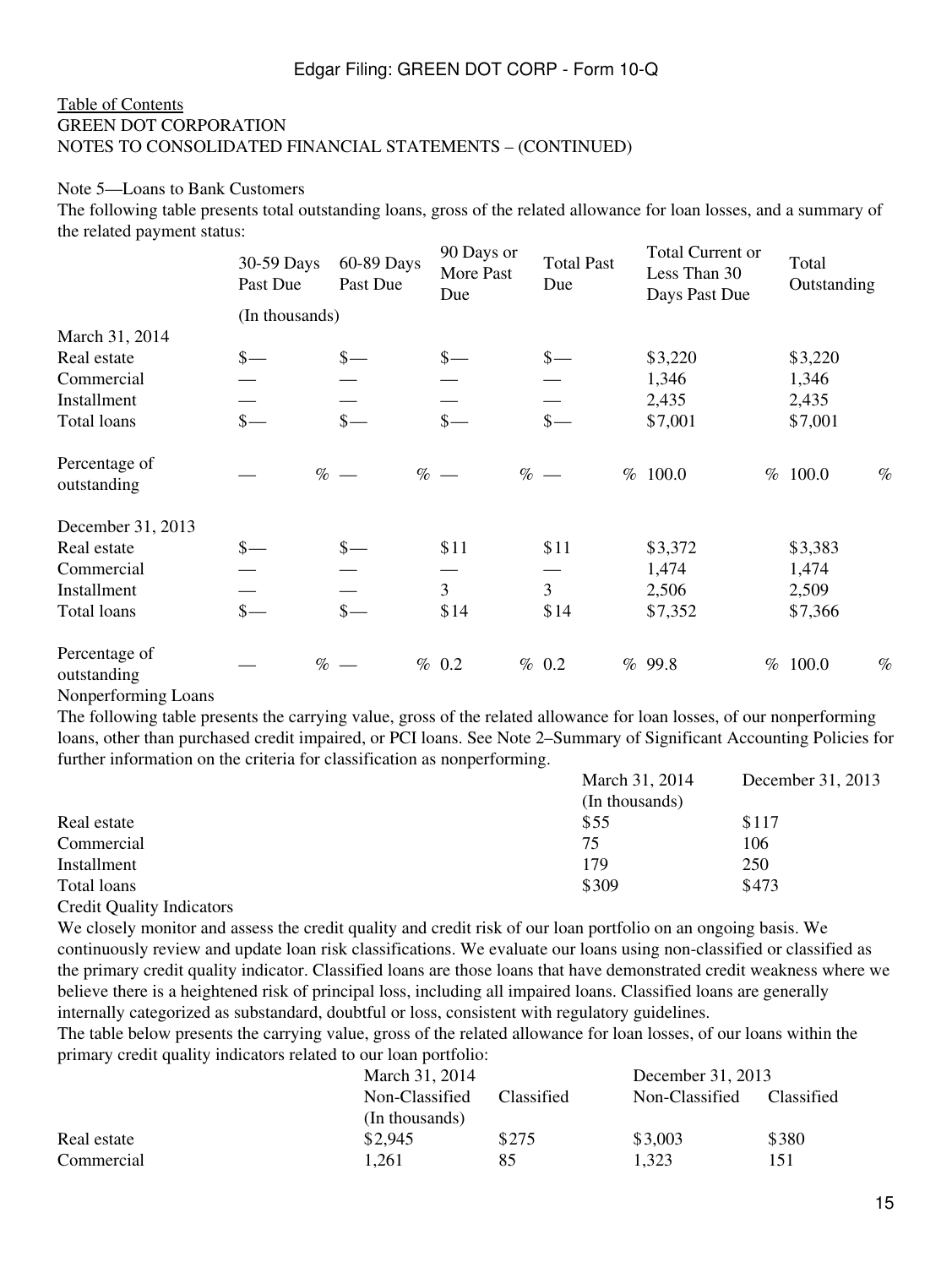Table of Contents
GREEN DOT CORPORATION
NOTES TO CONSOLIDATED FINANCIAL STATEMENTS – (CONTINUED)

Note 5—Loans to Bank Customers

The following table presents total outstanding loans, gross of the related allowance for loan losses, and a summary of the related payment status:

| | 30-59 Days Past Due | 60-89 Days Past Due | 90 Days or More Past Due | Total Past Due | Total Current or Less Than 30 Days Past Due | Total Outstanding |
|---|---|---|---|---|---|---|
| | (In thousands) | | | | | |
| March 31, 2014 | | | | | | |
| Real estate | $— | $— | $— | $— | $3,220 | $3,220 |
| Commercial | — | — | — | — | 1,346 | 1,346 |
| Installment | — | — | — | — | 2,435 | 2,435 |
| Total loans | $— | $— | $— | $— | $7,001 | $7,001 |
| Percentage of outstanding | — % | — % | — % | — % | 100.0 % | 100.0 % |
| December 31, 2013 | | | | | | |
| Real estate | $— | $— | $11 | $11 | $3,372 | $3,383 |
| Commercial | — | — | — | — | 1,474 | 1,474 |
| Installment | — | — | 3 | 3 | 2,506 | 2,509 |
| Total loans | $— | $— | $14 | $14 | $7,352 | $7,366 |
| Percentage of outstanding | — % | — % | 0.2 % | 0.2 % | 99.8 % | 100.0 % |

Nonperforming Loans

The following table presents the carrying value, gross of the related allowance for loan losses, of our nonperforming loans, other than purchased credit impaired, or PCI loans. See Note 2–Summary of Significant Accounting Policies for further information on the criteria for classification as nonperforming.

| | March 31, 2014 | December 31, 2013 |
|---|---|---|
| | (In thousands) | |
| Real estate | $55 | $117 |
| Commercial | 75 | 106 |
| Installment | 179 | 250 |
| Total loans | $309 | $473 |

Credit Quality Indicators

We closely monitor and assess the credit quality and credit risk of our loan portfolio on an ongoing basis. We continuously review and update loan risk classifications. We evaluate our loans using non-classified or classified as the primary credit quality indicator. Classified loans are those loans that have demonstrated credit weakness where we believe there is a heightened risk of principal loss, including all impaired loans. Classified loans are generally internally categorized as substandard, doubtful or loss, consistent with regulatory guidelines.

The table below presents the carrying value, gross of the related allowance for loan losses, of our loans within the primary credit quality indicators related to our loan portfolio:

| | March 31, 2014 | | December 31, 2013 | |
|---|---|---|---|---|
| | Non-Classified | Classified | Non-Classified | Classified |
| | (In thousands) | | | |
| Real estate | $2,945 | $275 | $3,003 | $380 |
| Commercial | 1,261 | 85 | 1,323 | 151 |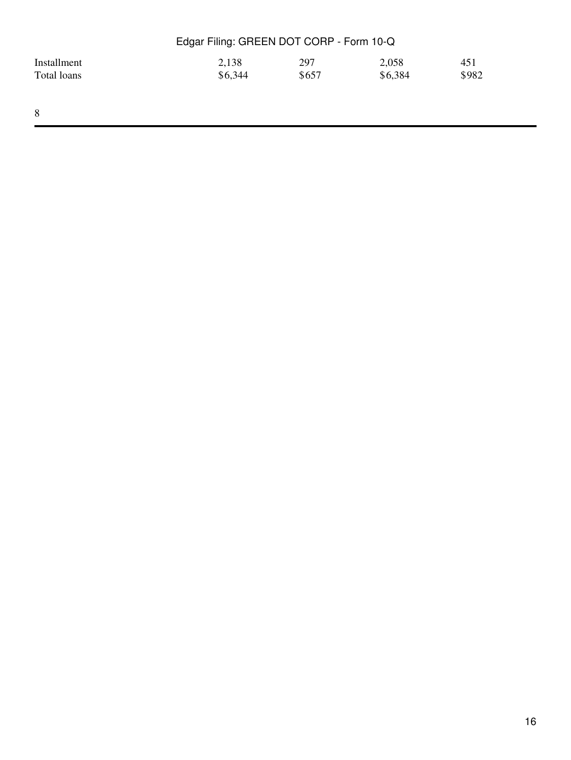| | | | | |
|---|---|---|---|---|
| Installment | 2,138 | 297 | 2,058 | 451 |
| Total loans | $6,344 | $657 | $6,384 | $982 |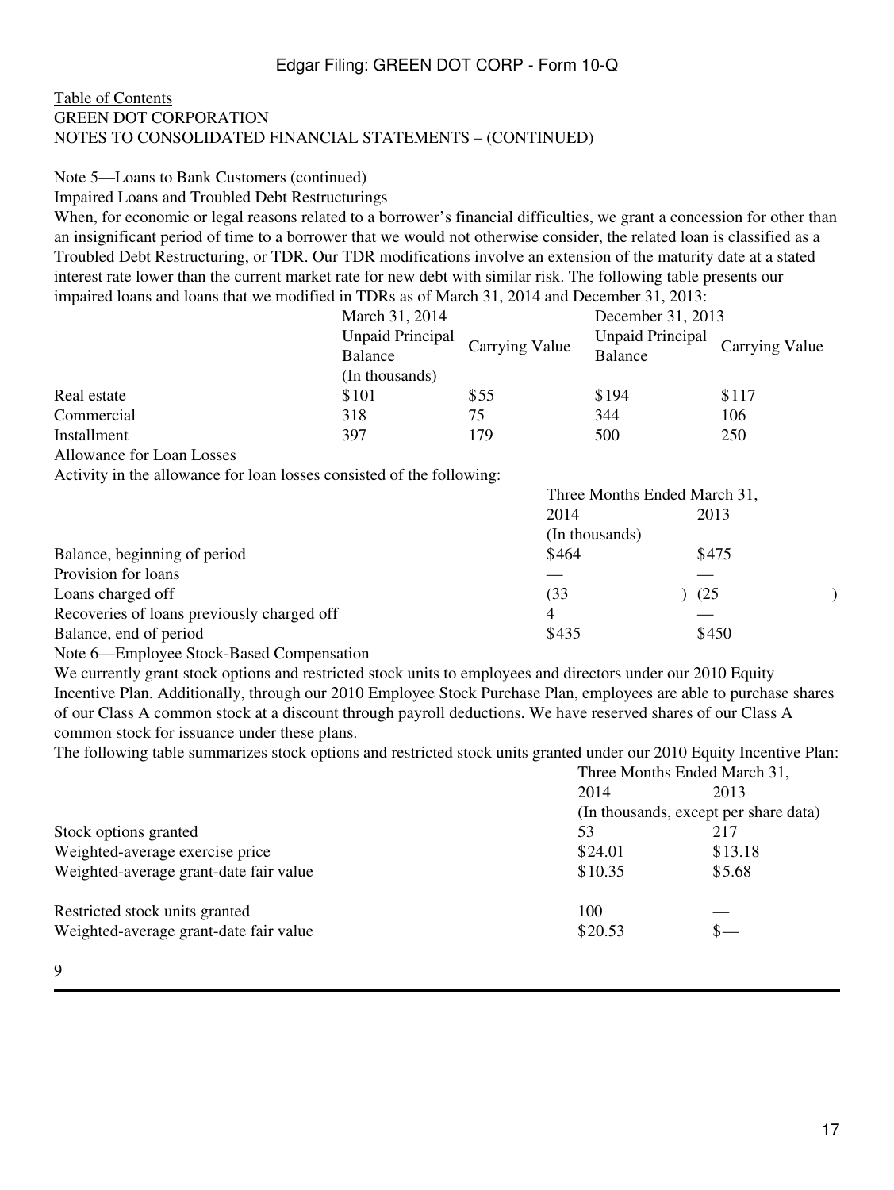Table of Contents
GREEN DOT CORPORATION
NOTES TO CONSOLIDATED FINANCIAL STATEMENTS – (CONTINUED)

Note 5—Loans to Bank Customers (continued)

Impaired Loans and Troubled Debt Restructurings

When, for economic or legal reasons related to a borrower's financial difficulties, we grant a concession for other than an insignificant period of time to a borrower that we would not otherwise consider, the related loan is classified as a Troubled Debt Restructuring, or TDR. Our TDR modifications involve an extension of the maturity date at a stated interest rate lower than the current market rate for new debt with similar risk. The following table presents our impaired loans and loans that we modified in TDRs as of March 31, 2014 and December 31, 2013:

| | March 31, 2014 | | December 31, 2013 | |
|---|---|---|---|---|
| | Unpaid Principal Balance | Carrying Value | Unpaid Principal Balance | Carrying Value |
| | (In thousands) | | | |
| Real estate | $101 | $55 | $194 | $117 |
| Commercial | 318 | 75 | 344 | 106 |
| Installment | 397 | 179 | 500 | 250 |

Allowance for Loan Losses

Activity in the allowance for loan losses consisted of the following:

| | Three Months Ended March 31, | |
|---|---|---|
| | 2014 | 2013 |
| | (In thousands) | |
| Balance, beginning of period | $464 | $475 |
| Provision for loans | — | — |
| Loans charged off | (33) | (25) |
| Recoveries of loans previously charged off | 4 | — |
| Balance, end of period | $435 | $450 |

Note 6—Employee Stock-Based Compensation

We currently grant stock options and restricted stock units to employees and directors under our 2010 Equity Incentive Plan. Additionally, through our 2010 Employee Stock Purchase Plan, employees are able to purchase shares of our Class A common stock at a discount through payroll deductions. We have reserved shares of our Class A common stock for issuance under these plans.

The following table summarizes stock options and restricted stock units granted under our 2010 Equity Incentive Plan:

| | Three Months Ended March 31, | |
|---|---|---|
| | 2014 | 2013 |
| | (In thousands, except per share data) | |
| Stock options granted | 53 | 217 |
| Weighted-average exercise price | $24.01 | $13.18 |
| Weighted-average grant-date fair value | $10.35 | $5.68 |
| | | |
| Restricted stock units granted | 100 | — |
| Weighted-average grant-date fair value | $20.53 | $— |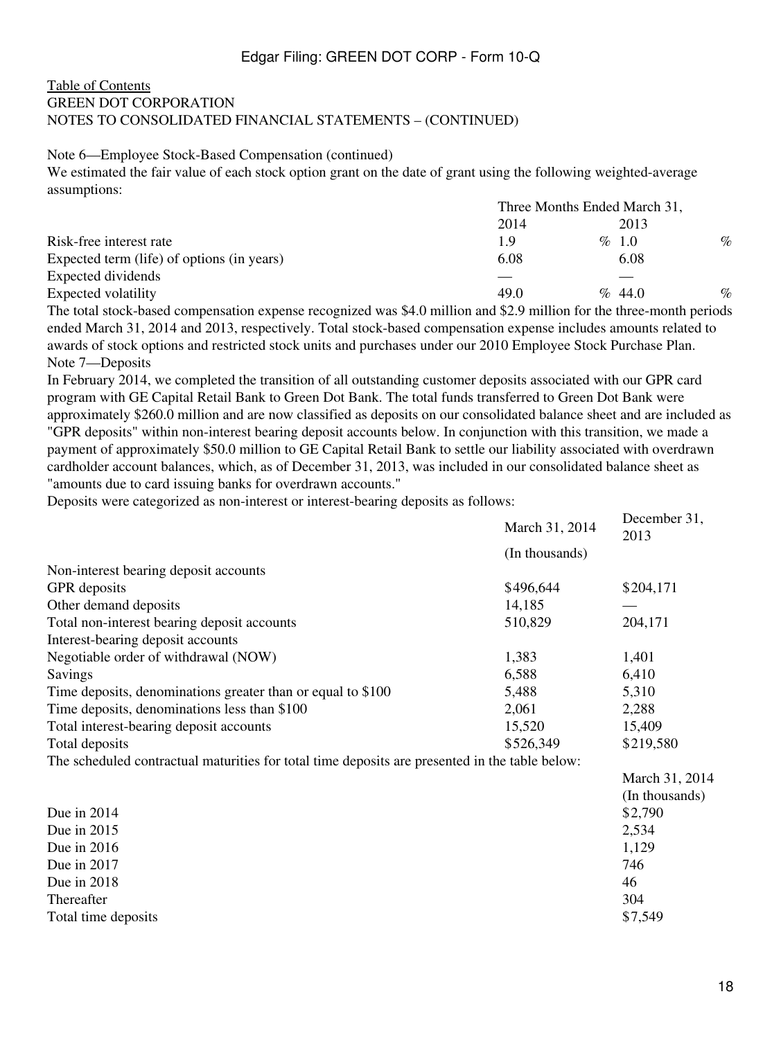Table of Contents
GREEN DOT CORPORATION
NOTES TO CONSOLIDATED FINANCIAL STATEMENTS – (CONTINUED)

Note 6—Employee Stock-Based Compensation (continued)

We estimated the fair value of each stock option grant on the date of grant using the following weighted-average assumptions:

| | Three Months Ended March 31, | |
|---|---|---|
| | 2014 | 2013 |
| Risk-free interest rate | 1.9 % | 1.0 % |
| Expected term (life) of options (in years) | 6.08 | 6.08 |
| Expected dividends | — | — |
| Expected volatility | 49.0 % | 44.0 % |

The total stock-based compensation expense recognized was $4.0 million and $2.9 million for the three-month periods ended March 31, 2014 and 2013, respectively. Total stock-based compensation expense includes amounts related to awards of stock options and restricted stock units and purchases under our 2010 Employee Stock Purchase Plan.

Note 7—Deposits

In February 2014, we completed the transition of all outstanding customer deposits associated with our GPR card program with GE Capital Retail Bank to Green Dot Bank. The total funds transferred to Green Dot Bank were approximately $260.0 million and are now classified as deposits on our consolidated balance sheet and are included as "GPR deposits" within non-interest bearing deposit accounts below. In conjunction with this transition, we made a payment of approximately $50.0 million to GE Capital Retail Bank to settle our liability associated with overdrawn cardholder account balances, which, as of December 31, 2013, was included in our consolidated balance sheet as "amounts due to card issuing banks for overdrawn accounts."

Deposits were categorized as non-interest or interest-bearing deposits as follows:

| | March 31, 2014 | December 31, 2013 |
|---|---|---|
| | (In thousands) | |
| Non-interest bearing deposit accounts | | |
| GPR deposits | $496,644 | $204,171 |
| Other demand deposits | 14,185 | — |
| Total non-interest bearing deposit accounts | 510,829 | 204,171 |
| Interest-bearing deposit accounts | | |
| Negotiable order of withdrawal (NOW) | 1,383 | 1,401 |
| Savings | 6,588 | 6,410 |
| Time deposits, denominations greater than or equal to $100 | 5,488 | 5,310 |
| Time deposits, denominations less than $100 | 2,061 | 2,288 |
| Total interest-bearing deposit accounts | 15,520 | 15,409 |
| Total deposits | $526,349 | $219,580 |

The scheduled contractual maturities for total time deposits are presented in the table below:

| | March 31, 2014 |
|---|---|
| | (In thousands) |
| Due in 2014 | $2,790 |
| Due in 2015 | 2,534 |
| Due in 2016 | 1,129 |
| Due in 2017 | 746 |
| Due in 2018 | 46 |
| Thereafter | 304 |
| Total time deposits | $7,549 |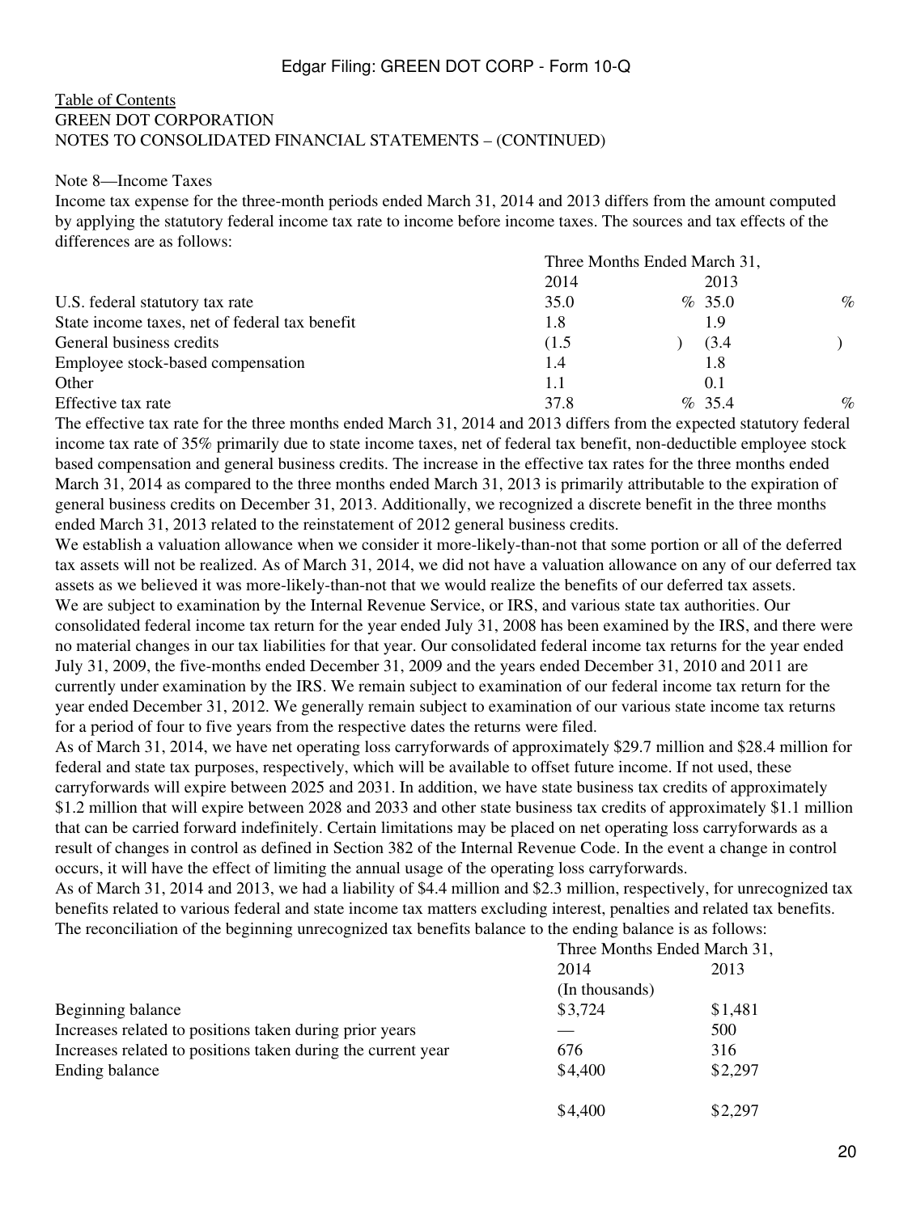[Table of Contents](#)
GREEN DOT CORPORATION
NOTES TO CONSOLIDATED FINANCIAL STATEMENTS – (CONTINUED)

Note 8—Income Taxes

Income tax expense for the three-month periods ended March 31, 2014 and 2013 differs from the amount computed by applying the statutory federal income tax rate to income before income taxes. The sources and tax effects of the differences are as follows:

| | Three Months Ended March 31, | |
|---|---|---|
| | 2014 | 2013 |
| U.S. federal statutory tax rate | 35.0 % | 35.0 % |
| State income taxes, net of federal tax benefit | 1.8 | 1.9 |
| General business credits | (1.5 ) | (3.4 ) |
| Employee stock-based compensation | 1.4 | 1.8 |
| Other | 1.1 | 0.1 |
| Effective tax rate | 37.8 % | 35.4 % |

The effective tax rate for the three months ended March 31, 2014 and 2013 differs from the expected statutory federal income tax rate of 35% primarily due to state income taxes, net of federal tax benefit, non-deductible employee stock based compensation and general business credits. The increase in the effective tax rates for the three months ended March 31, 2014 as compared to the three months ended March 31, 2013 is primarily attributable to the expiration of general business credits on December 31, 2013. Additionally, we recognized a discrete benefit in the three months ended March 31, 2013 related to the reinstatement of 2012 general business credits.

We establish a valuation allowance when we consider it more-likely-than-not that some portion or all of the deferred tax assets will not be realized. As of March 31, 2014, we did not have a valuation allowance on any of our deferred tax assets as we believed it was more-likely-than-not that we would realize the benefits of our deferred tax assets.

We are subject to examination by the Internal Revenue Service, or IRS, and various state tax authorities. Our consolidated federal income tax return for the year ended July 31, 2008 has been examined by the IRS, and there were no material changes in our tax liabilities for that year. Our consolidated federal income tax returns for the year ended July 31, 2009, the five-months ended December 31, 2009 and the years ended December 31, 2010 and 2011 are currently under examination by the IRS. We remain subject to examination of our federal income tax return for the year ended December 31, 2012. We generally remain subject to examination of our various state income tax returns for a period of four to five years from the respective dates the returns were filed.

As of March 31, 2014, we have net operating loss carryforwards of approximately $29.7 million and $28.4 million for federal and state tax purposes, respectively, which will be available to offset future income. If not used, these carryforwards will expire between 2025 and 2031. In addition, we have state business tax credits of approximately $1.2 million that will expire between 2028 and 2033 and other state business tax credits of approximately $1.1 million that can be carried forward indefinitely. Certain limitations may be placed on net operating loss carryforwards as a result of changes in control as defined in Section 382 of the Internal Revenue Code. In the event a change in control occurs, it will have the effect of limiting the annual usage of the operating loss carryforwards.

As of March 31, 2014 and 2013, we had a liability of $4.4 million and $2.3 million, respectively, for unrecognized tax benefits related to various federal and state income tax matters excluding interest, penalties and related tax benefits. The reconciliation of the beginning unrecognized tax benefits balance to the ending balance is as follows:

| | Three Months Ended March 31, | |
|---|---|---|
| | 2014 | 2013 |
| | (In thousands) | |
| Beginning balance | $3,724 | $1,481 |
| Increases related to positions taken during prior years | — | 500 |
| Increases related to positions taken during the current year | 676 | 316 |
| Ending balance | $4,400 | $2,297 |
| | $4,400 | $2,297 |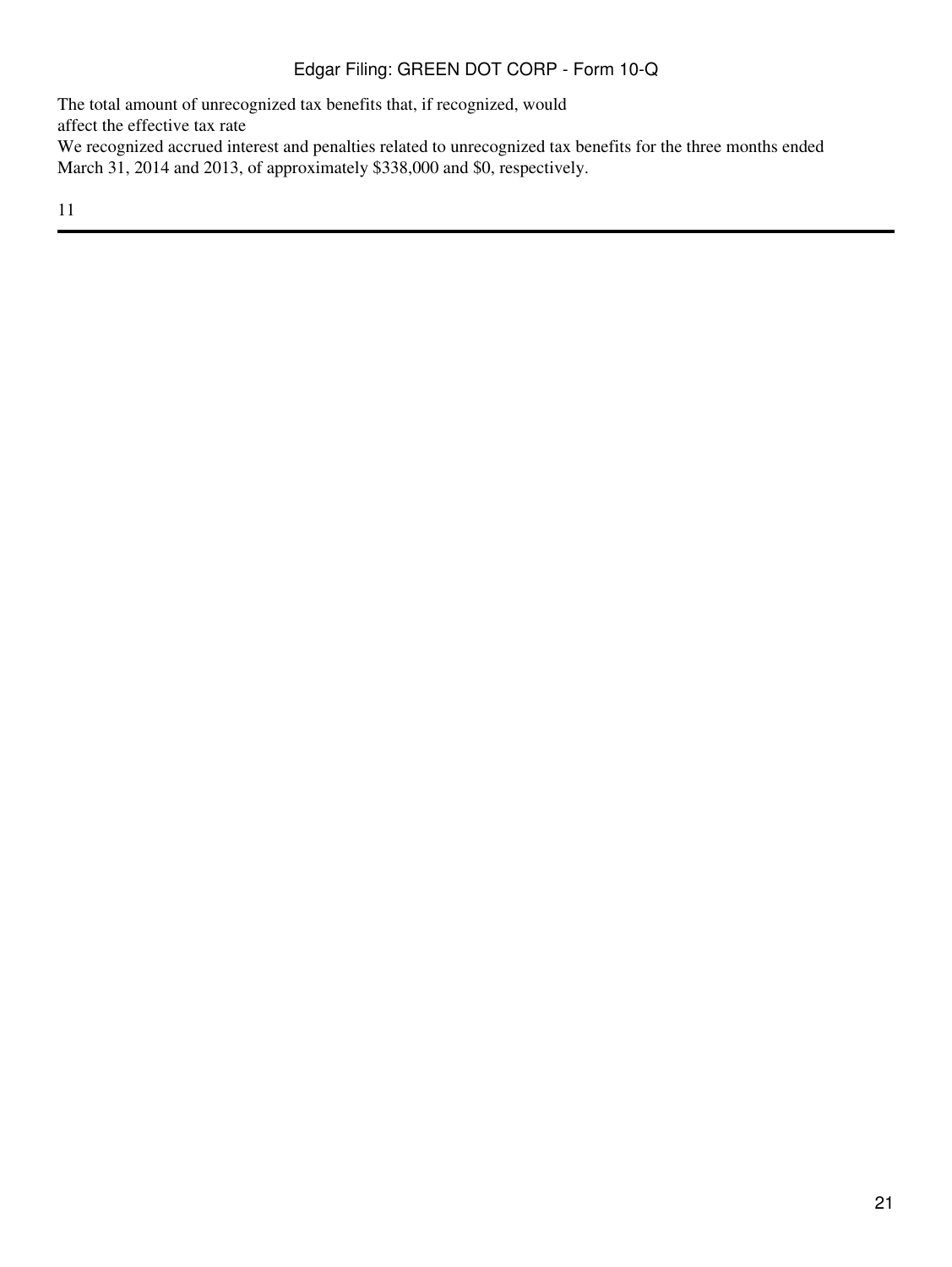The total amount of unrecognized tax benefits that, if recognized, would affect the effective tax rate

We recognized accrued interest and penalties related to unrecognized tax benefits for the three months ended March 31, 2014 and 2013, of approximately $338,000 and $0, respectively.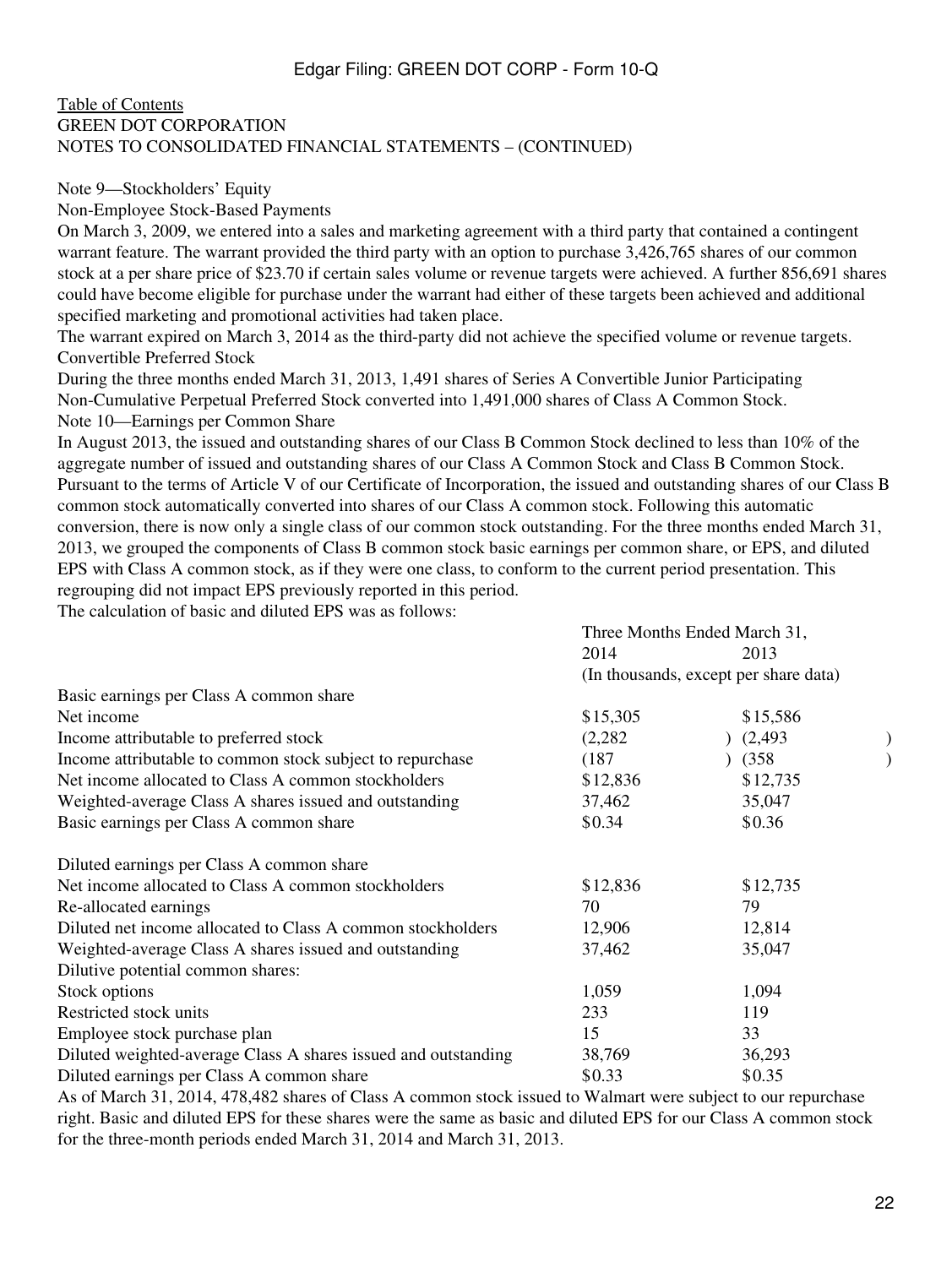Table of Contents
GREEN DOT CORPORATION
NOTES TO CONSOLIDATED FINANCIAL STATEMENTS – (CONTINUED)

## Note 9—Stockholders' Equity

### Non-Employee Stock-Based Payments

On March 3, 2009, we entered into a sales and marketing agreement with a third party that contained a contingent warrant feature. The warrant provided the third party with an option to purchase 3,426,765 shares of our common stock at a per share price of $23.70 if certain sales volume or revenue targets were achieved. A further 856,691 shares could have become eligible for purchase under the warrant had either of these targets been achieved and additional specified marketing and promotional activities had taken place.

The warrant expired on March 3, 2014 as the third-party did not achieve the specified volume or revenue targets.

### Convertible Preferred Stock

During the three months ended March 31, 2013, 1,491 shares of Series A Convertible Junior Participating Non-Cumulative Perpetual Preferred Stock converted into 1,491,000 shares of Class A Common Stock.

## Note 10—Earnings per Common Share

In August 2013, the issued and outstanding shares of our Class B Common Stock declined to less than 10% of the aggregate number of issued and outstanding shares of our Class A Common Stock and Class B Common Stock. Pursuant to the terms of Article V of our Certificate of Incorporation, the issued and outstanding shares of our Class B common stock automatically converted into shares of our Class A common stock. Following this automatic conversion, there is now only a single class of our common stock outstanding. For the three months ended March 31, 2013, we grouped the components of Class B common stock basic earnings per common share, or EPS, and diluted EPS with Class A common stock, as if they were one class, to conform to the current period presentation. This regrouping did not impact EPS previously reported in this period.

The calculation of basic and diluted EPS was as follows:

| | Three Months Ended March 31, | |
|---|---|---|
| | 2014 | 2013 |
| | (In thousands, except per share data) | |
| **Basic earnings per Class A common share** | | |
| Net income | $15,305 | $15,586 |
| Income attributable to preferred stock | (2,282) | (2,493) |
| Income attributable to common stock subject to repurchase | (187) | (358) |
| Net income allocated to Class A common stockholders | $12,836 | $12,735 |
| Weighted-average Class A shares issued and outstanding | 37,462 | 35,047 |
| Basic earnings per Class A common share | $0.34 | $0.36 |
| | | |
| **Diluted earnings per Class A common share** | | |
| Net income allocated to Class A common stockholders | $12,836 | $12,735 |
| Re-allocated earnings | 70 | 79 |
| Diluted net income allocated to Class A common stockholders | 12,906 | 12,814 |
| Weighted-average Class A shares issued and outstanding | 37,462 | 35,047 |
| Dilutive potential common shares: | | |
| Stock options | 1,059 | 1,094 |
| Restricted stock units | 233 | 119 |
| Employee stock purchase plan | 15 | 33 |
| Diluted weighted-average Class A shares issued and outstanding | 38,769 | 36,293 |
| Diluted earnings per Class A common share | $0.33 | $0.35 |

As of March 31, 2014, 478,482 shares of Class A common stock issued to Walmart were subject to our repurchase right. Basic and diluted EPS for these shares were the same as basic and diluted EPS for our Class A common stock for the three-month periods ended March 31, 2014 and March 31, 2013.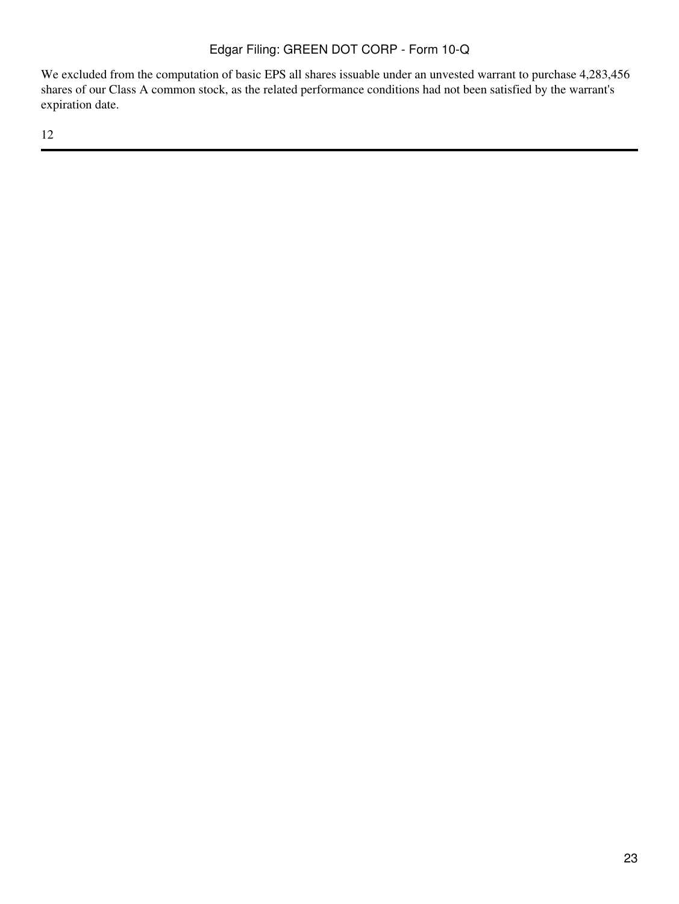We excluded from the computation of basic EPS all shares issuable under an unvested warrant to purchase 4,283,456 shares of our Class A common stock, as the related performance conditions had not been satisfied by the warrant's expiration date.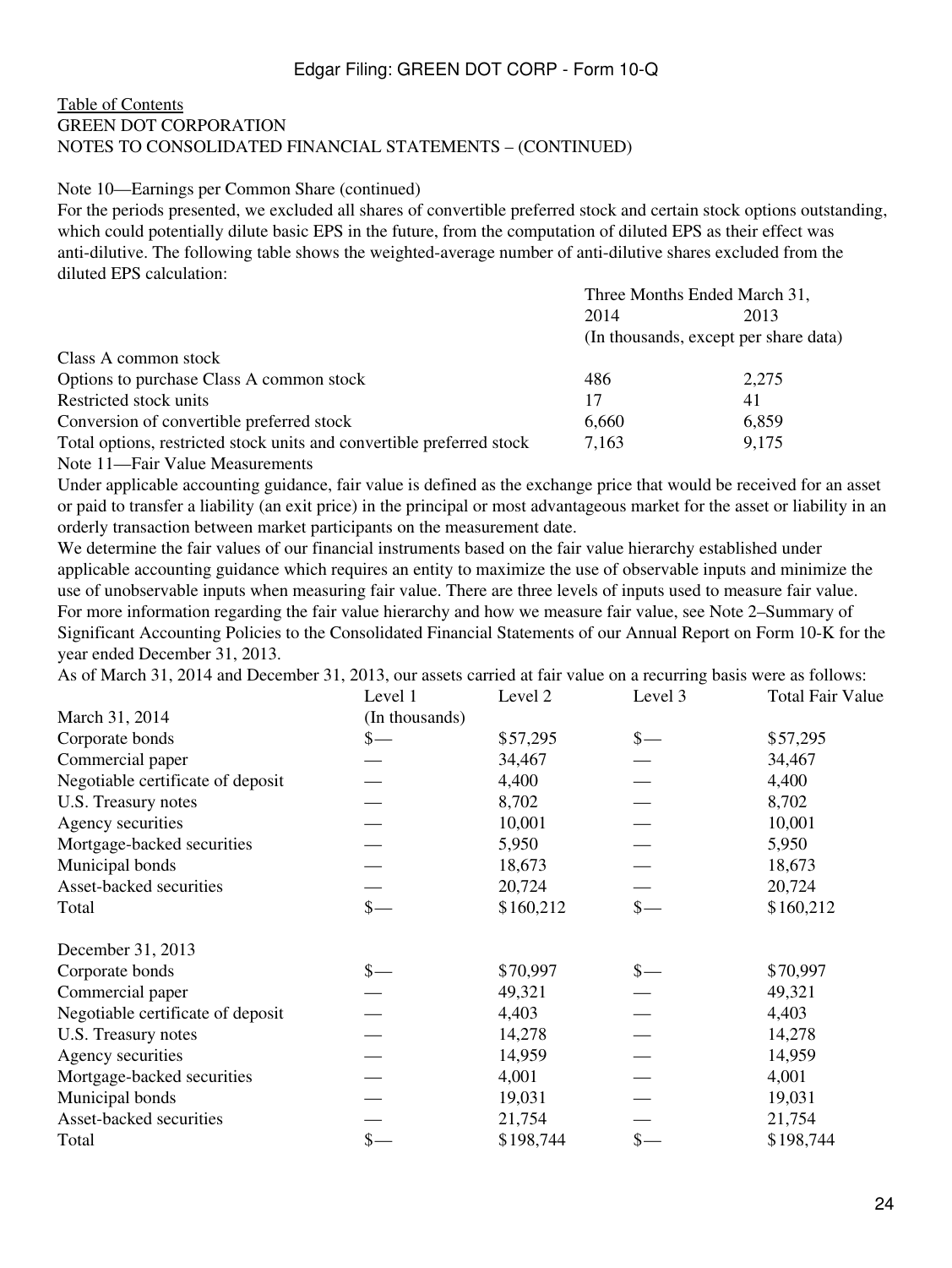Table of Contents
GREEN DOT CORPORATION
NOTES TO CONSOLIDATED FINANCIAL STATEMENTS – (CONTINUED)

Note 10—Earnings per Common Share (continued)

For the periods presented, we excluded all shares of convertible preferred stock and certain stock options outstanding, which could potentially dilute basic EPS in the future, from the computation of diluted EPS as their effect was anti-dilutive. The following table shows the weighted-average number of anti-dilutive shares excluded from the diluted EPS calculation:

| | Three Months Ended March 31, | |
|---|---|---|
| | 2014 | 2013 |
| | (In thousands, except per share data) | |
| Class A common stock | | |
| Options to purchase Class A common stock | 486 | 2,275 |
| Restricted stock units | 17 | 41 |
| Conversion of convertible preferred stock | 6,660 | 6,859 |
| Total options, restricted stock units and convertible preferred stock | 7,163 | 9,175 |

Note 11—Fair Value Measurements

Under applicable accounting guidance, fair value is defined as the exchange price that would be received for an asset or paid to transfer a liability (an exit price) in the principal or most advantageous market for the asset or liability in an orderly transaction between market participants on the measurement date.

We determine the fair values of our financial instruments based on the fair value hierarchy established under applicable accounting guidance which requires an entity to maximize the use of observable inputs and minimize the use of unobservable inputs when measuring fair value. There are three levels of inputs used to measure fair value. For more information regarding the fair value hierarchy and how we measure fair value, see Note 2–Summary of Significant Accounting Policies to the Consolidated Financial Statements of our Annual Report on Form 10-K for the year ended December 31, 2013.

As of March 31, 2014 and December 31, 2013, our assets carried at fair value on a recurring basis were as follows:

| | Level 1 | Level 2 | Level 3 | Total Fair Value |
|---|---|---|---|---|
| March 31, 2014 | (In thousands) | | | |
| Corporate bonds | $— | $57,295 | $— | $57,295 |
| Commercial paper | — | 34,467 | — | 34,467 |
| Negotiable certificate of deposit | — | 4,400 | — | 4,400 |
| U.S. Treasury notes | — | 8,702 | — | 8,702 |
| Agency securities | — | 10,001 | — | 10,001 |
| Mortgage-backed securities | — | 5,950 | — | 5,950 |
| Municipal bonds | — | 18,673 | — | 18,673 |
| Asset-backed securities | — | 20,724 | — | 20,724 |
| Total | $— | $160,212 | $— | $160,212 |
| | | | | |
| December 31, 2013 | | | | |
| Corporate bonds | $— | $70,997 | $— | $70,997 |
| Commercial paper | — | 49,321 | — | 49,321 |
| Negotiable certificate of deposit | — | 4,403 | — | 4,403 |
| U.S. Treasury notes | — | 14,278 | — | 14,278 |
| Agency securities | — | 14,959 | — | 14,959 |
| Mortgage-backed securities | — | 4,001 | — | 4,001 |
| Municipal bonds | — | 19,031 | — | 19,031 |
| Asset-backed securities | — | 21,754 | — | 21,754 |
| Total | $— | $198,744 | $— | $198,744 |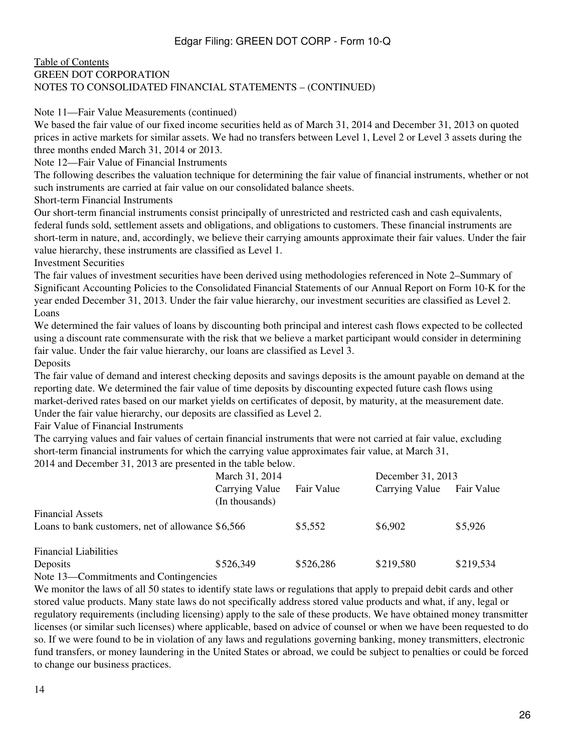Table of Contents
GREEN DOT CORPORATION
NOTES TO CONSOLIDATED FINANCIAL STATEMENTS – (CONTINUED)

Note 11—Fair Value Measurements (continued)

We based the fair value of our fixed income securities held as of March 31, 2014 and December 31, 2013 on quoted prices in active markets for similar assets. We had no transfers between Level 1, Level 2 or Level 3 assets during the three months ended March 31, 2014 or 2013.

## Note 12—Fair Value of Financial Instruments

The following describes the valuation technique for determining the fair value of financial instruments, whether or not such instruments are carried at fair value on our consolidated balance sheets.

### Short-term Financial Instruments

Our short-term financial instruments consist principally of unrestricted and restricted cash and cash equivalents, federal funds sold, settlement assets and obligations, and obligations to customers. These financial instruments are short-term in nature, and, accordingly, we believe their carrying amounts approximate their fair values. Under the fair value hierarchy, these instruments are classified as Level 1.

### Investment Securities

The fair values of investment securities have been derived using methodologies referenced in Note 2–Summary of Significant Accounting Policies to the Consolidated Financial Statements of our Annual Report on Form 10-K for the year ended December 31, 2013. Under the fair value hierarchy, our investment securities are classified as Level 2.

### Loans

We determined the fair values of loans by discounting both principal and interest cash flows expected to be collected using a discount rate commensurate with the risk that we believe a market participant would consider in determining fair value. Under the fair value hierarchy, our loans are classified as Level 3.

### Deposits

The fair value of demand and interest checking deposits and savings deposits is the amount payable on demand at the reporting date. We determined the fair value of time deposits by discounting expected future cash flows using market-derived rates based on our market yields on certificates of deposit, by maturity, at the measurement date. Under the fair value hierarchy, our deposits are classified as Level 2.

### Fair Value of Financial Instruments

The carrying values and fair values of certain financial instruments that were not carried at fair value, excluding short-term financial instruments for which the carrying value approximates fair value, at March 31, 2014 and December 31, 2013 are presented in the table below.

| | March 31, 2014 | | December 31, 2013 | |
|---|---|---|---|---|
| | Carrying Value | Fair Value | Carrying Value | Fair Value |
| | (In thousands) | | | |
| Financial Assets | | | | |
| Loans to bank customers, net of allowance | $6,566 | $5,552 | $6,902 | $5,926 |
| Financial Liabilities | | | | |
| Deposits | $526,349 | $526,286 | $219,580 | $219,534 |

## Note 13—Commitments and Contingencies

We monitor the laws of all 50 states to identify state laws or regulations that apply to prepaid debit cards and other stored value products. Many state laws do not specifically address stored value products and what, if any, legal or regulatory requirements (including licensing) apply to the sale of these products. We have obtained money transmitter licenses (or similar such licenses) where applicable, based on advice of counsel or when we have been requested to do so. If we were found to be in violation of any laws and regulations governing banking, money transmitters, electronic fund transfers, or money laundering in the United States or abroad, we could be subject to penalties or could be forced to change our business practices.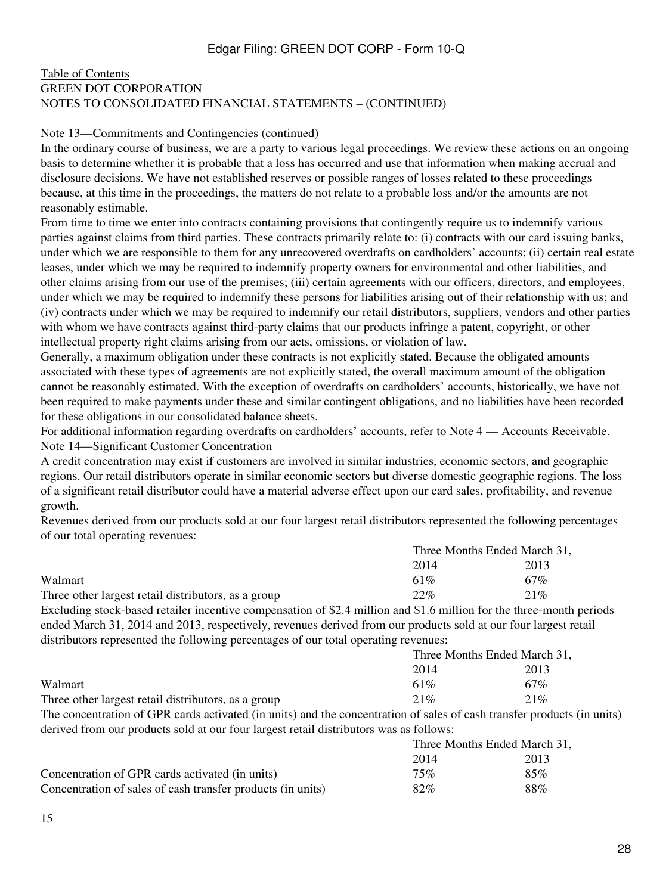Table of Contents
GREEN DOT CORPORATION
NOTES TO CONSOLIDATED FINANCIAL STATEMENTS – (CONTINUED)

Note 13—Commitments and Contingencies (continued)

In the ordinary course of business, we are a party to various legal proceedings. We review these actions on an ongoing basis to determine whether it is probable that a loss has occurred and use that information when making accrual and disclosure decisions. We have not established reserves or possible ranges of losses related to these proceedings because, at this time in the proceedings, the matters do not relate to a probable loss and/or the amounts are not reasonably estimable.

From time to time we enter into contracts containing provisions that contingently require us to indemnify various parties against claims from third parties. These contracts primarily relate to: (i) contracts with our card issuing banks, under which we are responsible to them for any unrecovered overdrafts on cardholders' accounts; (ii) certain real estate leases, under which we may be required to indemnify property owners for environmental and other liabilities, and other claims arising from our use of the premises; (iii) certain agreements with our officers, directors, and employees, under which we may be required to indemnify these persons for liabilities arising out of their relationship with us; and (iv) contracts under which we may be required to indemnify our retail distributors, suppliers, vendors and other parties with whom we have contracts against third-party claims that our products infringe a patent, copyright, or other intellectual property right claims arising from our acts, omissions, or violation of law.

Generally, a maximum obligation under these contracts is not explicitly stated. Because the obligated amounts associated with these types of agreements are not explicitly stated, the overall maximum amount of the obligation cannot be reasonably estimated. With the exception of overdrafts on cardholders' accounts, historically, we have not been required to make payments under these and similar contingent obligations, and no liabilities have been recorded for these obligations in our consolidated balance sheets.

For additional information regarding overdrafts on cardholders' accounts, refer to Note 4 — Accounts Receivable.

Note 14—Significant Customer Concentration

A credit concentration may exist if customers are involved in similar industries, economic sectors, and geographic regions. Our retail distributors operate in similar economic sectors but diverse domestic geographic regions. The loss of a significant retail distributor could have a material adverse effect upon our card sales, profitability, and revenue growth.

Revenues derived from our products sold at our four largest retail distributors represented the following percentages of our total operating revenues:

| | Three Months Ended March 31, | |
|---|---|---|
| | 2014 | 2013 |
| Walmart | 61% | 67% |
| Three other largest retail distributors, as a group | 22% | 21% |

Excluding stock-based retailer incentive compensation of $2.4 million and $1.6 million for the three-month periods ended March 31, 2014 and 2013, respectively, revenues derived from our products sold at our four largest retail distributors represented the following percentages of our total operating revenues:

| | Three Months Ended March 31, | |
|---|---|---|
| | 2014 | 2013 |
| Walmart | 61% | 67% |
| Three other largest retail distributors, as a group | 21% | 21% |

The concentration of GPR cards activated (in units) and the concentration of sales of cash transfer products (in units) derived from our products sold at our four largest retail distributors was as follows:

| | Three Months Ended March 31, | |
|---|---|---|
| | 2014 | 2013 |
| Concentration of GPR cards activated (in units) | 75% | 85% |
| Concentration of sales of cash transfer products (in units) | 82% | 88% |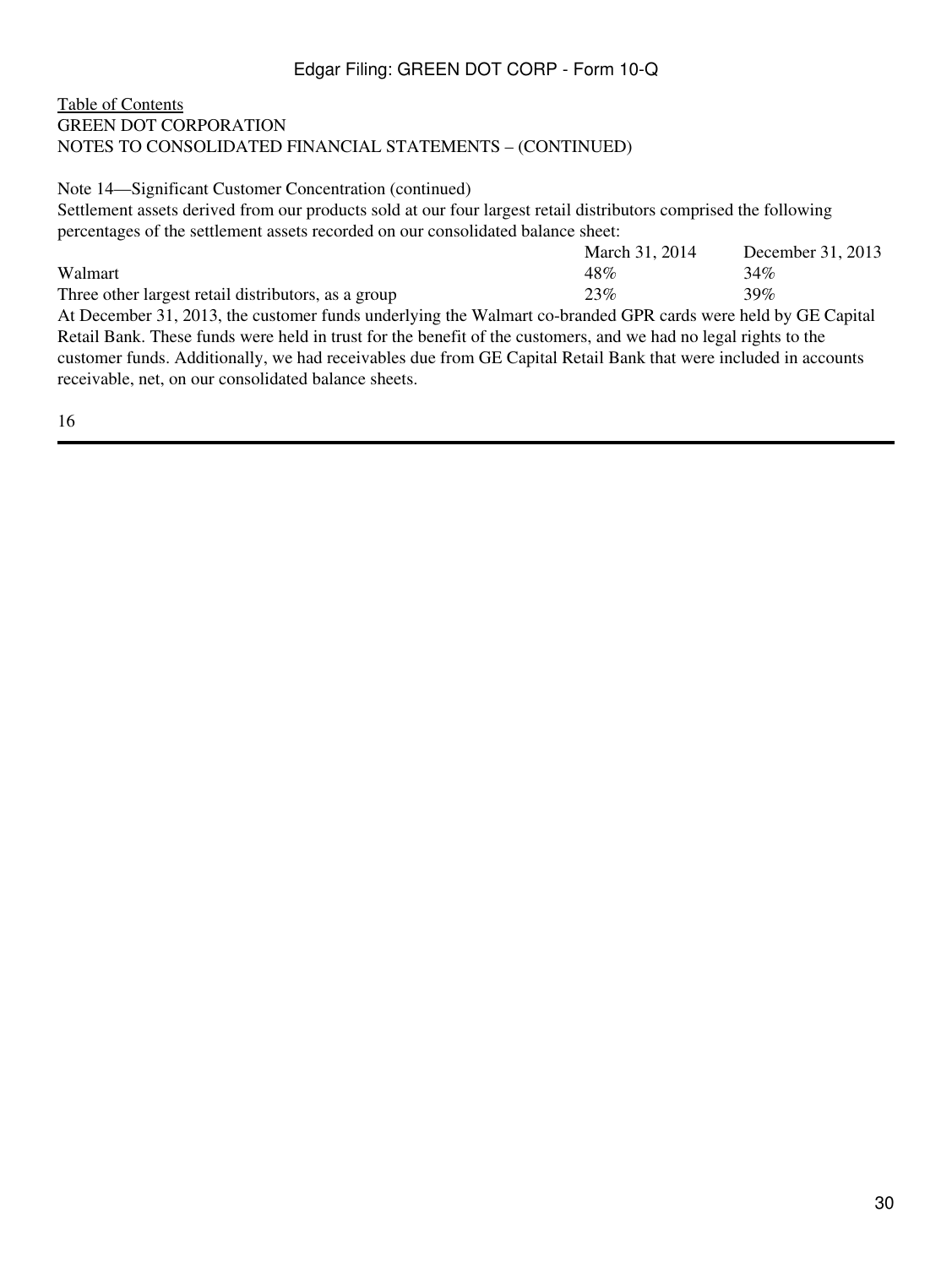GREEN DOT CORPORATION
NOTES TO CONSOLIDATED FINANCIAL STATEMENTS – (CONTINUED)

Note 14—Significant Customer Concentration (continued)

Settlement assets derived from our products sold at our four largest retail distributors comprised the following percentages of the settlement assets recorded on our consolidated balance sheet:

| | March 31, 2014 | December 31, 2013 |
|---|---|---|
| Walmart | 48% | 34% |
| Three other largest retail distributors, as a group | 23% | 39% |

At December 31, 2013, the customer funds underlying the Walmart co-branded GPR cards were held by GE Capital Retail Bank. These funds were held in trust for the benefit of the customers, and we had no legal rights to the customer funds. Additionally, we had receivables due from GE Capital Retail Bank that were included in accounts receivable, net, on our consolidated balance sheets.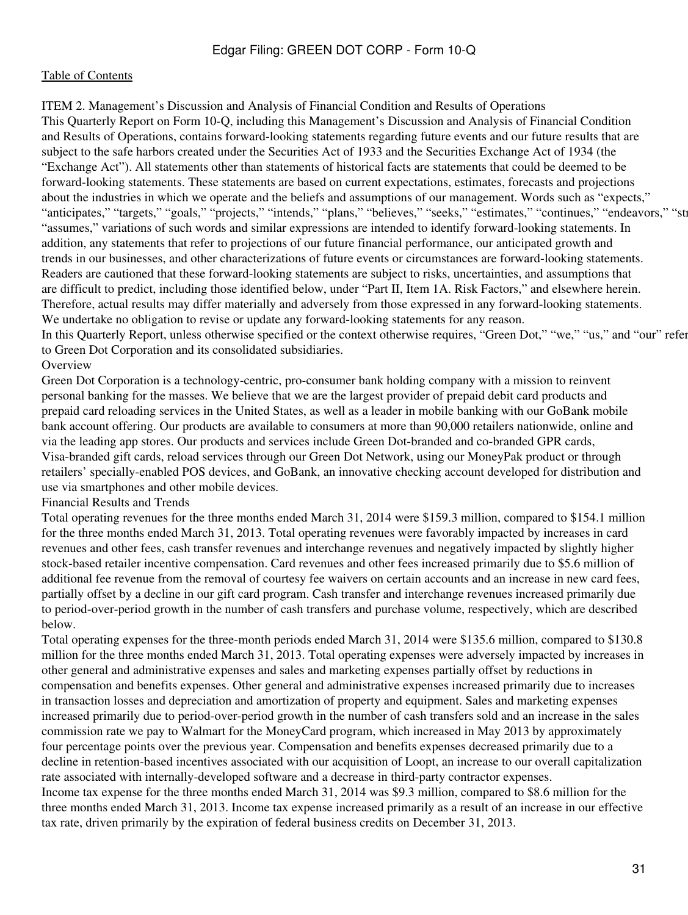[Table of Contents](#)

ITEM 2. Management's Discussion and Analysis of Financial Condition and Results of Operations

This Quarterly Report on Form 10-Q, including this Management's Discussion and Analysis of Financial Condition and Results of Operations, contains forward-looking statements regarding future events and our future results that are subject to the safe harbors created under the Securities Act of 1933 and the Securities Exchange Act of 1934 (the "Exchange Act"). All statements other than statements of historical facts are statements that could be deemed to be forward-looking statements. These statements are based on current expectations, estimates, forecasts and projections about the industries in which we operate and the beliefs and assumptions of our management. Words such as "expects," "anticipates," "targets," "goals," "projects," "intends," "plans," "believes," "seeks," "estimates," "continues," "endeavors," "st "assumes," variations of such words and similar expressions are intended to identify forward-looking statements. In addition, any statements that refer to projections of our future financial performance, our anticipated growth and trends in our businesses, and other characterizations of future events or circumstances are forward-looking statements. Readers are cautioned that these forward-looking statements are subject to risks, uncertainties, and assumptions that are difficult to predict, including those identified below, under "Part II, Item 1A. Risk Factors," and elsewhere herein. Therefore, actual results may differ materially and adversely from those expressed in any forward-looking statements. We undertake no obligation to revise or update any forward-looking statements for any reason.

In this Quarterly Report, unless otherwise specified or the context otherwise requires, "Green Dot," "we," "us," and "our" refer to Green Dot Corporation and its consolidated subsidiaries.

## Overview

Green Dot Corporation is a technology-centric, pro-consumer bank holding company with a mission to reinvent personal banking for the masses. We believe that we are the largest provider of prepaid debit card products and prepaid card reloading services in the United States, as well as a leader in mobile banking with our GoBank mobile bank account offering. Our products are available to consumers at more than 90,000 retailers nationwide, online and via the leading app stores. Our products and services include Green Dot-branded and co-branded GPR cards, Visa-branded gift cards, reload services through our Green Dot Network, using our MoneyPak product or through retailers' specially-enabled POS devices, and GoBank, an innovative checking account developed for distribution and use via smartphones and other mobile devices.

## Financial Results and Trends

Total operating revenues for the three months ended March 31, 2014 were $159.3 million, compared to $154.1 million for the three months ended March 31, 2013. Total operating revenues were favorably impacted by increases in card revenues and other fees, cash transfer revenues and interchange revenues and negatively impacted by slightly higher stock-based retailer incentive compensation. Card revenues and other fees increased primarily due to $5.6 million of additional fee revenue from the removal of courtesy fee waivers on certain accounts and an increase in new card fees, partially offset by a decline in our gift card program. Cash transfer and interchange revenues increased primarily due to period-over-period growth in the number of cash transfers and purchase volume, respectively, which are described below.

Total operating expenses for the three-month periods ended March 31, 2014 were $135.6 million, compared to $130.8 million for the three months ended March 31, 2013. Total operating expenses were adversely impacted by increases in other general and administrative expenses and sales and marketing expenses partially offset by reductions in compensation and benefits expenses. Other general and administrative expenses increased primarily due to increases in transaction losses and depreciation and amortization of property and equipment. Sales and marketing expenses increased primarily due to period-over-period growth in the number of cash transfers sold and an increase in the sales commission rate we pay to Walmart for the MoneyCard program, which increased in May 2013 by approximately four percentage points over the previous year. Compensation and benefits expenses decreased primarily due to a decline in retention-based incentives associated with our acquisition of Loopt, an increase to our overall capitalization rate associated with internally-developed software and a decrease in third-party contractor expenses.

Income tax expense for the three months ended March 31, 2014 was $9.3 million, compared to $8.6 million for the three months ended March 31, 2013. Income tax expense increased primarily as a result of an increase in our effective tax rate, driven primarily by the expiration of federal business credits on December 31, 2013.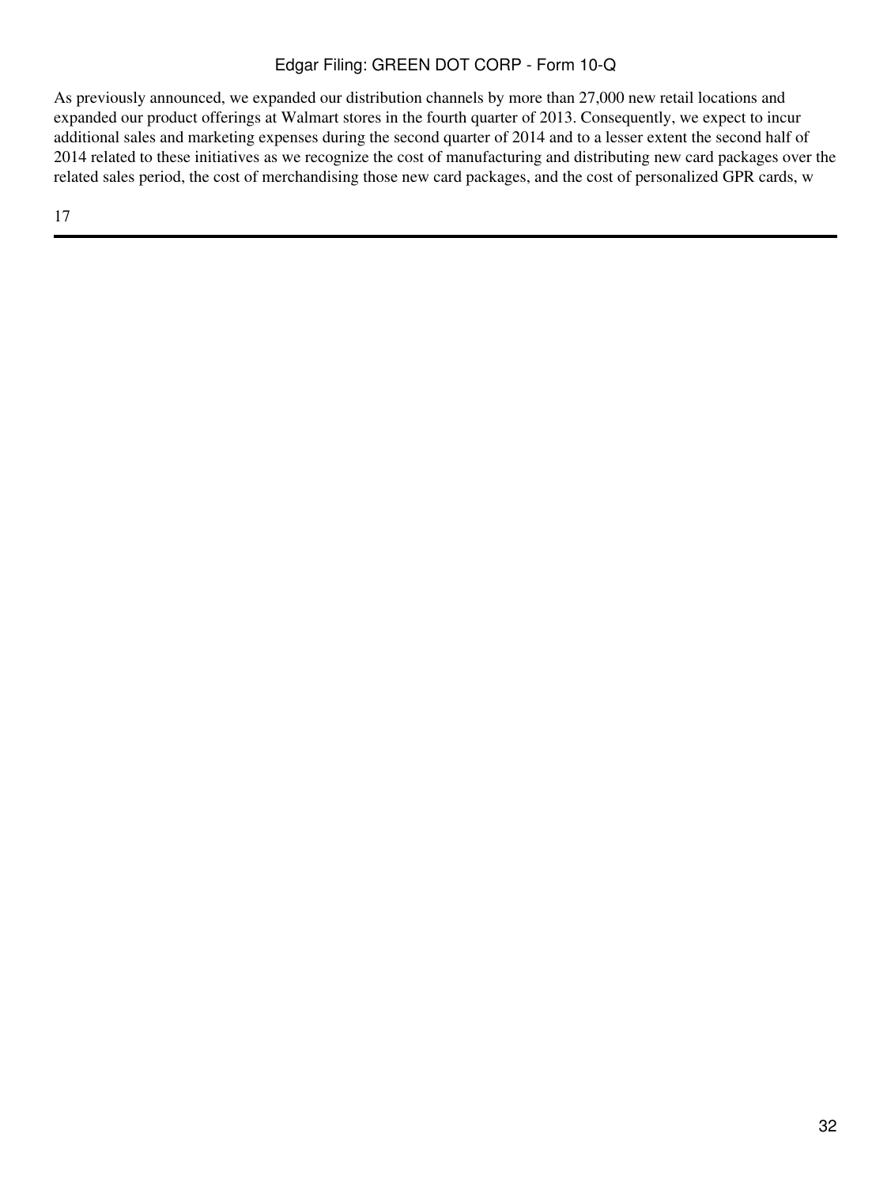As previously announced, we expanded our distribution channels by more than 27,000 new retail locations and expanded our product offerings at Walmart stores in the fourth quarter of 2013. Consequently, we expect to incur additional sales and marketing expenses during the second quarter of 2014 and to a lesser extent the second half of 2014 related to these initiatives as we recognize the cost of manufacturing and distributing new card packages over the related sales period, the cost of merchandising those new card packages, and the cost of personalized GPR cards, w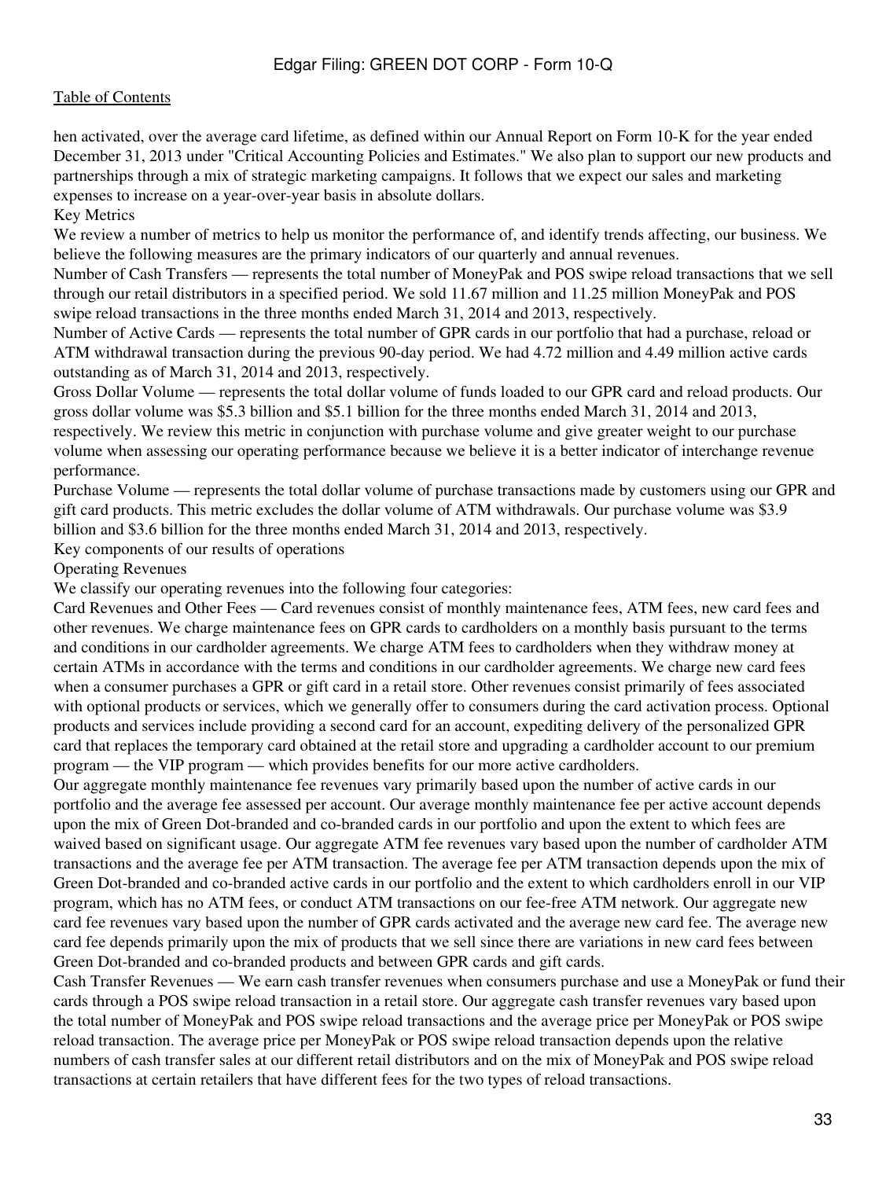hen activated, over the average card lifetime, as defined within our Annual Report on Form 10-K for the year ended December 31, 2013 under "Critical Accounting Policies and Estimates." We also plan to support our new products and partnerships through a mix of strategic marketing campaigns. It follows that we expect our sales and marketing expenses to increase on a year-over-year basis in absolute dollars.

## Key Metrics

We review a number of metrics to help us monitor the performance of, and identify trends affecting, our business. We believe the following measures are the primary indicators of our quarterly and annual revenues.

Number of Cash Transfers — represents the total number of MoneyPak and POS swipe reload transactions that we sell through our retail distributors in a specified period. We sold 11.67 million and 11.25 million MoneyPak and POS swipe reload transactions in the three months ended March 31, 2014 and 2013, respectively.

Number of Active Cards — represents the total number of GPR cards in our portfolio that had a purchase, reload or ATM withdrawal transaction during the previous 90-day period. We had 4.72 million and 4.49 million active cards outstanding as of March 31, 2014 and 2013, respectively.

Gross Dollar Volume — represents the total dollar volume of funds loaded to our GPR card and reload products. Our gross dollar volume was $5.3 billion and $5.1 billion for the three months ended March 31, 2014 and 2013, respectively. We review this metric in conjunction with purchase volume and give greater weight to our purchase volume when assessing our operating performance because we believe it is a better indicator of interchange revenue performance.

Purchase Volume — represents the total dollar volume of purchase transactions made by customers using our GPR and gift card products. This metric excludes the dollar volume of ATM withdrawals. Our purchase volume was $3.9 billion and $3.6 billion for the three months ended March 31, 2014 and 2013, respectively.

## Key components of our results of operations

### Operating Revenues

We classify our operating revenues into the following four categories:

Card Revenues and Other Fees — Card revenues consist of monthly maintenance fees, ATM fees, new card fees and other revenues. We charge maintenance fees on GPR cards to cardholders on a monthly basis pursuant to the terms and conditions in our cardholder agreements. We charge ATM fees to cardholders when they withdraw money at certain ATMs in accordance with the terms and conditions in our cardholder agreements. We charge new card fees when a consumer purchases a GPR or gift card in a retail store. Other revenues consist primarily of fees associated with optional products or services, which we generally offer to consumers during the card activation process. Optional products and services include providing a second card for an account, expediting delivery of the personalized GPR card that replaces the temporary card obtained at the retail store and upgrading a cardholder account to our premium program — the VIP program — which provides benefits for our more active cardholders.

Our aggregate monthly maintenance fee revenues vary primarily based upon the number of active cards in our portfolio and the average fee assessed per account. Our average monthly maintenance fee per active account depends upon the mix of Green Dot-branded and co-branded cards in our portfolio and upon the extent to which fees are waived based on significant usage. Our aggregate ATM fee revenues vary based upon the number of cardholder ATM transactions and the average fee per ATM transaction. The average fee per ATM transaction depends upon the mix of Green Dot-branded and co-branded active cards in our portfolio and the extent to which cardholders enroll in our VIP program, which has no ATM fees, or conduct ATM transactions on our fee-free ATM network. Our aggregate new card fee revenues vary based upon the number of GPR cards activated and the average new card fee. The average new card fee depends primarily upon the mix of products that we sell since there are variations in new card fees between Green Dot-branded and co-branded products and between GPR cards and gift cards.

Cash Transfer Revenues — We earn cash transfer revenues when consumers purchase and use a MoneyPak or fund their cards through a POS swipe reload transaction in a retail store. Our aggregate cash transfer revenues vary based upon the total number of MoneyPak and POS swipe reload transactions and the average price per MoneyPak or POS swipe reload transaction. The average price per MoneyPak or POS swipe reload transaction depends upon the relative numbers of cash transfer sales at our different retail distributors and on the mix of MoneyPak and POS swipe reload transactions at certain retailers that have different fees for the two types of reload transactions.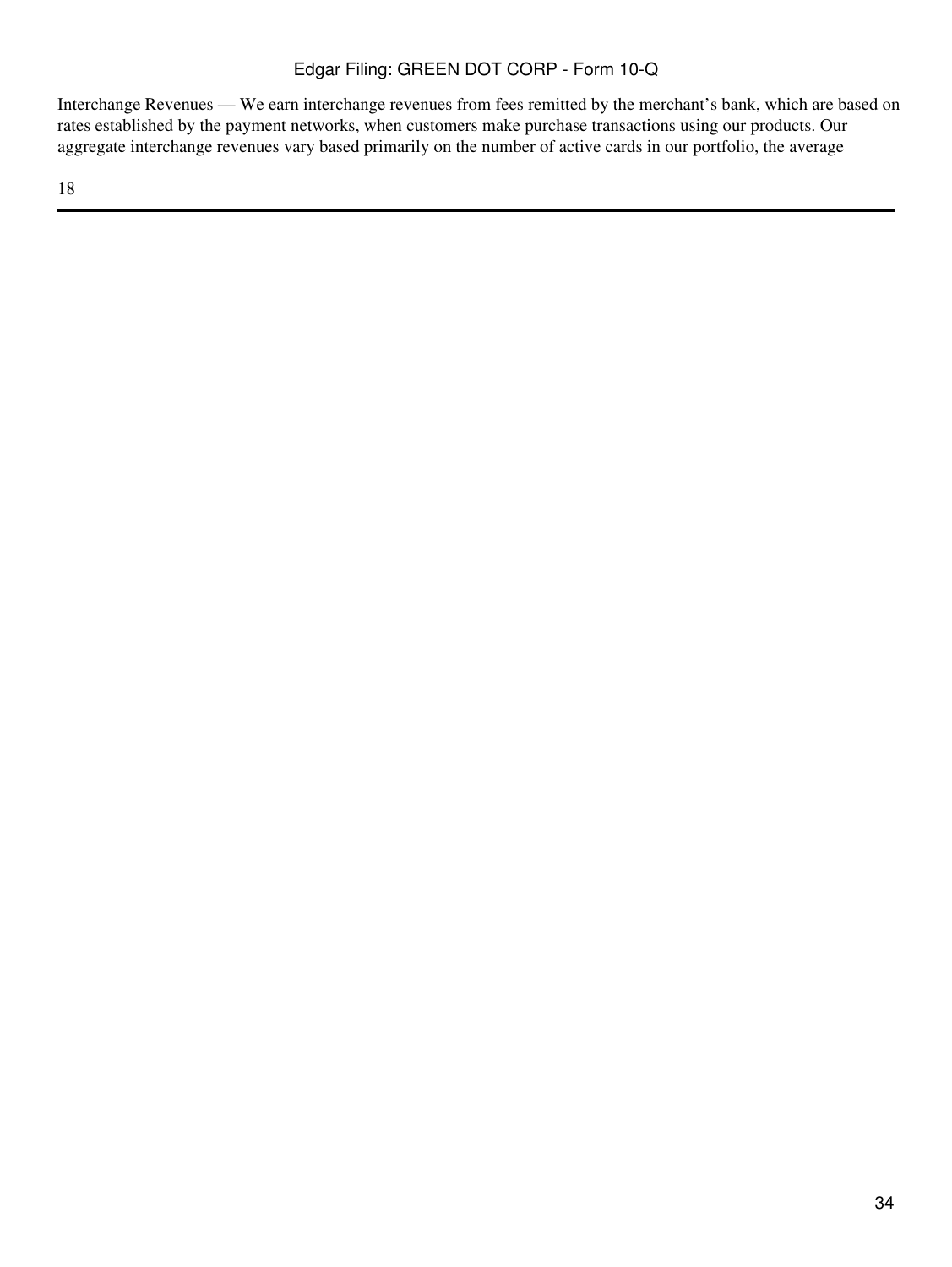Interchange Revenues — We earn interchange revenues from fees remitted by the merchant's bank, which are based on rates established by the payment networks, when customers make purchase transactions using our products. Our aggregate interchange revenues vary based primarily on the number of active cards in our portfolio, the average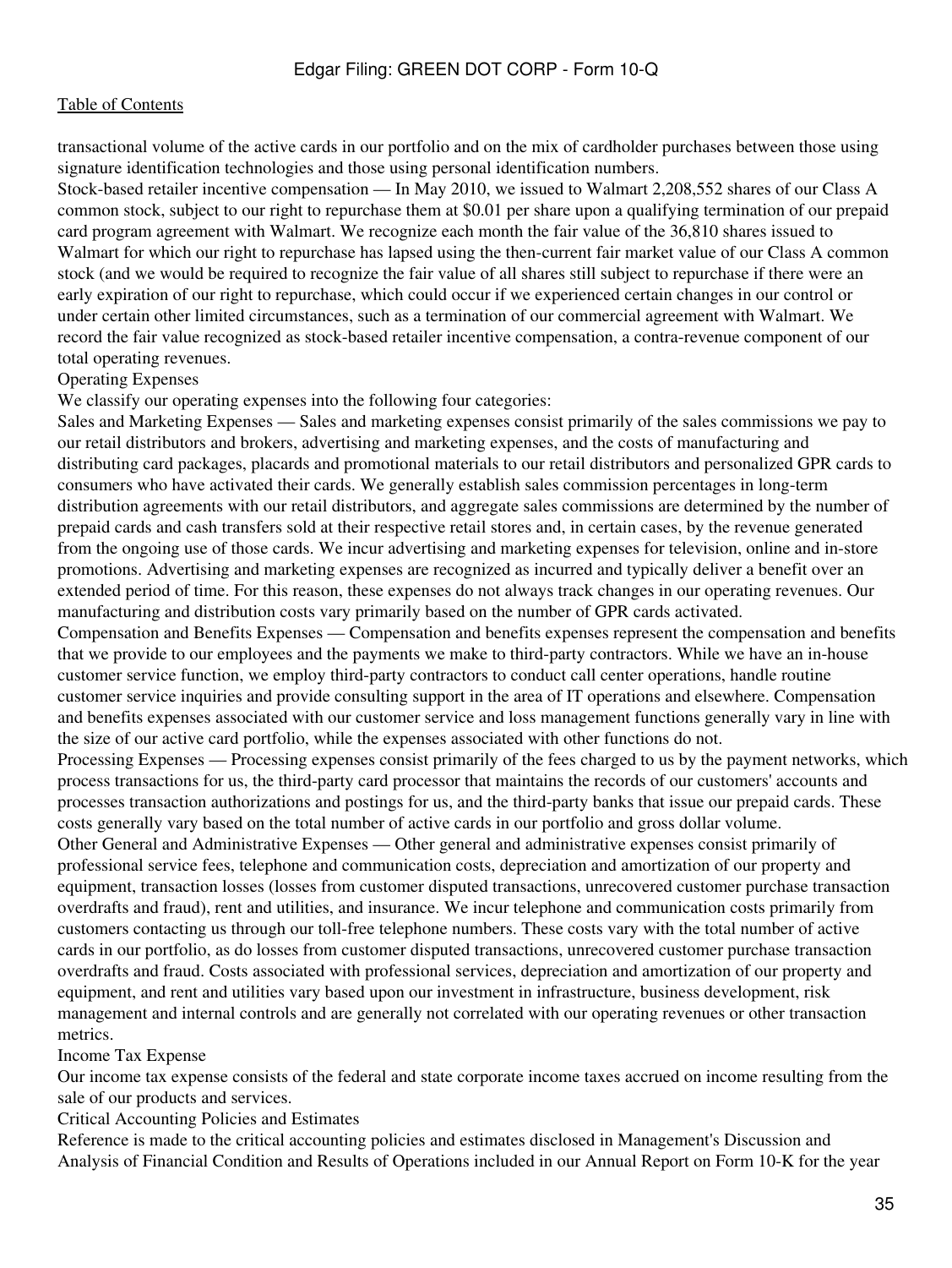transactional volume of the active cards in our portfolio and on the mix of cardholder purchases between those using signature identification technologies and those using personal identification numbers.

Stock-based retailer incentive compensation — In May 2010, we issued to Walmart 2,208,552 shares of our Class A common stock, subject to our right to repurchase them at $0.01 per share upon a qualifying termination of our prepaid card program agreement with Walmart. We recognize each month the fair value of the 36,810 shares issued to Walmart for which our right to repurchase has lapsed using the then-current fair market value of our Class A common stock (and we would be required to recognize the fair value of all shares still subject to repurchase if there were an early expiration of our right to repurchase, which could occur if we experienced certain changes in our control or under certain other limited circumstances, such as a termination of our commercial agreement with Walmart. We record the fair value recognized as stock-based retailer incentive compensation, a contra-revenue component of our total operating revenues.

## Operating Expenses

We classify our operating expenses into the following four categories:

Sales and Marketing Expenses — Sales and marketing expenses consist primarily of the sales commissions we pay to our retail distributors and brokers, advertising and marketing expenses, and the costs of manufacturing and distributing card packages, placards and promotional materials to our retail distributors and personalized GPR cards to consumers who have activated their cards. We generally establish sales commission percentages in long-term distribution agreements with our retail distributors, and aggregate sales commissions are determined by the number of prepaid cards and cash transfers sold at their respective retail stores and, in certain cases, by the revenue generated from the ongoing use of those cards. We incur advertising and marketing expenses for television, online and in-store promotions. Advertising and marketing expenses are recognized as incurred and typically deliver a benefit over an extended period of time. For this reason, these expenses do not always track changes in our operating revenues. Our manufacturing and distribution costs vary primarily based on the number of GPR cards activated.

Compensation and Benefits Expenses — Compensation and benefits expenses represent the compensation and benefits that we provide to our employees and the payments we make to third-party contractors. While we have an in-house customer service function, we employ third-party contractors to conduct call center operations, handle routine customer service inquiries and provide consulting support in the area of IT operations and elsewhere. Compensation and benefits expenses associated with our customer service and loss management functions generally vary in line with the size of our active card portfolio, while the expenses associated with other functions do not.

Processing Expenses — Processing expenses consist primarily of the fees charged to us by the payment networks, which process transactions for us, the third-party card processor that maintains the records of our customers' accounts and processes transaction authorizations and postings for us, and the third-party banks that issue our prepaid cards. These costs generally vary based on the total number of active cards in our portfolio and gross dollar volume.

Other General and Administrative Expenses — Other general and administrative expenses consist primarily of professional service fees, telephone and communication costs, depreciation and amortization of our property and equipment, transaction losses (losses from customer disputed transactions, unrecovered customer purchase transaction overdrafts and fraud), rent and utilities, and insurance. We incur telephone and communication costs primarily from customers contacting us through our toll-free telephone numbers. These costs vary with the total number of active cards in our portfolio, as do losses from customer disputed transactions, unrecovered customer purchase transaction overdrafts and fraud. Costs associated with professional services, depreciation and amortization of our property and equipment, and rent and utilities vary based upon our investment in infrastructure, business development, risk management and internal controls and are generally not correlated with our operating revenues or other transaction metrics.

## Income Tax Expense

Our income tax expense consists of the federal and state corporate income taxes accrued on income resulting from the sale of our products and services.

## Critical Accounting Policies and Estimates

Reference is made to the critical accounting policies and estimates disclosed in Management's Discussion and Analysis of Financial Condition and Results of Operations included in our Annual Report on Form 10-K for the year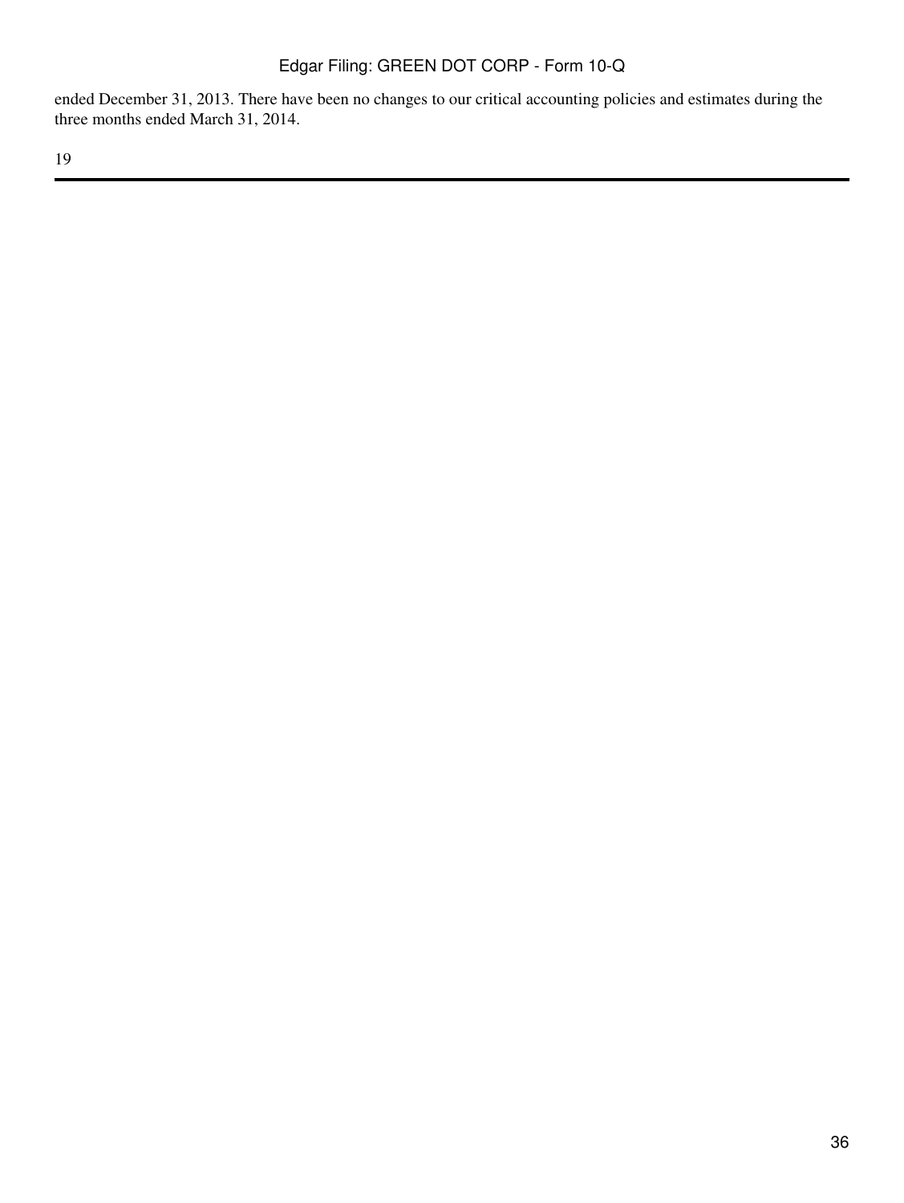ended December 31, 2013. There have been no changes to our critical accounting policies and estimates during the three months ended March 31, 2014.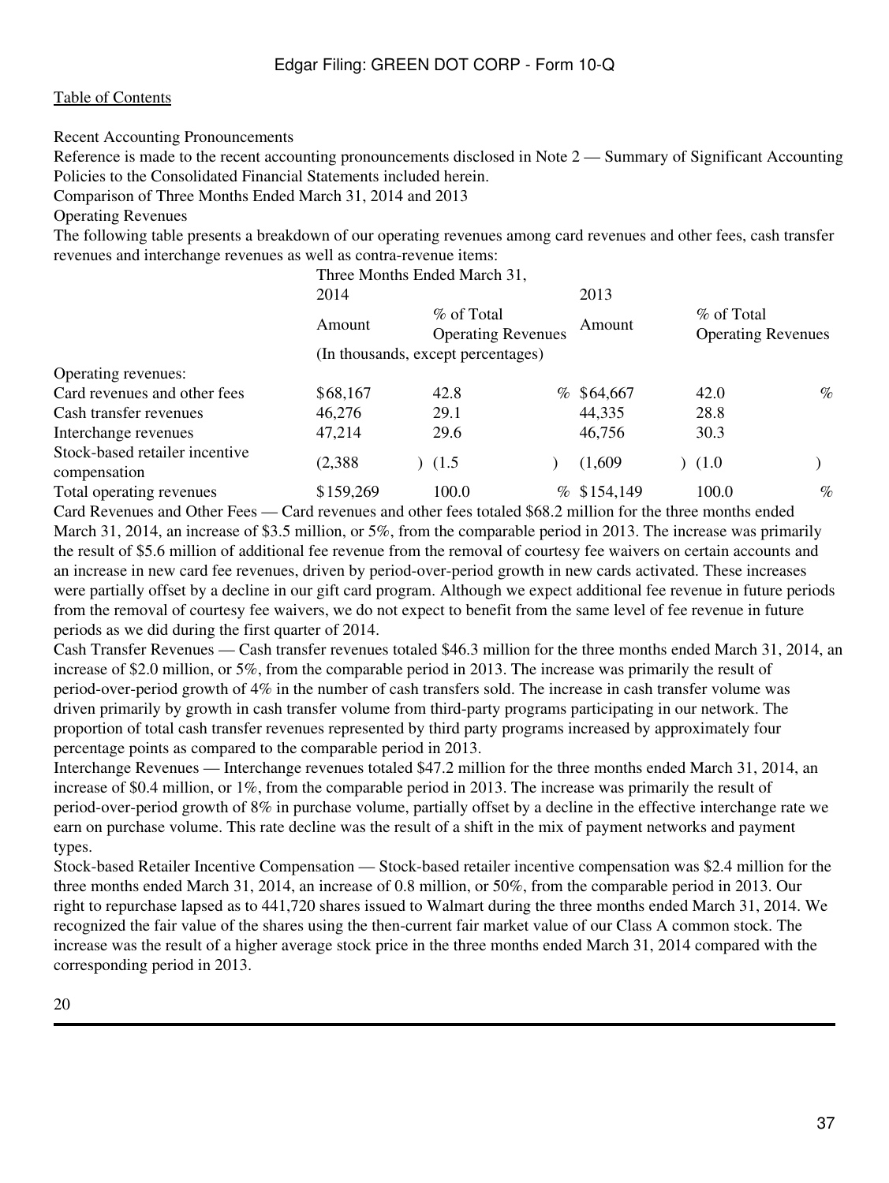[Table of Contents](#)

Recent Accounting Pronouncements

Reference is made to the recent accounting pronouncements disclosed in Note 2 — Summary of Significant Accounting Policies to the Consolidated Financial Statements included herein.

Comparison of Three Months Ended March 31, 2014 and 2013

Operating Revenues

The following table presents a breakdown of our operating revenues among card revenues and other fees, cash transfer revenues and interchange revenues as well as contra-revenue items:

| | Three Months Ended March 31, | | | |
|---|---|---|---|---|
| | 2014 | | 2013 | |
| | Amount | % of Total Operating Revenues | Amount | % of Total Operating Revenues |
| | (In thousands, except percentages) | | | |
| Operating revenues: | | | | |
| Card revenues and other fees | $68,167 | 42.8 % | $64,667 | 42.0 % |
| Cash transfer revenues | 46,276 | 29.1 | 44,335 | 28.8 |
| Interchange revenues | 47,214 | 29.6 | 46,756 | 30.3 |
| Stock-based retailer incentive compensation | (2,388) | (1.5) | (1,609) | (1.0) |
| Total operating revenues | $159,269 | 100.0 % | $154,149 | 100.0 % |

Card Revenues and Other Fees — Card revenues and other fees totaled $68.2 million for the three months ended March 31, 2014, an increase of $3.5 million, or 5%, from the comparable period in 2013. The increase was primarily the result of $5.6 million of additional fee revenue from the removal of courtesy fee waivers on certain accounts and an increase in new card fee revenues, driven by period-over-period growth in new cards activated. These increases were partially offset by a decline in our gift card program. Although we expect additional fee revenue in future periods from the removal of courtesy fee waivers, we do not expect to benefit from the same level of fee revenue in future periods as we did during the first quarter of 2014.

Cash Transfer Revenues — Cash transfer revenues totaled $46.3 million for the three months ended March 31, 2014, an increase of $2.0 million, or 5%, from the comparable period in 2013. The increase was primarily the result of period-over-period growth of 4% in the number of cash transfers sold. The increase in cash transfer volume was driven primarily by growth in cash transfer volume from third-party programs participating in our network. The proportion of total cash transfer revenues represented by third party programs increased by approximately four percentage points as compared to the comparable period in 2013.

Interchange Revenues — Interchange revenues totaled $47.2 million for the three months ended March 31, 2014, an increase of $0.4 million, or 1%, from the comparable period in 2013. The increase was primarily the result of period-over-period growth of 8% in purchase volume, partially offset by a decline in the effective interchange rate we earn on purchase volume. This rate decline was the result of a shift in the mix of payment networks and payment types.

Stock-based Retailer Incentive Compensation — Stock-based retailer incentive compensation was $2.4 million for the three months ended March 31, 2014, an increase of 0.8 million, or 50%, from the comparable period in 2013. Our right to repurchase lapsed as to 441,720 shares issued to Walmart during the three months ended March 31, 2014. We recognized the fair value of the shares using the then-current fair market value of our Class A common stock. The increase was the result of a higher average stock price in the three months ended March 31, 2014 compared with the corresponding period in 2013.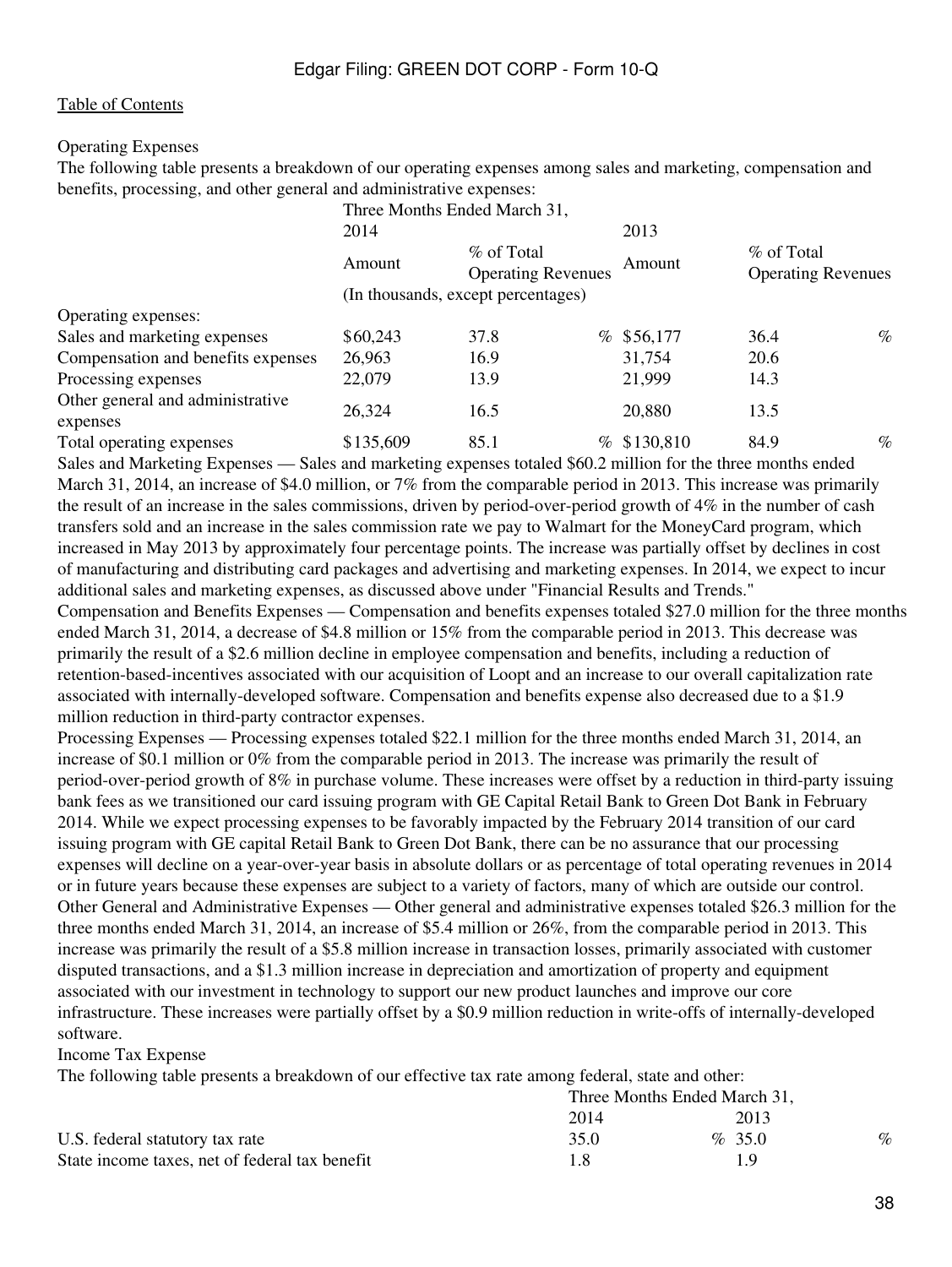Operating Expenses

The following table presents a breakdown of our operating expenses among sales and marketing, compensation and benefits, processing, and other general and administrative expenses:

| | Three Months Ended March 31, | | | |
|---|---|---|---|---|
| | 2014 | | 2013 | |
| | Amount | % of Total Operating Revenues | Amount | % of Total Operating Revenues |
| | (In thousands, except percentages) | | | |
| Operating expenses: | | | | |
| Sales and marketing expenses | $60,243 | 37.8 % | $56,177 | 36.4 % |
| Compensation and benefits expenses | 26,963 | 16.9 | 31,754 | 20.6 |
| Processing expenses | 22,079 | 13.9 | 21,999 | 14.3 |
| Other general and administrative expenses | 26,324 | 16.5 | 20,880 | 13.5 |
| Total operating expenses | $135,609 | 85.1 % | $130,810 | 84.9 % |

Sales and Marketing Expenses — Sales and marketing expenses totaled $60.2 million for the three months ended March 31, 2014, an increase of $4.0 million, or 7% from the comparable period in 2013. This increase was primarily the result of an increase in the sales commissions, driven by period-over-period growth of 4% in the number of cash transfers sold and an increase in the sales commission rate we pay to Walmart for the MoneyCard program, which increased in May 2013 by approximately four percentage points. The increase was partially offset by declines in cost of manufacturing and distributing card packages and advertising and marketing expenses. In 2014, we expect to incur additional sales and marketing expenses, as discussed above under "Financial Results and Trends."

Compensation and Benefits Expenses — Compensation and benefits expenses totaled $27.0 million for the three months ended March 31, 2014, a decrease of $4.8 million or 15% from the comparable period in 2013. This decrease was primarily the result of a $2.6 million decline in employee compensation and benefits, including a reduction of retention-based-incentives associated with our acquisition of Loopt and an increase to our overall capitalization rate associated with internally-developed software. Compensation and benefits expense also decreased due to a $1.9 million reduction in third-party contractor expenses.

Processing Expenses — Processing expenses totaled $22.1 million for the three months ended March 31, 2014, an increase of $0.1 million or 0% from the comparable period in 2013. The increase was primarily the result of period-over-period growth of 8% in purchase volume. These increases were offset by a reduction in third-party issuing bank fees as we transitioned our card issuing program with GE Capital Retail Bank to Green Dot Bank in February 2014. While we expect processing expenses to be favorably impacted by the February 2014 transition of our card issuing program with GE capital Retail Bank to Green Dot Bank, there can be no assurance that our processing expenses will decline on a year-over-year basis in absolute dollars or as percentage of total operating revenues in 2014 or in future years because these expenses are subject to a variety of factors, many of which are outside our control.

Other General and Administrative Expenses — Other general and administrative expenses totaled $26.3 million for the three months ended March 31, 2014, an increase of $5.4 million or 26%, from the comparable period in 2013. This increase was primarily the result of a $5.8 million increase in transaction losses, primarily associated with customer disputed transactions, and a $1.3 million increase in depreciation and amortization of property and equipment associated with our investment in technology to support our new product launches and improve our core infrastructure. These increases were partially offset by a $0.9 million reduction in write-offs of internally-developed software.

Income Tax Expense

The following table presents a breakdown of our effective tax rate among federal, state and other:

| | Three Months Ended March 31, | |
|---|---|---|
| | 2014 | 2013 |
| U.S. federal statutory tax rate | 35.0 % | 35.0 % |
| State income taxes, net of federal tax benefit | 1.8 | 1.9 |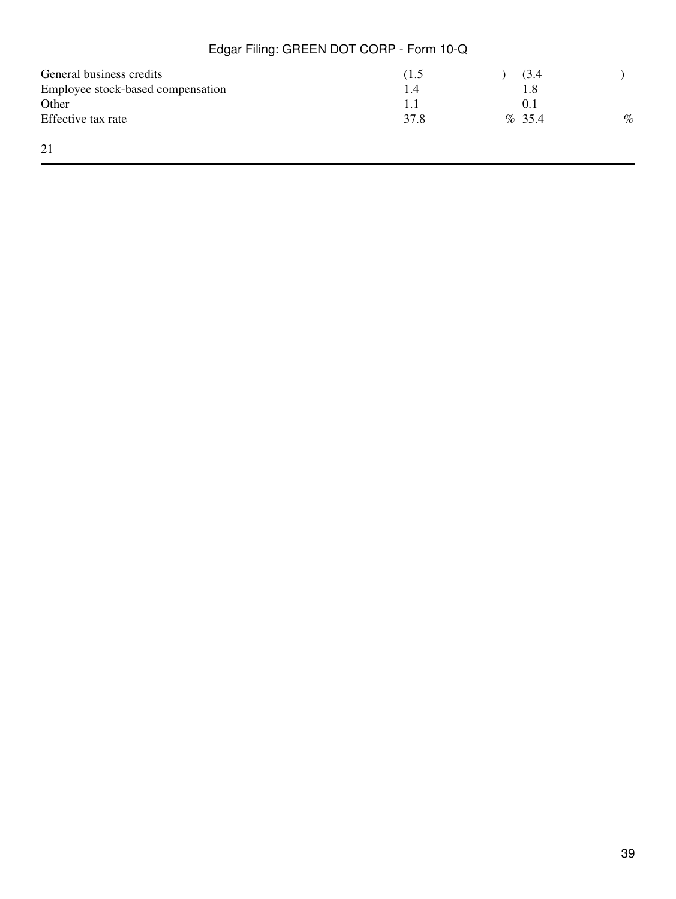| | | |
|---|---|---|
| General business credits | (1.5) | (3.4) |
| Employee stock-based compensation | 1.4 | 1.8 |
| Other | 1.1 | 0.1 |
| Effective tax rate | 37.8 % | 35.4 % |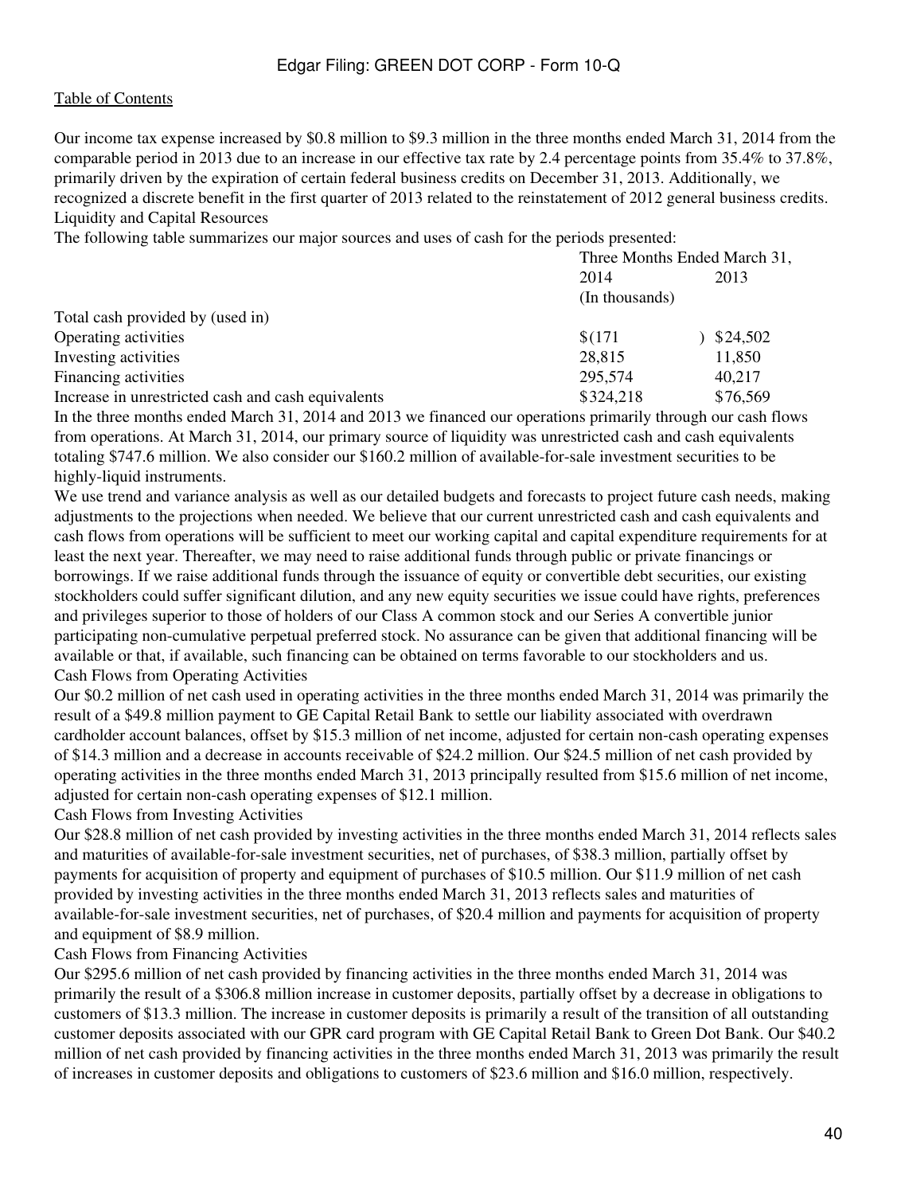Our income tax expense increased by $0.8 million to $9.3 million in the three months ended March 31, 2014 from the comparable period in 2013 due to an increase in our effective tax rate by 2.4 percentage points from 35.4% to 37.8%, primarily driven by the expiration of certain federal business credits on December 31, 2013. Additionally, we recognized a discrete benefit in the first quarter of 2013 related to the reinstatement of 2012 general business credits.

## Liquidity and Capital Resources

The following table summarizes our major sources and uses of cash for the periods presented:

| | Three Months Ended March 31, | |
|---|---|---|
| | 2014 | 2013 |
| | (In thousands) | |
| Total cash provided by (used in) | | |
| Operating activities | $(171) | $24,502 |
| Investing activities | 28,815 | 11,850 |
| Financing activities | 295,574 | 40,217 |
| Increase in unrestricted cash and cash equivalents | $324,218 | $76,569 |

In the three months ended March 31, 2014 and 2013 we financed our operations primarily through our cash flows from operations. At March 31, 2014, our primary source of liquidity was unrestricted cash and cash equivalents totaling $747.6 million. We also consider our $160.2 million of available-for-sale investment securities to be highly-liquid instruments.

We use trend and variance analysis as well as our detailed budgets and forecasts to project future cash needs, making adjustments to the projections when needed. We believe that our current unrestricted cash and cash equivalents and cash flows from operations will be sufficient to meet our working capital and capital expenditure requirements for at least the next year. Thereafter, we may need to raise additional funds through public or private financings or borrowings. If we raise additional funds through the issuance of equity or convertible debt securities, our existing stockholders could suffer significant dilution, and any new equity securities we issue could have rights, preferences and privileges superior to those of holders of our Class A common stock and our Series A convertible junior participating non-cumulative perpetual preferred stock. No assurance can be given that additional financing will be available or that, if available, such financing can be obtained on terms favorable to our stockholders and us.

### Cash Flows from Operating Activities

Our $0.2 million of net cash used in operating activities in the three months ended March 31, 2014 was primarily the result of a $49.8 million payment to GE Capital Retail Bank to settle our liability associated with overdrawn cardholder account balances, offset by $15.3 million of net income, adjusted for certain non-cash operating expenses of $14.3 million and a decrease in accounts receivable of $24.2 million. Our $24.5 million of net cash provided by operating activities in the three months ended March 31, 2013 principally resulted from $15.6 million of net income, adjusted for certain non-cash operating expenses of $12.1 million.

### Cash Flows from Investing Activities

Our $28.8 million of net cash provided by investing activities in the three months ended March 31, 2014 reflects sales and maturities of available-for-sale investment securities, net of purchases, of $38.3 million, partially offset by payments for acquisition of property and equipment of purchases of $10.5 million. Our $11.9 million of net cash provided by investing activities in the three months ended March 31, 2013 reflects sales and maturities of available-for-sale investment securities, net of purchases, of $20.4 million and payments for acquisition of property and equipment of $8.9 million.

### Cash Flows from Financing Activities

Our $295.6 million of net cash provided by financing activities in the three months ended March 31, 2014 was primarily the result of a $306.8 million increase in customer deposits, partially offset by a decrease in obligations to customers of $13.3 million. The increase in customer deposits is primarily a result of the transition of all outstanding customer deposits associated with our GPR card program with GE Capital Retail Bank to Green Dot Bank. Our $40.2 million of net cash provided by financing activities in the three months ended March 31, 2013 was primarily the result of increases in customer deposits and obligations to customers of $23.6 million and $16.0 million, respectively.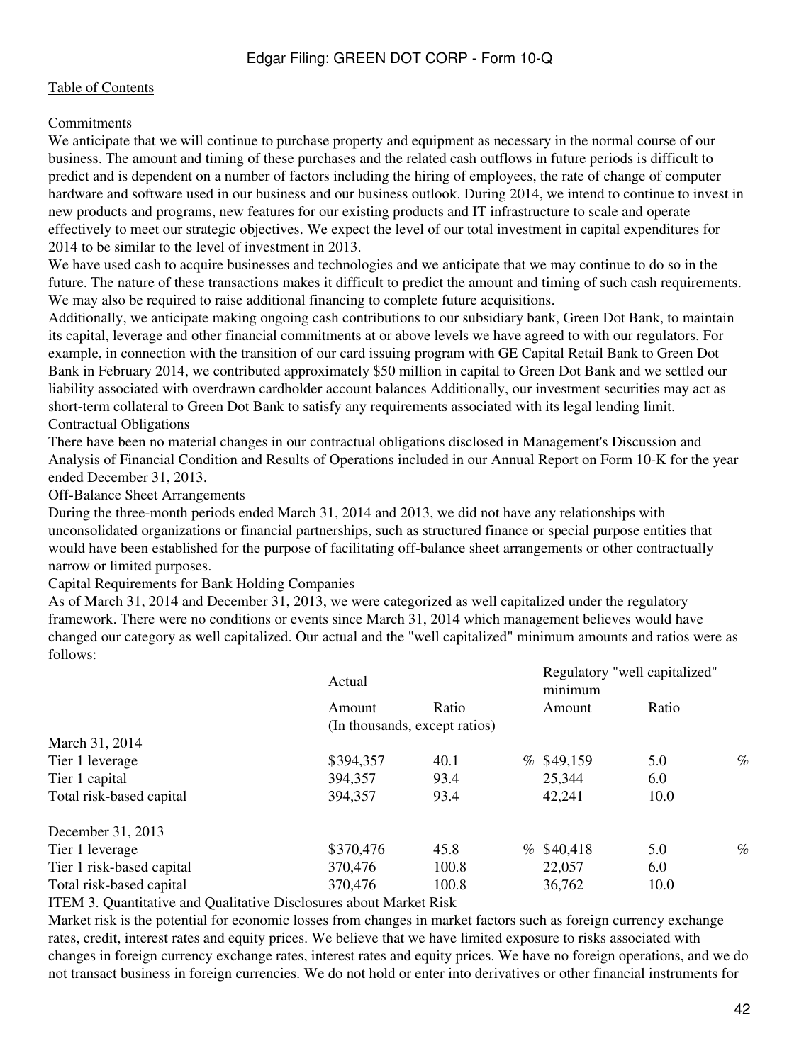Commitments

We anticipate that we will continue to purchase property and equipment as necessary in the normal course of our business. The amount and timing of these purchases and the related cash outflows in future periods is difficult to predict and is dependent on a number of factors including the hiring of employees, the rate of change of computer hardware and software used in our business and our business outlook. During 2014, we intend to continue to invest in new products and programs, new features for our existing products and IT infrastructure to scale and operate effectively to meet our strategic objectives. We expect the level of our total investment in capital expenditures for 2014 to be similar to the level of investment in 2013.

We have used cash to acquire businesses and technologies and we anticipate that we may continue to do so in the future. The nature of these transactions makes it difficult to predict the amount and timing of such cash requirements. We may also be required to raise additional financing to complete future acquisitions.

Additionally, we anticipate making ongoing cash contributions to our subsidiary bank, Green Dot Bank, to maintain its capital, leverage and other financial commitments at or above levels we have agreed to with our regulators. For example, in connection with the transition of our card issuing program with GE Capital Retail Bank to Green Dot Bank in February 2014, we contributed approximately $50 million in capital to Green Dot Bank and we settled our liability associated with overdrawn cardholder account balances Additionally, our investment securities may act as short-term collateral to Green Dot Bank to satisfy any requirements associated with its legal lending limit.

Contractual Obligations

There have been no material changes in our contractual obligations disclosed in Management's Discussion and Analysis of Financial Condition and Results of Operations included in our Annual Report on Form 10-K for the year ended December 31, 2013.

Off-Balance Sheet Arrangements

During the three-month periods ended March 31, 2014 and 2013, we did not have any relationships with unconsolidated organizations or financial partnerships, such as structured finance or special purpose entities that would have been established for the purpose of facilitating off-balance sheet arrangements or other contractually narrow or limited purposes.

Capital Requirements for Bank Holding Companies

As of March 31, 2014 and December 31, 2013, we were categorized as well capitalized under the regulatory framework. There were no conditions or events since March 31, 2014 which management believes would have changed our category as well capitalized. Our actual and the "well capitalized" minimum amounts and ratios were as follows:

| | Actual | | Regulatory "well capitalized" minimum | |
|---|---|---|---|---|
| | Amount | Ratio | Amount | Ratio |
| | (In thousands, except ratios) | | | |
| March 31, 2014 | | | | |
| Tier 1 leverage | $394,357 | 40.1 % | $49,159 | 5.0 % |
| Tier 1 capital | 394,357 | 93.4 | 25,344 | 6.0 |
| Total risk-based capital | 394,357 | 93.4 | 42,241 | 10.0 |
| December 31, 2013 | | | | |
| Tier 1 leverage | $370,476 | 45.8 % | $40,418 | 5.0 % |
| Tier 1 risk-based capital | 370,476 | 100.8 | 22,057 | 6.0 |
| Total risk-based capital | 370,476 | 100.8 | 36,762 | 10.0 |

ITEM 3. Quantitative and Qualitative Disclosures about Market Risk

Market risk is the potential for economic losses from changes in market factors such as foreign currency exchange rates, credit, interest rates and equity prices. We believe that we have limited exposure to risks associated with changes in foreign currency exchange rates, interest rates and equity prices. We have no foreign operations, and we do not transact business in foreign currencies. We do not hold or enter into derivatives or other financial instruments for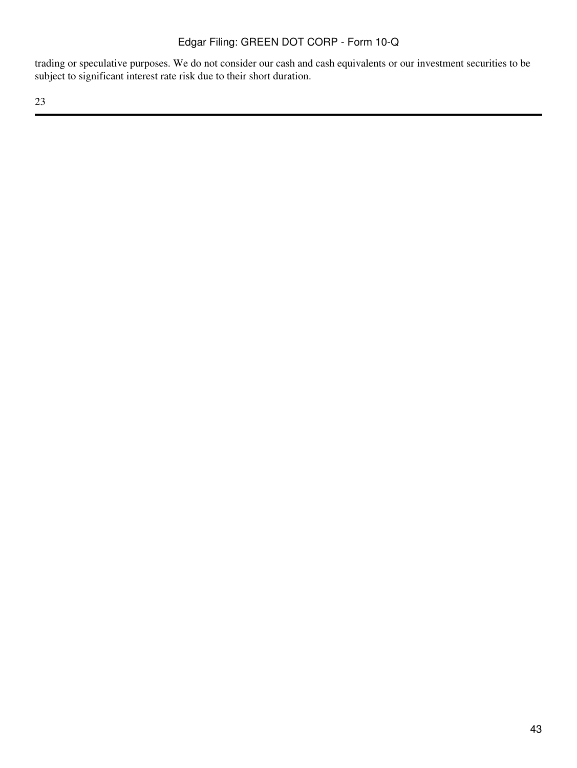trading or speculative purposes. We do not consider our cash and cash equivalents or our investment securities to be subject to significant interest rate risk due to their short duration.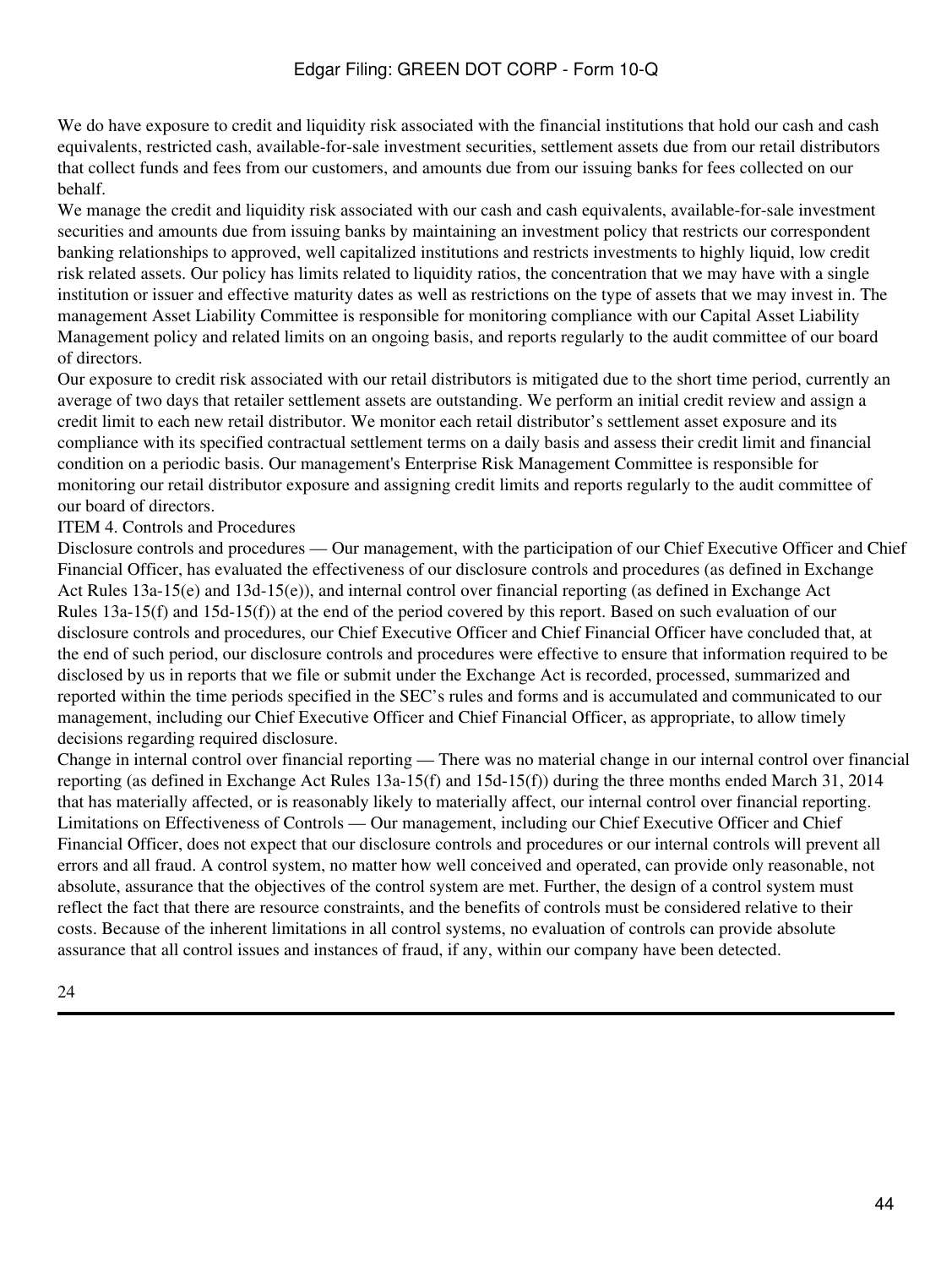We do have exposure to credit and liquidity risk associated with the financial institutions that hold our cash and cash equivalents, restricted cash, available-for-sale investment securities, settlement assets due from our retail distributors that collect funds and fees from our customers, and amounts due from our issuing banks for fees collected on our behalf.

We manage the credit and liquidity risk associated with our cash and cash equivalents, available-for-sale investment securities and amounts due from issuing banks by maintaining an investment policy that restricts our correspondent banking relationships to approved, well capitalized institutions and restricts investments to highly liquid, low credit risk related assets. Our policy has limits related to liquidity ratios, the concentration that we may have with a single institution or issuer and effective maturity dates as well as restrictions on the type of assets that we may invest in. The management Asset Liability Committee is responsible for monitoring compliance with our Capital Asset Liability Management policy and related limits on an ongoing basis, and reports regularly to the audit committee of our board of directors.

Our exposure to credit risk associated with our retail distributors is mitigated due to the short time period, currently an average of two days that retailer settlement assets are outstanding. We perform an initial credit review and assign a credit limit to each new retail distributor. We monitor each retail distributor's settlement asset exposure and its compliance with its specified contractual settlement terms on a daily basis and assess their credit limit and financial condition on a periodic basis. Our management's Enterprise Risk Management Committee is responsible for monitoring our retail distributor exposure and assigning credit limits and reports regularly to the audit committee of our board of directors.

## ITEM 4. Controls and Procedures

Disclosure controls and procedures — Our management, with the participation of our Chief Executive Officer and Chief Financial Officer, has evaluated the effectiveness of our disclosure controls and procedures (as defined in Exchange Act Rules 13a-15(e) and 13d-15(e)), and internal control over financial reporting (as defined in Exchange Act Rules 13a-15(f) and 15d-15(f)) at the end of the period covered by this report. Based on such evaluation of our disclosure controls and procedures, our Chief Executive Officer and Chief Financial Officer have concluded that, at the end of such period, our disclosure controls and procedures were effective to ensure that information required to be disclosed by us in reports that we file or submit under the Exchange Act is recorded, processed, summarized and reported within the time periods specified in the SEC's rules and forms and is accumulated and communicated to our management, including our Chief Executive Officer and Chief Financial Officer, as appropriate, to allow timely decisions regarding required disclosure.

Change in internal control over financial reporting — There was no material change in our internal control over financial reporting (as defined in Exchange Act Rules 13a-15(f) and 15d-15(f)) during the three months ended March 31, 2014 that has materially affected, or is reasonably likely to materially affect, our internal control over financial reporting.

Limitations on Effectiveness of Controls — Our management, including our Chief Executive Officer and Chief Financial Officer, does not expect that our disclosure controls and procedures or our internal controls will prevent all errors and all fraud. A control system, no matter how well conceived and operated, can provide only reasonable, not absolute, assurance that the objectives of the control system are met. Further, the design of a control system must reflect the fact that there are resource constraints, and the benefits of controls must be considered relative to their costs. Because of the inherent limitations in all control systems, no evaluation of controls can provide absolute assurance that all control issues and instances of fraud, if any, within our company have been detected.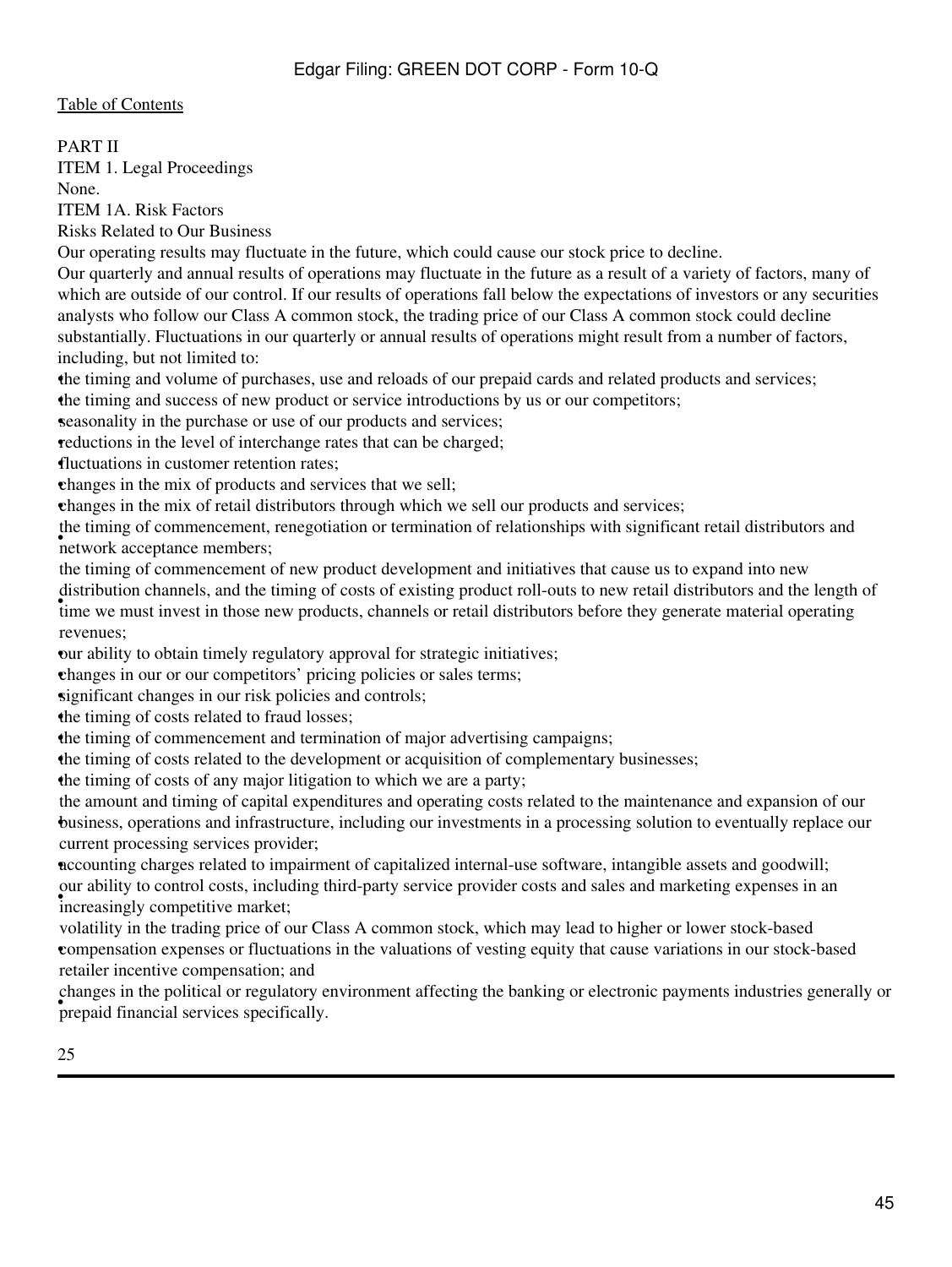[Table of Contents](#)

PART II

ITEM 1. Legal Proceedings

None.

ITEM 1A. Risk Factors

Risks Related to Our Business

Our operating results may fluctuate in the future, which could cause our stock price to decline.

Our quarterly and annual results of operations may fluctuate in the future as a result of a variety of factors, many of which are outside of our control. If our results of operations fall below the expectations of investors or any securities analysts who follow our Class A common stock, the trading price of our Class A common stock could decline substantially. Fluctuations in our quarterly or annual results of operations might result from a number of factors, including, but not limited to:

- the timing and volume of purchases, use and reloads of our prepaid cards and related products and services;
- the timing and success of new product or service introductions by us or our competitors;
- seasonality in the purchase or use of our products and services;
- reductions in the level of interchange rates that can be charged;
- fluctuations in customer retention rates;
- changes in the mix of products and services that we sell;
- changes in the mix of retail distributors through which we sell our products and services;
- the timing of commencement, renegotiation or termination of relationships with significant retail distributors and network acceptance members;
- the timing of commencement of new product development and initiatives that cause us to expand into new distribution channels, and the timing of costs of existing product roll-outs to new retail distributors and the length of time we must invest in those new products, channels or retail distributors before they generate material operating revenues;
- our ability to obtain timely regulatory approval for strategic initiatives;
- changes in our or our competitors' pricing policies or sales terms;
- significant changes in our risk policies and controls;
- the timing of costs related to fraud losses;
- the timing of commencement and termination of major advertising campaigns;
- the timing of costs related to the development or acquisition of complementary businesses;
- the timing of costs of any major litigation to which we are a party;
- the amount and timing of capital expenditures and operating costs related to the maintenance and expansion of our business, operations and infrastructure, including our investments in a processing solution to eventually replace our current processing services provider;
- accounting charges related to impairment of capitalized internal-use software, intangible assets and goodwill;
- our ability to control costs, including third-party service provider costs and sales and marketing expenses in an increasingly competitive market;
- volatility in the trading price of our Class A common stock, which may lead to higher or lower stock-based compensation expenses or fluctuations in the valuations of vesting equity that cause variations in our stock-based retailer incentive compensation; and
- changes in the political or regulatory environment affecting the banking or electronic payments industries generally or prepaid financial services specifically.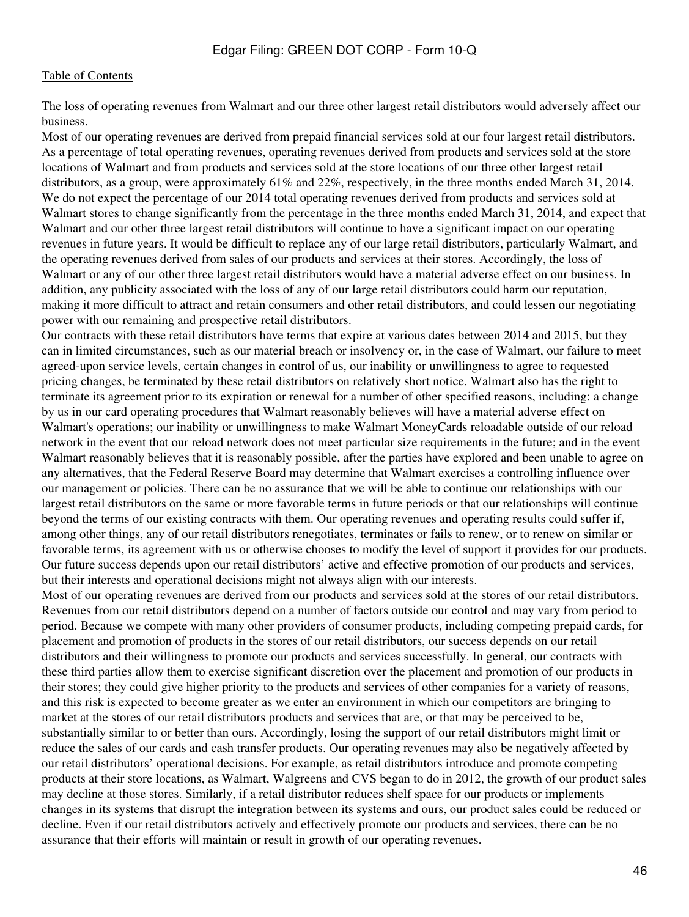The loss of operating revenues from Walmart and our three other largest retail distributors would adversely affect our business.

Most of our operating revenues are derived from prepaid financial services sold at our four largest retail distributors. As a percentage of total operating revenues, operating revenues derived from products and services sold at the store locations of Walmart and from products and services sold at the store locations of our three other largest retail distributors, as a group, were approximately 61% and 22%, respectively, in the three months ended March 31, 2014. We do not expect the percentage of our 2014 total operating revenues derived from products and services sold at Walmart stores to change significantly from the percentage in the three months ended March 31, 2014, and expect that Walmart and our other three largest retail distributors will continue to have a significant impact on our operating revenues in future years. It would be difficult to replace any of our large retail distributors, particularly Walmart, and the operating revenues derived from sales of our products and services at their stores. Accordingly, the loss of Walmart or any of our other three largest retail distributors would have a material adverse effect on our business. In addition, any publicity associated with the loss of any of our large retail distributors could harm our reputation, making it more difficult to attract and retain consumers and other retail distributors, and could lessen our negotiating power with our remaining and prospective retail distributors.

Our contracts with these retail distributors have terms that expire at various dates between 2014 and 2015, but they can in limited circumstances, such as our material breach or insolvency or, in the case of Walmart, our failure to meet agreed-upon service levels, certain changes in control of us, our inability or unwillingness to agree to requested pricing changes, be terminated by these retail distributors on relatively short notice. Walmart also has the right to terminate its agreement prior to its expiration or renewal for a number of other specified reasons, including: a change by us in our card operating procedures that Walmart reasonably believes will have a material adverse effect on Walmart's operations; our inability or unwillingness to make Walmart MoneyCards reloadable outside of our reload network in the event that our reload network does not meet particular size requirements in the future; and in the event Walmart reasonably believes that it is reasonably possible, after the parties have explored and been unable to agree on any alternatives, that the Federal Reserve Board may determine that Walmart exercises a controlling influence over our management or policies. There can be no assurance that we will be able to continue our relationships with our largest retail distributors on the same or more favorable terms in future periods or that our relationships will continue beyond the terms of our existing contracts with them. Our operating revenues and operating results could suffer if, among other things, any of our retail distributors renegotiates, terminates or fails to renew, or to renew on similar or favorable terms, its agreement with us or otherwise chooses to modify the level of support it provides for our products.

Our future success depends upon our retail distributors' active and effective promotion of our products and services, but their interests and operational decisions might not always align with our interests.

Most of our operating revenues are derived from our products and services sold at the stores of our retail distributors. Revenues from our retail distributors depend on a number of factors outside our control and may vary from period to period. Because we compete with many other providers of consumer products, including competing prepaid cards, for placement and promotion of products in the stores of our retail distributors, our success depends on our retail distributors and their willingness to promote our products and services successfully. In general, our contracts with these third parties allow them to exercise significant discretion over the placement and promotion of our products in their stores; they could give higher priority to the products and services of other companies for a variety of reasons, and this risk is expected to become greater as we enter an environment in which our competitors are bringing to market at the stores of our retail distributors products and services that are, or that may be perceived to be, substantially similar to or better than ours. Accordingly, losing the support of our retail distributors might limit or reduce the sales of our cards and cash transfer products. Our operating revenues may also be negatively affected by our retail distributors' operational decisions. For example, as retail distributors introduce and promote competing products at their store locations, as Walmart, Walgreens and CVS began to do in 2012, the growth of our product sales may decline at those stores. Similarly, if a retail distributor reduces shelf space for our products or implements changes in its systems that disrupt the integration between its systems and ours, our product sales could be reduced or decline. Even if our retail distributors actively and effectively promote our products and services, there can be no assurance that their efforts will maintain or result in growth of our operating revenues.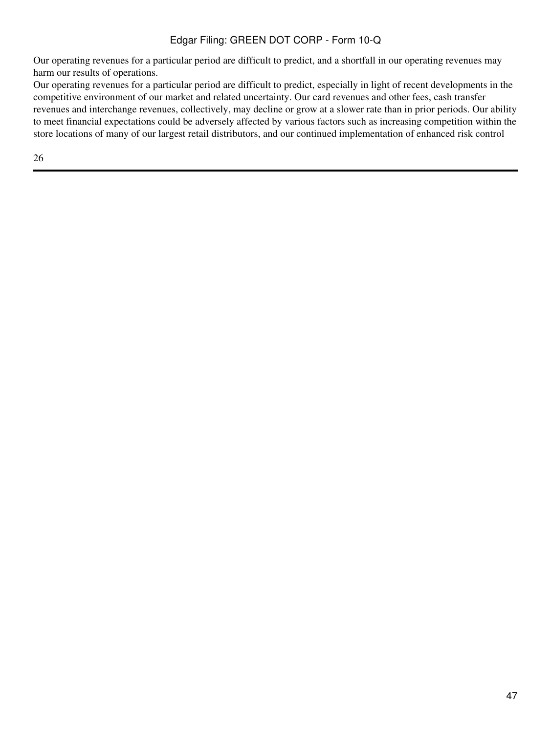Our operating revenues for a particular period are difficult to predict, and a shortfall in our operating revenues may harm our results of operations.

Our operating revenues for a particular period are difficult to predict, especially in light of recent developments in the competitive environment of our market and related uncertainty. Our card revenues and other fees, cash transfer revenues and interchange revenues, collectively, may decline or grow at a slower rate than in prior periods. Our ability to meet financial expectations could be adversely affected by various factors such as increasing competition within the store locations of many of our largest retail distributors, and our continued implementation of enhanced risk control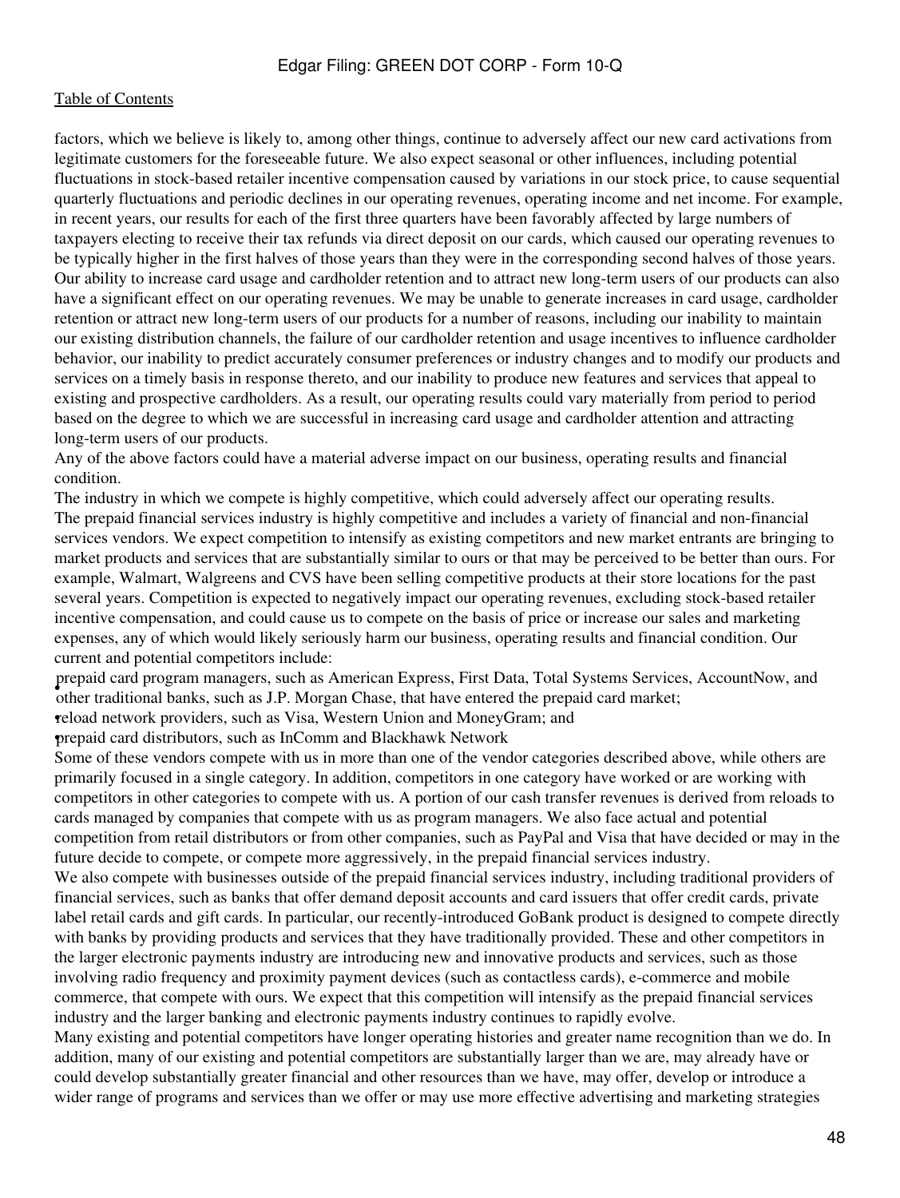factors, which we believe is likely to, among other things, continue to adversely affect our new card activations from legitimate customers for the foreseeable future. We also expect seasonal or other influences, including potential fluctuations in stock-based retailer incentive compensation caused by variations in our stock price, to cause sequential quarterly fluctuations and periodic declines in our operating revenues, operating income and net income. For example, in recent years, our results for each of the first three quarters have been favorably affected by large numbers of taxpayers electing to receive their tax refunds via direct deposit on our cards, which caused our operating revenues to be typically higher in the first halves of those years than they were in the corresponding second halves of those years. Our ability to increase card usage and cardholder retention and to attract new long-term users of our products can also have a significant effect on our operating revenues. We may be unable to generate increases in card usage, cardholder retention or attract new long-term users of our products for a number of reasons, including our inability to maintain our existing distribution channels, the failure of our cardholder retention and usage incentives to influence cardholder behavior, our inability to predict accurately consumer preferences or industry changes and to modify our products and services on a timely basis in response thereto, and our inability to produce new features and services that appeal to existing and prospective cardholders. As a result, our operating results could vary materially from period to period based on the degree to which we are successful in increasing card usage and cardholder attention and attracting long-term users of our products.

Any of the above factors could have a material adverse impact on our business, operating results and financial condition.

The industry in which we compete is highly competitive, which could adversely affect our operating results.

The prepaid financial services industry is highly competitive and includes a variety of financial and non-financial services vendors. We expect competition to intensify as existing competitors and new market entrants are bringing to market products and services that are substantially similar to ours or that may be perceived to be better than ours. For example, Walmart, Walgreens and CVS have been selling competitive products at their store locations for the past several years. Competition is expected to negatively impact our operating revenues, excluding stock-based retailer incentive compensation, and could cause us to compete on the basis of price or increase our sales and marketing expenses, any of which would likely seriously harm our business, operating results and financial condition. Our current and potential competitors include:

- prepaid card program managers, such as American Express, First Data, Total Systems Services, AccountNow, and other traditional banks, such as J.P. Morgan Chase, that have entered the prepaid card market;
- reload network providers, such as Visa, Western Union and MoneyGram; and
- prepaid card distributors, such as InComm and Blackhawk Network

Some of these vendors compete with us in more than one of the vendor categories described above, while others are primarily focused in a single category. In addition, competitors in one category have worked or are working with competitors in other categories to compete with us. A portion of our cash transfer revenues is derived from reloads to cards managed by companies that compete with us as program managers. We also face actual and potential competition from retail distributors or from other companies, such as PayPal and Visa that have decided or may in the future decide to compete, or compete more aggressively, in the prepaid financial services industry.

We also compete with businesses outside of the prepaid financial services industry, including traditional providers of financial services, such as banks that offer demand deposit accounts and card issuers that offer credit cards, private label retail cards and gift cards. In particular, our recently-introduced GoBank product is designed to compete directly with banks by providing products and services that they have traditionally provided. These and other competitors in the larger electronic payments industry are introducing new and innovative products and services, such as those involving radio frequency and proximity payment devices (such as contactless cards), e-commerce and mobile commerce, that compete with ours. We expect that this competition will intensify as the prepaid financial services industry and the larger banking and electronic payments industry continues to rapidly evolve.

Many existing and potential competitors have longer operating histories and greater name recognition than we do. In addition, many of our existing and potential competitors are substantially larger than we are, may already have or could develop substantially greater financial and other resources than we have, may offer, develop or introduce a wider range of programs and services than we offer or may use more effective advertising and marketing strategies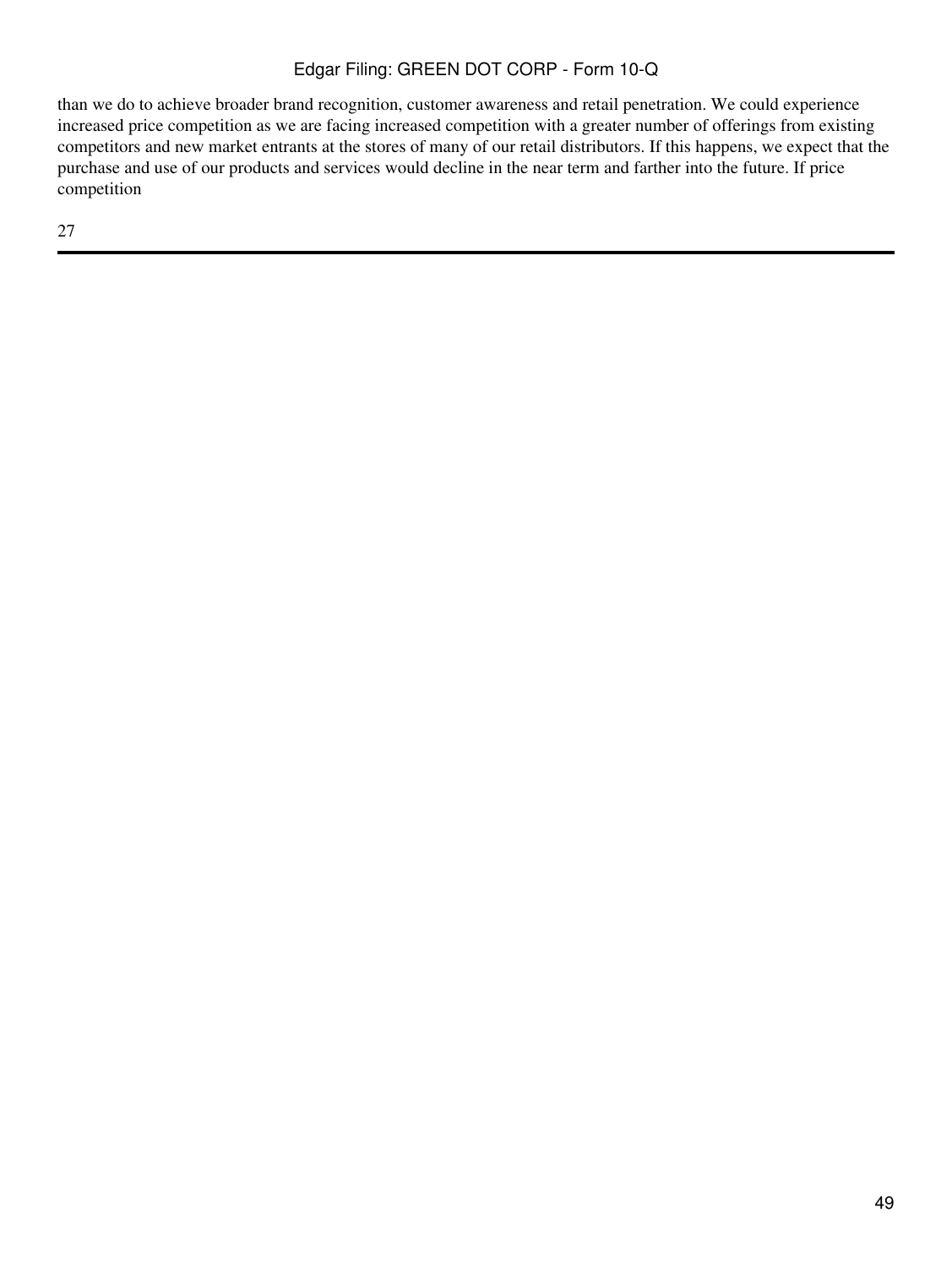than we do to achieve broader brand recognition, customer awareness and retail penetration. We could experience increased price competition as we are facing increased competition with a greater number of offerings from existing competitors and new market entrants at the stores of many of our retail distributors. If this happens, we expect that the purchase and use of our products and services would decline in the near term and farther into the future. If price competition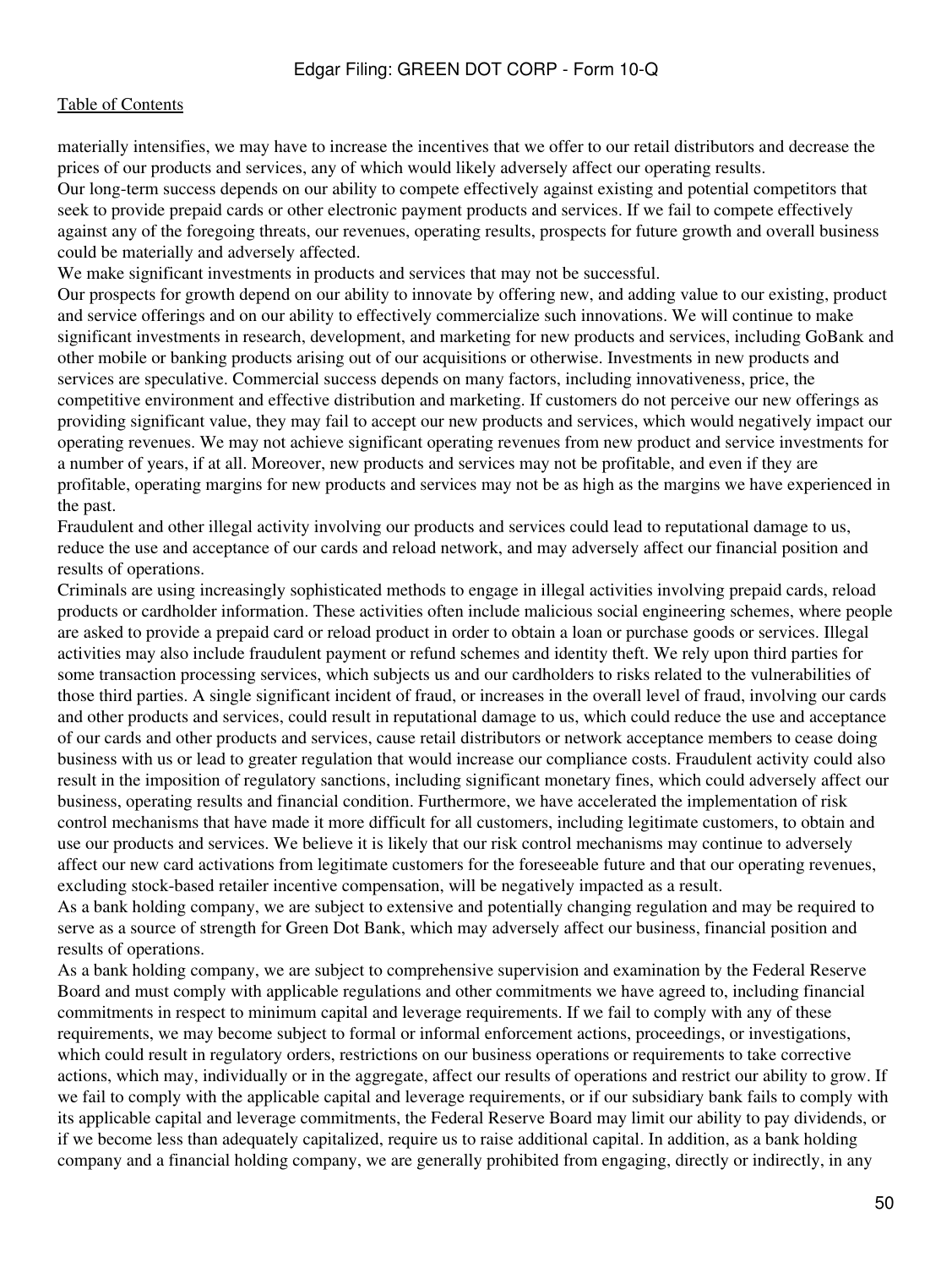materially intensifies, we may have to increase the incentives that we offer to our retail distributors and decrease the prices of our products and services, any of which would likely adversely affect our operating results.

Our long-term success depends on our ability to compete effectively against existing and potential competitors that seek to provide prepaid cards or other electronic payment products and services. If we fail to compete effectively against any of the foregoing threats, our revenues, operating results, prospects for future growth and overall business could be materially and adversely affected.

We make significant investments in products and services that may not be successful.

Our prospects for growth depend on our ability to innovate by offering new, and adding value to our existing, product and service offerings and on our ability to effectively commercialize such innovations. We will continue to make significant investments in research, development, and marketing for new products and services, including GoBank and other mobile or banking products arising out of our acquisitions or otherwise. Investments in new products and services are speculative. Commercial success depends on many factors, including innovativeness, price, the competitive environment and effective distribution and marketing. If customers do not perceive our new offerings as providing significant value, they may fail to accept our new products and services, which would negatively impact our operating revenues. We may not achieve significant operating revenues from new product and service investments for a number of years, if at all. Moreover, new products and services may not be profitable, and even if they are profitable, operating margins for new products and services may not be as high as the margins we have experienced in the past.

Fraudulent and other illegal activity involving our products and services could lead to reputational damage to us, reduce the use and acceptance of our cards and reload network, and may adversely affect our financial position and results of operations.

Criminals are using increasingly sophisticated methods to engage in illegal activities involving prepaid cards, reload products or cardholder information. These activities often include malicious social engineering schemes, where people are asked to provide a prepaid card or reload product in order to obtain a loan or purchase goods or services. Illegal activities may also include fraudulent payment or refund schemes and identity theft. We rely upon third parties for some transaction processing services, which subjects us and our cardholders to risks related to the vulnerabilities of those third parties. A single significant incident of fraud, or increases in the overall level of fraud, involving our cards and other products and services, could result in reputational damage to us, which could reduce the use and acceptance of our cards and other products and services, cause retail distributors or network acceptance members to cease doing business with us or lead to greater regulation that would increase our compliance costs. Fraudulent activity could also result in the imposition of regulatory sanctions, including significant monetary fines, which could adversely affect our business, operating results and financial condition. Furthermore, we have accelerated the implementation of risk control mechanisms that have made it more difficult for all customers, including legitimate customers, to obtain and use our products and services. We believe it is likely that our risk control mechanisms may continue to adversely affect our new card activations from legitimate customers for the foreseeable future and that our operating revenues, excluding stock-based retailer incentive compensation, will be negatively impacted as a result.

As a bank holding company, we are subject to extensive and potentially changing regulation and may be required to serve as a source of strength for Green Dot Bank, which may adversely affect our business, financial position and results of operations.

As a bank holding company, we are subject to comprehensive supervision and examination by the Federal Reserve Board and must comply with applicable regulations and other commitments we have agreed to, including financial commitments in respect to minimum capital and leverage requirements. If we fail to comply with any of these requirements, we may become subject to formal or informal enforcement actions, proceedings, or investigations, which could result in regulatory orders, restrictions on our business operations or requirements to take corrective actions, which may, individually or in the aggregate, affect our results of operations and restrict our ability to grow. If we fail to comply with the applicable capital and leverage requirements, or if our subsidiary bank fails to comply with its applicable capital and leverage commitments, the Federal Reserve Board may limit our ability to pay dividends, or if we become less than adequately capitalized, require us to raise additional capital. In addition, as a bank holding company and a financial holding company, we are generally prohibited from engaging, directly or indirectly, in any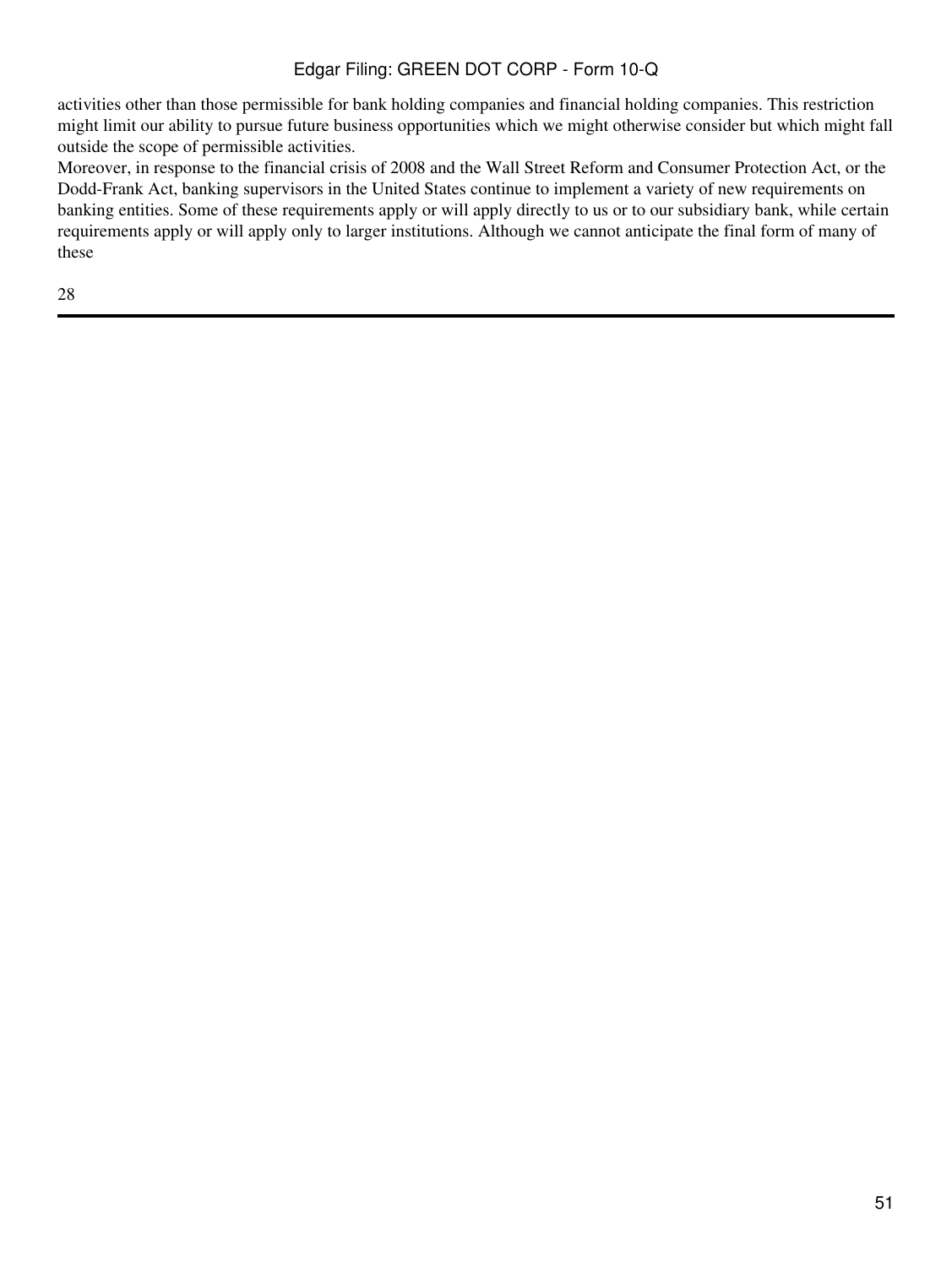activities other than those permissible for bank holding companies and financial holding companies. This restriction might limit our ability to pursue future business opportunities which we might otherwise consider but which might fall outside the scope of permissible activities.

Moreover, in response to the financial crisis of 2008 and the Wall Street Reform and Consumer Protection Act, or the Dodd-Frank Act, banking supervisors in the United States continue to implement a variety of new requirements on banking entities. Some of these requirements apply or will apply directly to us or to our subsidiary bank, while certain requirements apply or will apply only to larger institutions. Although we cannot anticipate the final form of many of these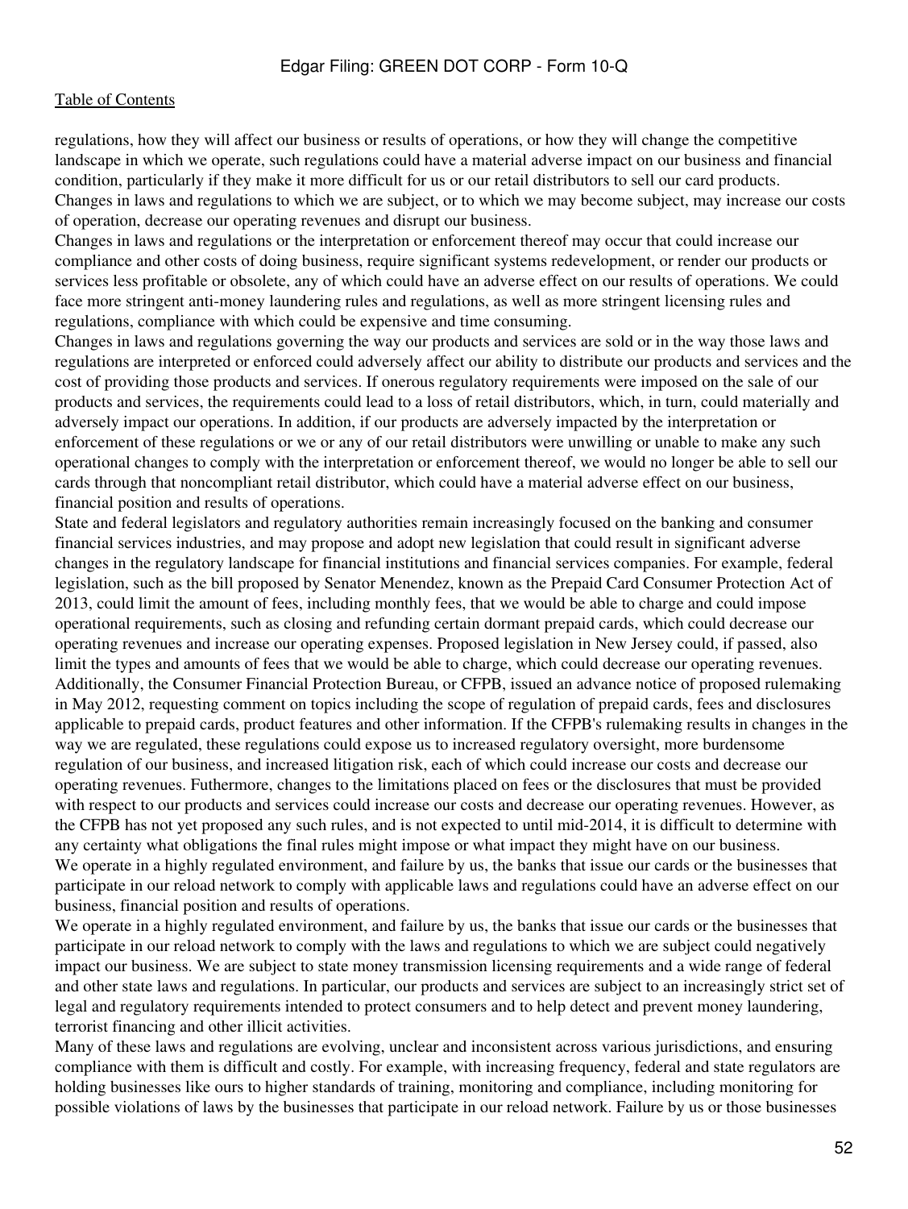regulations, how they will affect our business or results of operations, or how they will change the competitive landscape in which we operate, such regulations could have a material adverse impact on our business and financial condition, particularly if they make it more difficult for us or our retail distributors to sell our card products.

Changes in laws and regulations to which we are subject, or to which we may become subject, may increase our costs of operation, decrease our operating revenues and disrupt our business.

Changes in laws and regulations or the interpretation or enforcement thereof may occur that could increase our compliance and other costs of doing business, require significant systems redevelopment, or render our products or services less profitable or obsolete, any of which could have an adverse effect on our results of operations. We could face more stringent anti-money laundering rules and regulations, as well as more stringent licensing rules and regulations, compliance with which could be expensive and time consuming.

Changes in laws and regulations governing the way our products and services are sold or in the way those laws and regulations are interpreted or enforced could adversely affect our ability to distribute our products and services and the cost of providing those products and services. If onerous regulatory requirements were imposed on the sale of our products and services, the requirements could lead to a loss of retail distributors, which, in turn, could materially and adversely impact our operations. In addition, if our products are adversely impacted by the interpretation or enforcement of these regulations or we or any of our retail distributors were unwilling or unable to make any such operational changes to comply with the interpretation or enforcement thereof, we would no longer be able to sell our cards through that noncompliant retail distributor, which could have a material adverse effect on our business, financial position and results of operations.

State and federal legislators and regulatory authorities remain increasingly focused on the banking and consumer financial services industries, and may propose and adopt new legislation that could result in significant adverse changes in the regulatory landscape for financial institutions and financial services companies. For example, federal legislation, such as the bill proposed by Senator Menendez, known as the Prepaid Card Consumer Protection Act of 2013, could limit the amount of fees, including monthly fees, that we would be able to charge and could impose operational requirements, such as closing and refunding certain dormant prepaid cards, which could decrease our operating revenues and increase our operating expenses. Proposed legislation in New Jersey could, if passed, also limit the types and amounts of fees that we would be able to charge, which could decrease our operating revenues. Additionally, the Consumer Financial Protection Bureau, or CFPB, issued an advance notice of proposed rulemaking in May 2012, requesting comment on topics including the scope of regulation of prepaid cards, fees and disclosures applicable to prepaid cards, product features and other information. If the CFPB's rulemaking results in changes in the way we are regulated, these regulations could expose us to increased regulatory oversight, more burdensome regulation of our business, and increased litigation risk, each of which could increase our costs and decrease our operating revenues. Futhermore, changes to the limitations placed on fees or the disclosures that must be provided with respect to our products and services could increase our costs and decrease our operating revenues. However, as the CFPB has not yet proposed any such rules, and is not expected to until mid-2014, it is difficult to determine with any certainty what obligations the final rules might impose or what impact they might have on our business.

We operate in a highly regulated environment, and failure by us, the banks that issue our cards or the businesses that participate in our reload network to comply with applicable laws and regulations could have an adverse effect on our business, financial position and results of operations.

We operate in a highly regulated environment, and failure by us, the banks that issue our cards or the businesses that participate in our reload network to comply with the laws and regulations to which we are subject could negatively impact our business. We are subject to state money transmission licensing requirements and a wide range of federal and other state laws and regulations. In particular, our products and services are subject to an increasingly strict set of legal and regulatory requirements intended to protect consumers and to help detect and prevent money laundering, terrorist financing and other illicit activities.

Many of these laws and regulations are evolving, unclear and inconsistent across various jurisdictions, and ensuring compliance with them is difficult and costly. For example, with increasing frequency, federal and state regulators are holding businesses like ours to higher standards of training, monitoring and compliance, including monitoring for possible violations of laws by the businesses that participate in our reload network. Failure by us or those businesses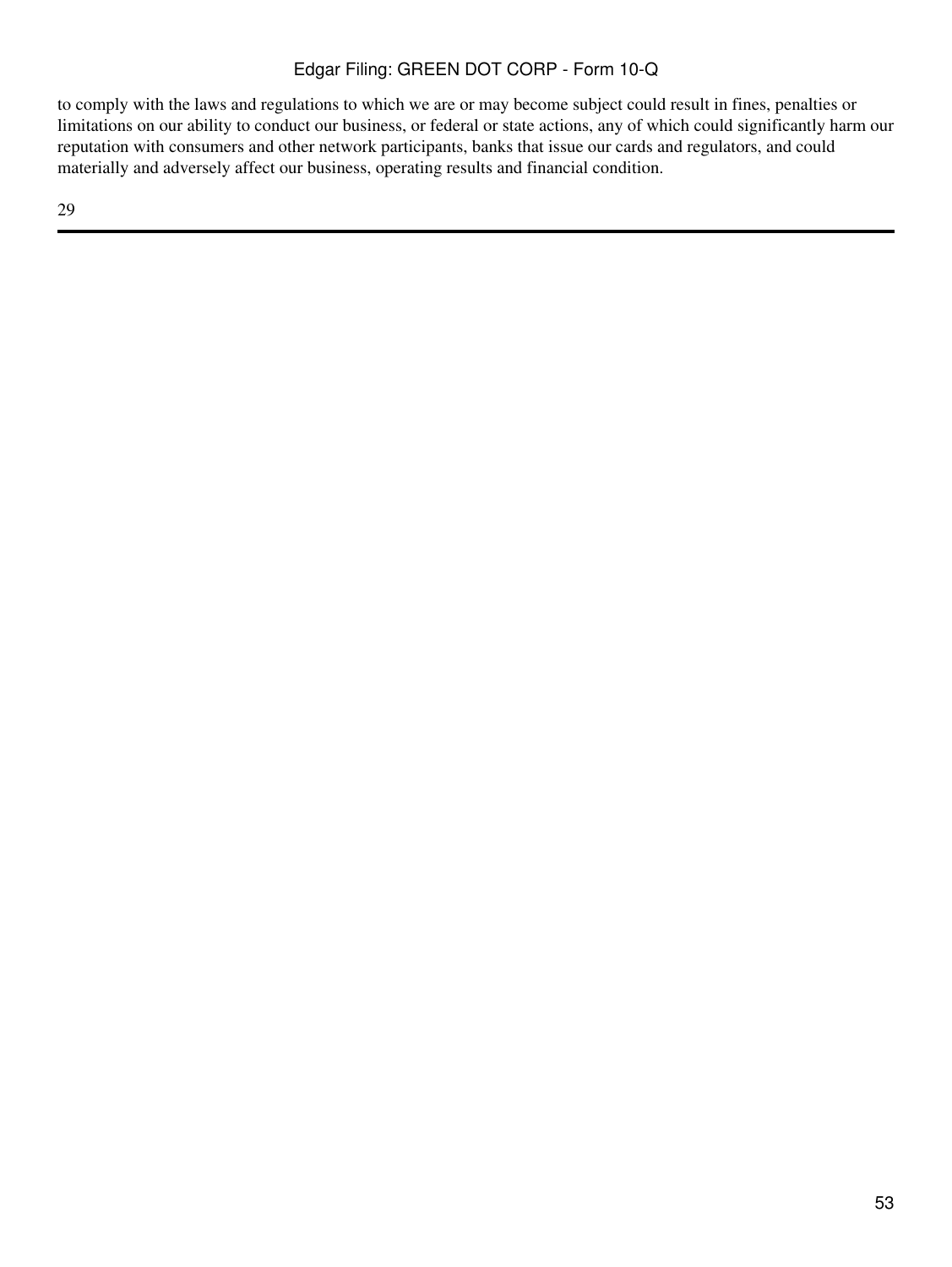to comply with the laws and regulations to which we are or may become subject could result in fines, penalties or limitations on our ability to conduct our business, or federal or state actions, any of which could significantly harm our reputation with consumers and other network participants, banks that issue our cards and regulators, and could materially and adversely affect our business, operating results and financial condition.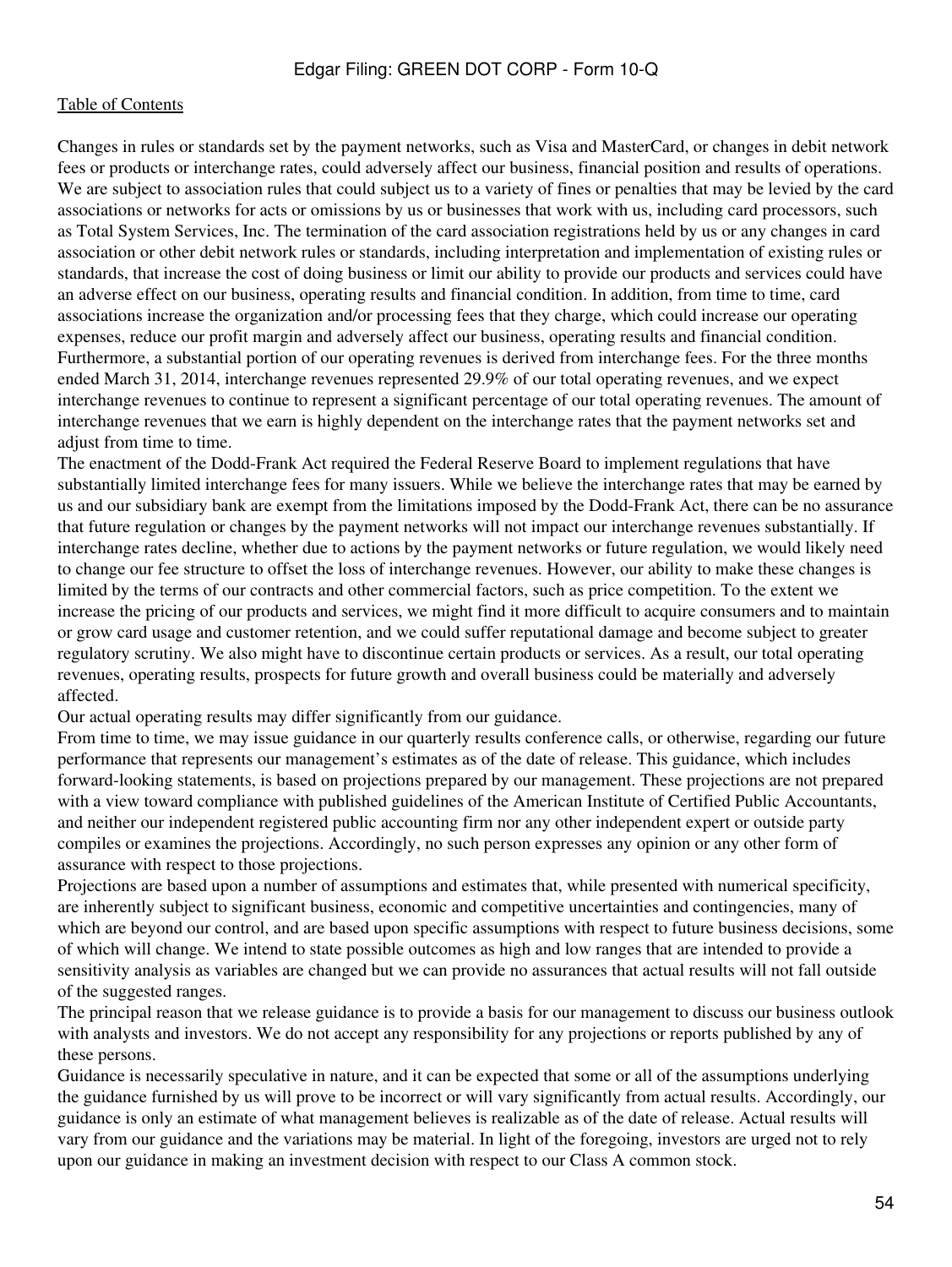Changes in rules or standards set by the payment networks, such as Visa and MasterCard, or changes in debit network fees or products or interchange rates, could adversely affect our business, financial position and results of operations. We are subject to association rules that could subject us to a variety of fines or penalties that may be levied by the card associations or networks for acts or omissions by us or businesses that work with us, including card processors, such as Total System Services, Inc. The termination of the card association registrations held by us or any changes in card association or other debit network rules or standards, including interpretation and implementation of existing rules or standards, that increase the cost of doing business or limit our ability to provide our products and services could have an adverse effect on our business, operating results and financial condition. In addition, from time to time, card associations increase the organization and/or processing fees that they charge, which could increase our operating expenses, reduce our profit margin and adversely affect our business, operating results and financial condition. Furthermore, a substantial portion of our operating revenues is derived from interchange fees. For the three months ended March 31, 2014, interchange revenues represented 29.9% of our total operating revenues, and we expect interchange revenues to continue to represent a significant percentage of our total operating revenues. The amount of interchange revenues that we earn is highly dependent on the interchange rates that the payment networks set and adjust from time to time.

The enactment of the Dodd-Frank Act required the Federal Reserve Board to implement regulations that have substantially limited interchange fees for many issuers. While we believe the interchange rates that may be earned by us and our subsidiary bank are exempt from the limitations imposed by the Dodd-Frank Act, there can be no assurance that future regulation or changes by the payment networks will not impact our interchange revenues substantially. If interchange rates decline, whether due to actions by the payment networks or future regulation, we would likely need to change our fee structure to offset the loss of interchange revenues. However, our ability to make these changes is limited by the terms of our contracts and other commercial factors, such as price competition. To the extent we increase the pricing of our products and services, we might find it more difficult to acquire consumers and to maintain or grow card usage and customer retention, and we could suffer reputational damage and become subject to greater regulatory scrutiny. We also might have to discontinue certain products or services. As a result, our total operating revenues, operating results, prospects for future growth and overall business could be materially and adversely affected.

Our actual operating results may differ significantly from our guidance.

From time to time, we may issue guidance in our quarterly results conference calls, or otherwise, regarding our future performance that represents our management's estimates as of the date of release. This guidance, which includes forward-looking statements, is based on projections prepared by our management. These projections are not prepared with a view toward compliance with published guidelines of the American Institute of Certified Public Accountants, and neither our independent registered public accounting firm nor any other independent expert or outside party compiles or examines the projections. Accordingly, no such person expresses any opinion or any other form of assurance with respect to those projections.

Projections are based upon a number of assumptions and estimates that, while presented with numerical specificity, are inherently subject to significant business, economic and competitive uncertainties and contingencies, many of which are beyond our control, and are based upon specific assumptions with respect to future business decisions, some of which will change. We intend to state possible outcomes as high and low ranges that are intended to provide a sensitivity analysis as variables are changed but we can provide no assurances that actual results will not fall outside of the suggested ranges.

The principal reason that we release guidance is to provide a basis for our management to discuss our business outlook with analysts and investors. We do not accept any responsibility for any projections or reports published by any of these persons.

Guidance is necessarily speculative in nature, and it can be expected that some or all of the assumptions underlying the guidance furnished by us will prove to be incorrect or will vary significantly from actual results. Accordingly, our guidance is only an estimate of what management believes is realizable as of the date of release. Actual results will vary from our guidance and the variations may be material. In light of the foregoing, investors are urged not to rely upon our guidance in making an investment decision with respect to our Class A common stock.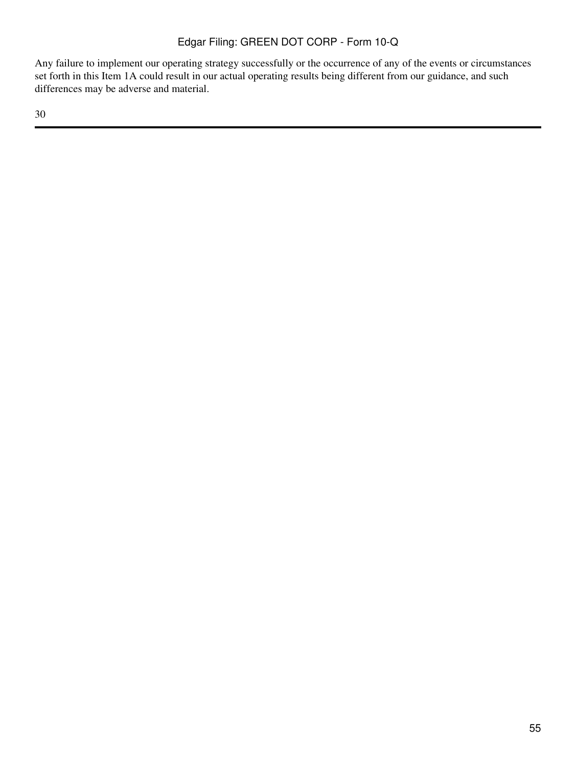Any failure to implement our operating strategy successfully or the occurrence of any of the events or circumstances set forth in this Item 1A could result in our actual operating results being different from our guidance, and such differences may be adverse and material.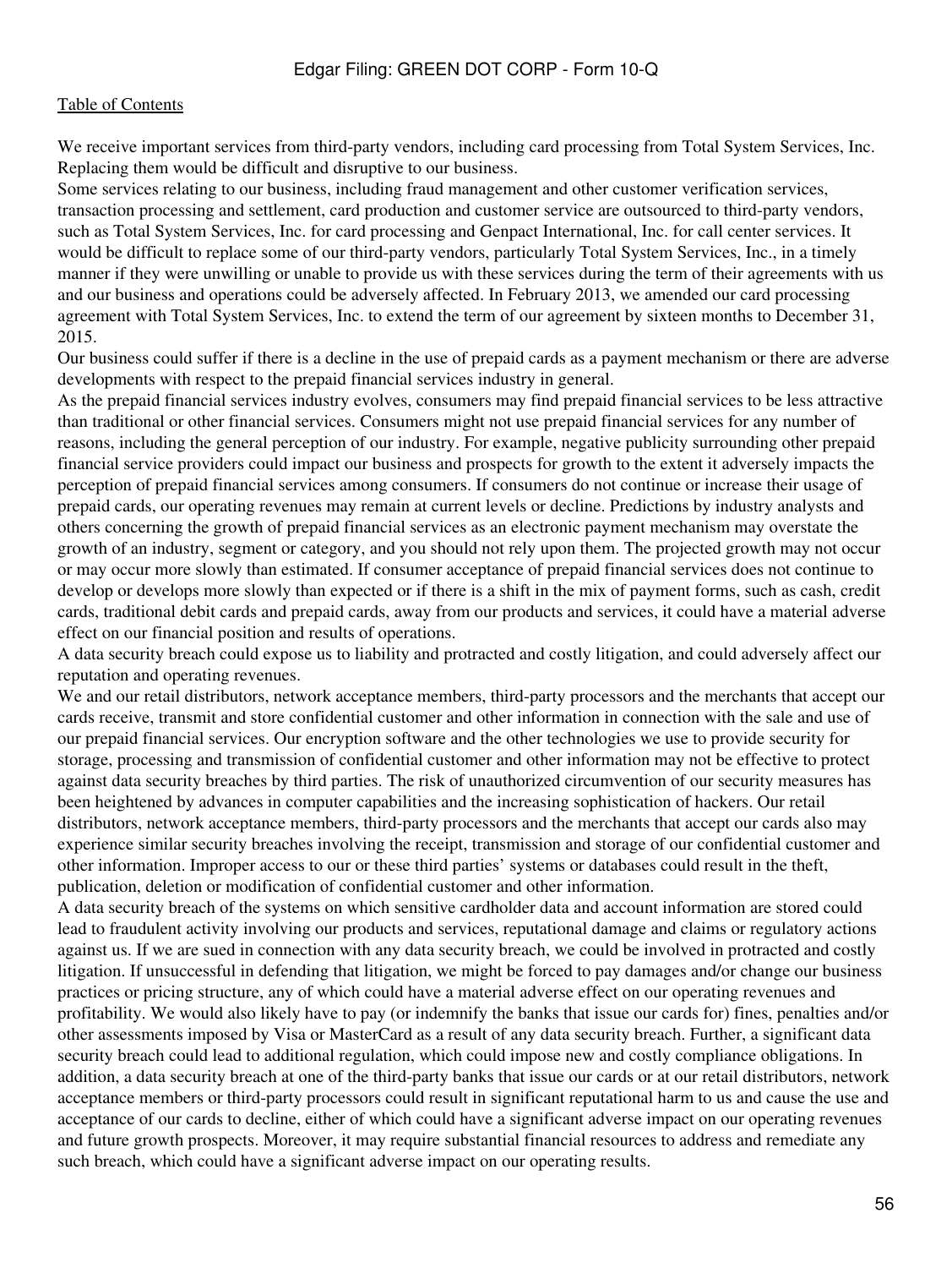We receive important services from third-party vendors, including card processing from Total System Services, Inc. Replacing them would be difficult and disruptive to our business.

Some services relating to our business, including fraud management and other customer verification services, transaction processing and settlement, card production and customer service are outsourced to third-party vendors, such as Total System Services, Inc. for card processing and Genpact International, Inc. for call center services. It would be difficult to replace some of our third-party vendors, particularly Total System Services, Inc., in a timely manner if they were unwilling or unable to provide us with these services during the term of their agreements with us and our business and operations could be adversely affected. In February 2013, we amended our card processing agreement with Total System Services, Inc. to extend the term of our agreement by sixteen months to December 31, 2015.

Our business could suffer if there is a decline in the use of prepaid cards as a payment mechanism or there are adverse developments with respect to the prepaid financial services industry in general.

As the prepaid financial services industry evolves, consumers may find prepaid financial services to be less attractive than traditional or other financial services. Consumers might not use prepaid financial services for any number of reasons, including the general perception of our industry. For example, negative publicity surrounding other prepaid financial service providers could impact our business and prospects for growth to the extent it adversely impacts the perception of prepaid financial services among consumers. If consumers do not continue or increase their usage of prepaid cards, our operating revenues may remain at current levels or decline. Predictions by industry analysts and others concerning the growth of prepaid financial services as an electronic payment mechanism may overstate the growth of an industry, segment or category, and you should not rely upon them. The projected growth may not occur or may occur more slowly than estimated. If consumer acceptance of prepaid financial services does not continue to develop or develops more slowly than expected or if there is a shift in the mix of payment forms, such as cash, credit cards, traditional debit cards and prepaid cards, away from our products and services, it could have a material adverse effect on our financial position and results of operations.

A data security breach could expose us to liability and protracted and costly litigation, and could adversely affect our reputation and operating revenues.

We and our retail distributors, network acceptance members, third-party processors and the merchants that accept our cards receive, transmit and store confidential customer and other information in connection with the sale and use of our prepaid financial services. Our encryption software and the other technologies we use to provide security for storage, processing and transmission of confidential customer and other information may not be effective to protect against data security breaches by third parties. The risk of unauthorized circumvention of our security measures has been heightened by advances in computer capabilities and the increasing sophistication of hackers. Our retail distributors, network acceptance members, third-party processors and the merchants that accept our cards also may experience similar security breaches involving the receipt, transmission and storage of our confidential customer and other information. Improper access to our or these third parties' systems or databases could result in the theft, publication, deletion or modification of confidential customer and other information.

A data security breach of the systems on which sensitive cardholder data and account information are stored could lead to fraudulent activity involving our products and services, reputational damage and claims or regulatory actions against us. If we are sued in connection with any data security breach, we could be involved in protracted and costly litigation. If unsuccessful in defending that litigation, we might be forced to pay damages and/or change our business practices or pricing structure, any of which could have a material adverse effect on our operating revenues and profitability. We would also likely have to pay (or indemnify the banks that issue our cards for) fines, penalties and/or other assessments imposed by Visa or MasterCard as a result of any data security breach. Further, a significant data security breach could lead to additional regulation, which could impose new and costly compliance obligations. In addition, a data security breach at one of the third-party banks that issue our cards or at our retail distributors, network acceptance members or third-party processors could result in significant reputational harm to us and cause the use and acceptance of our cards to decline, either of which could have a significant adverse impact on our operating revenues and future growth prospects. Moreover, it may require substantial financial resources to address and remediate any such breach, which could have a significant adverse impact on our operating results.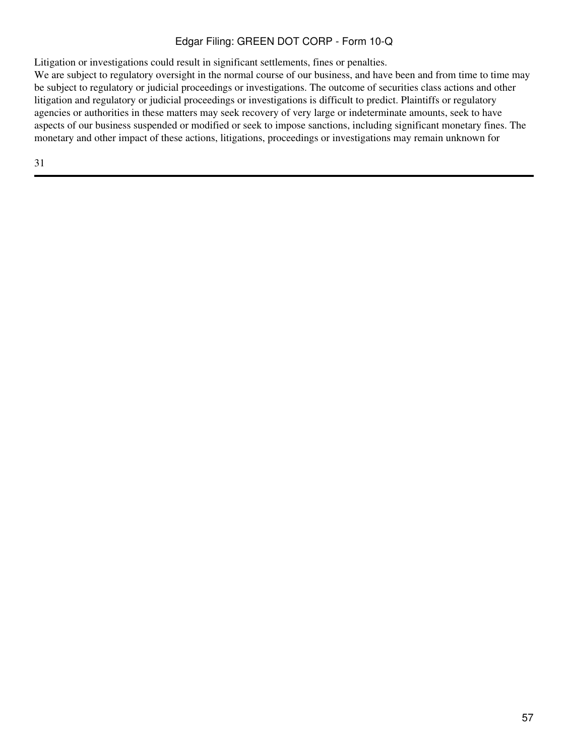Litigation or investigations could result in significant settlements, fines or penalties.

We are subject to regulatory oversight in the normal course of our business, and have been and from time to time may be subject to regulatory or judicial proceedings or investigations. The outcome of securities class actions and other litigation and regulatory or judicial proceedings or investigations is difficult to predict. Plaintiffs or regulatory agencies or authorities in these matters may seek recovery of very large or indeterminate amounts, seek to have aspects of our business suspended or modified or seek to impose sanctions, including significant monetary fines. The monetary and other impact of these actions, litigations, proceedings or investigations may remain unknown for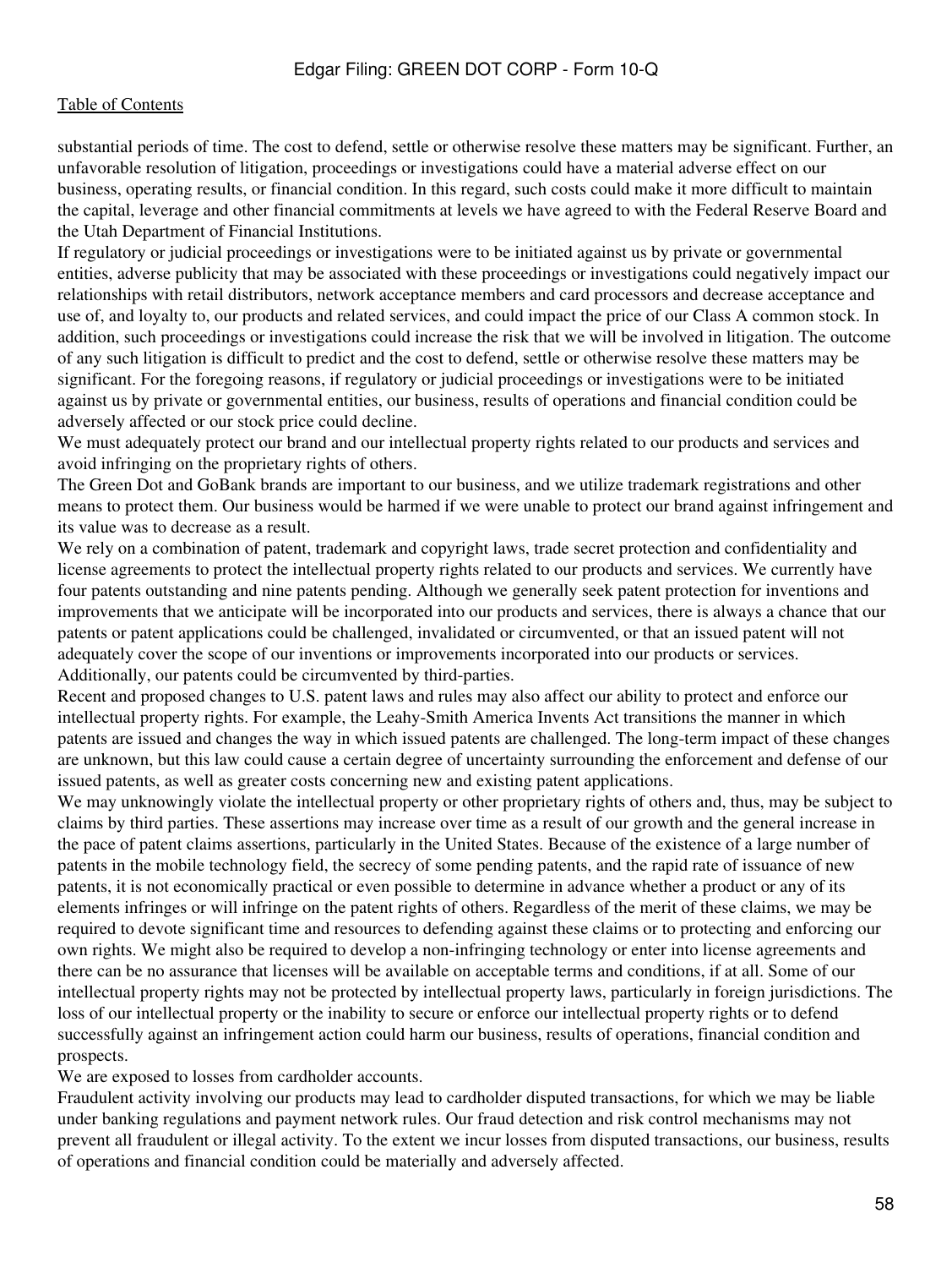substantial periods of time. The cost to defend, settle or otherwise resolve these matters may be significant. Further, an unfavorable resolution of litigation, proceedings or investigations could have a material adverse effect on our business, operating results, or financial condition. In this regard, such costs could make it more difficult to maintain the capital, leverage and other financial commitments at levels we have agreed to with the Federal Reserve Board and the Utah Department of Financial Institutions.

If regulatory or judicial proceedings or investigations were to be initiated against us by private or governmental entities, adverse publicity that may be associated with these proceedings or investigations could negatively impact our relationships with retail distributors, network acceptance members and card processors and decrease acceptance and use of, and loyalty to, our products and related services, and could impact the price of our Class A common stock. In addition, such proceedings or investigations could increase the risk that we will be involved in litigation. The outcome of any such litigation is difficult to predict and the cost to defend, settle or otherwise resolve these matters may be significant. For the foregoing reasons, if regulatory or judicial proceedings or investigations were to be initiated against us by private or governmental entities, our business, results of operations and financial condition could be adversely affected or our stock price could decline.

We must adequately protect our brand and our intellectual property rights related to our products and services and avoid infringing on the proprietary rights of others.

The Green Dot and GoBank brands are important to our business, and we utilize trademark registrations and other means to protect them. Our business would be harmed if we were unable to protect our brand against infringement and its value was to decrease as a result.

We rely on a combination of patent, trademark and copyright laws, trade secret protection and confidentiality and license agreements to protect the intellectual property rights related to our products and services. We currently have four patents outstanding and nine patents pending. Although we generally seek patent protection for inventions and improvements that we anticipate will be incorporated into our products and services, there is always a chance that our patents or patent applications could be challenged, invalidated or circumvented, or that an issued patent will not adequately cover the scope of our inventions or improvements incorporated into our products or services. Additionally, our patents could be circumvented by third-parties.

Recent and proposed changes to U.S. patent laws and rules may also affect our ability to protect and enforce our intellectual property rights. For example, the Leahy-Smith America Invents Act transitions the manner in which patents are issued and changes the way in which issued patents are challenged. The long-term impact of these changes are unknown, but this law could cause a certain degree of uncertainty surrounding the enforcement and defense of our issued patents, as well as greater costs concerning new and existing patent applications.

We may unknowingly violate the intellectual property or other proprietary rights of others and, thus, may be subject to claims by third parties. These assertions may increase over time as a result of our growth and the general increase in the pace of patent claims assertions, particularly in the United States. Because of the existence of a large number of patents in the mobile technology field, the secrecy of some pending patents, and the rapid rate of issuance of new patents, it is not economically practical or even possible to determine in advance whether a product or any of its elements infringes or will infringe on the patent rights of others. Regardless of the merit of these claims, we may be required to devote significant time and resources to defending against these claims or to protecting and enforcing our own rights. We might also be required to develop a non-infringing technology or enter into license agreements and there can be no assurance that licenses will be available on acceptable terms and conditions, if at all. Some of our intellectual property rights may not be protected by intellectual property laws, particularly in foreign jurisdictions. The loss of our intellectual property or the inability to secure or enforce our intellectual property rights or to defend successfully against an infringement action could harm our business, results of operations, financial condition and prospects.

We are exposed to losses from cardholder accounts.

Fraudulent activity involving our products may lead to cardholder disputed transactions, for which we may be liable under banking regulations and payment network rules. Our fraud detection and risk control mechanisms may not prevent all fraudulent or illegal activity. To the extent we incur losses from disputed transactions, our business, results of operations and financial condition could be materially and adversely affected.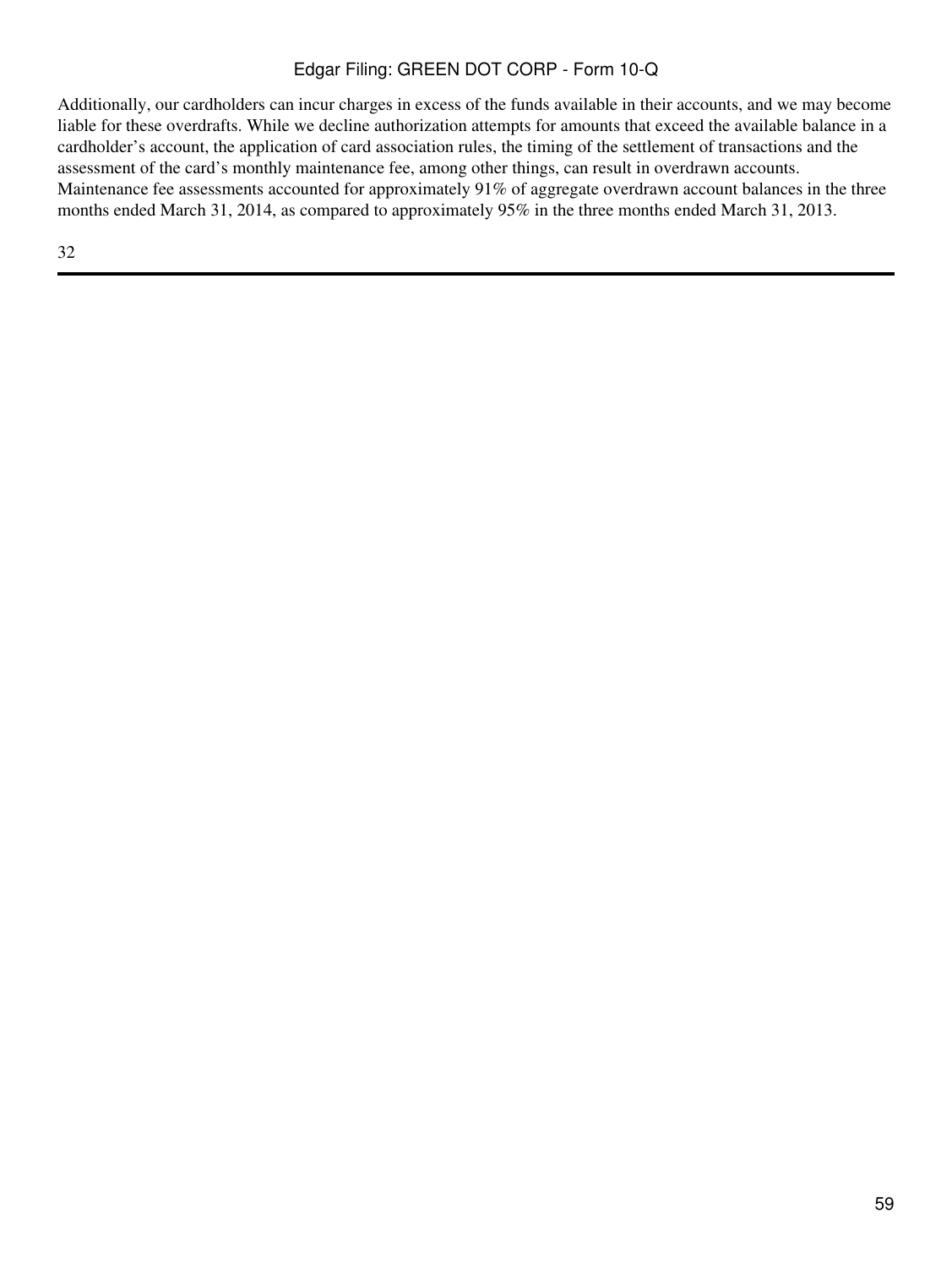Additionally, our cardholders can incur charges in excess of the funds available in their accounts, and we may become liable for these overdrafts. While we decline authorization attempts for amounts that exceed the available balance in a cardholder's account, the application of card association rules, the timing of the settlement of transactions and the assessment of the card's monthly maintenance fee, among other things, can result in overdrawn accounts. Maintenance fee assessments accounted for approximately 91% of aggregate overdrawn account balances in the three months ended March 31, 2014, as compared to approximately 95% in the three months ended March 31, 2013.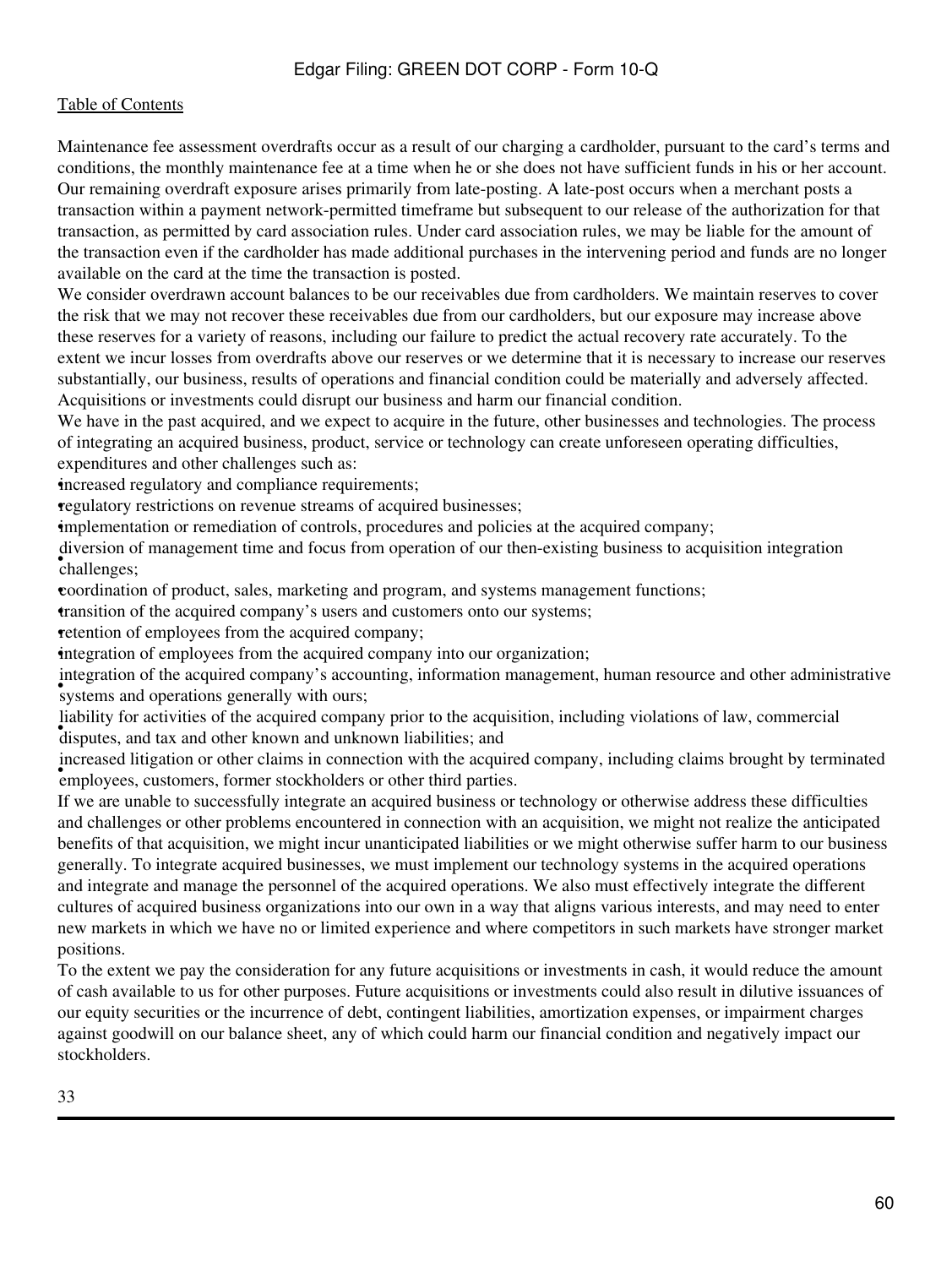Maintenance fee assessment overdrafts occur as a result of our charging a cardholder, pursuant to the card's terms and conditions, the monthly maintenance fee at a time when he or she does not have sufficient funds in his or her account. Our remaining overdraft exposure arises primarily from late-posting. A late-post occurs when a merchant posts a transaction within a payment network-permitted timeframe but subsequent to our release of the authorization for that transaction, as permitted by card association rules. Under card association rules, we may be liable for the amount of the transaction even if the cardholder has made additional purchases in the intervening period and funds are no longer available on the card at the time the transaction is posted.

We consider overdrawn account balances to be our receivables due from cardholders. We maintain reserves to cover the risk that we may not recover these receivables due from our cardholders, but our exposure may increase above these reserves for a variety of reasons, including our failure to predict the actual recovery rate accurately. To the extent we incur losses from overdrafts above our reserves or we determine that it is necessary to increase our reserves substantially, our business, results of operations and financial condition could be materially and adversely affected.

Acquisitions or investments could disrupt our business and harm our financial condition.

We have in the past acquired, and we expect to acquire in the future, other businesses and technologies. The process of integrating an acquired business, product, service or technology can create unforeseen operating difficulties, expenditures and other challenges such as:

- increased regulatory and compliance requirements;
- regulatory restrictions on revenue streams of acquired businesses;
- implementation or remediation of controls, procedures and policies at the acquired company;
- diversion of management time and focus from operation of our then-existing business to acquisition integration challenges;
- coordination of product, sales, marketing and program, and systems management functions;
- transition of the acquired company's users and customers onto our systems;
- retention of employees from the acquired company;
- integration of employees from the acquired company into our organization;
- integration of the acquired company's accounting, information management, human resource and other administrative systems and operations generally with ours;
- liability for activities of the acquired company prior to the acquisition, including violations of law, commercial disputes, and tax and other known and unknown liabilities; and
- increased litigation or other claims in connection with the acquired company, including claims brought by terminated employees, customers, former stockholders or other third parties.

If we are unable to successfully integrate an acquired business or technology or otherwise address these difficulties and challenges or other problems encountered in connection with an acquisition, we might not realize the anticipated benefits of that acquisition, we might incur unanticipated liabilities or we might otherwise suffer harm to our business generally. To integrate acquired businesses, we must implement our technology systems in the acquired operations and integrate and manage the personnel of the acquired operations. We also must effectively integrate the different cultures of acquired business organizations into our own in a way that aligns various interests, and may need to enter new markets in which we have no or limited experience and where competitors in such markets have stronger market positions.

To the extent we pay the consideration for any future acquisitions or investments in cash, it would reduce the amount of cash available to us for other purposes. Future acquisitions or investments could also result in dilutive issuances of our equity securities or the incurrence of debt, contingent liabilities, amortization expenses, or impairment charges against goodwill on our balance sheet, any of which could harm our financial condition and negatively impact our stockholders.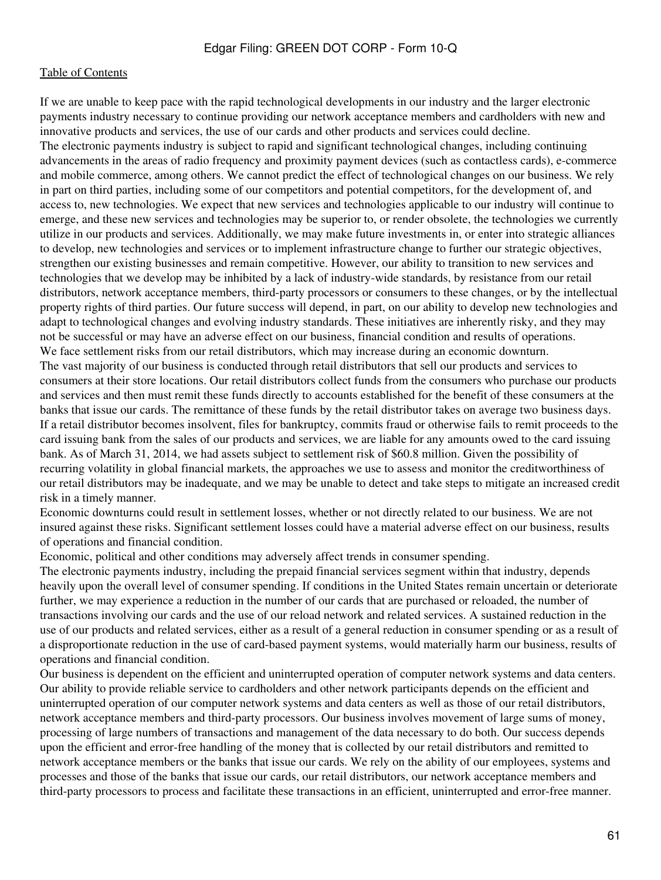If we are unable to keep pace with the rapid technological developments in our industry and the larger electronic payments industry necessary to continue providing our network acceptance members and cardholders with new and innovative products and services, the use of our cards and other products and services could decline.

The electronic payments industry is subject to rapid and significant technological changes, including continuing advancements in the areas of radio frequency and proximity payment devices (such as contactless cards), e-commerce and mobile commerce, among others. We cannot predict the effect of technological changes on our business. We rely in part on third parties, including some of our competitors and potential competitors, for the development of, and access to, new technologies. We expect that new services and technologies applicable to our industry will continue to emerge, and these new services and technologies may be superior to, or render obsolete, the technologies we currently utilize in our products and services. Additionally, we may make future investments in, or enter into strategic alliances to develop, new technologies and services or to implement infrastructure change to further our strategic objectives, strengthen our existing businesses and remain competitive. However, our ability to transition to new services and technologies that we develop may be inhibited by a lack of industry-wide standards, by resistance from our retail distributors, network acceptance members, third-party processors or consumers to these changes, or by the intellectual property rights of third parties. Our future success will depend, in part, on our ability to develop new technologies and adapt to technological changes and evolving industry standards. These initiatives are inherently risky, and they may not be successful or may have an adverse effect on our business, financial condition and results of operations.

We face settlement risks from our retail distributors, which may increase during an economic downturn.

The vast majority of our business is conducted through retail distributors that sell our products and services to consumers at their store locations. Our retail distributors collect funds from the consumers who purchase our products and services and then must remit these funds directly to accounts established for the benefit of these consumers at the banks that issue our cards. The remittance of these funds by the retail distributor takes on average two business days. If a retail distributor becomes insolvent, files for bankruptcy, commits fraud or otherwise fails to remit proceeds to the card issuing bank from the sales of our products and services, we are liable for any amounts owed to the card issuing bank. As of March 31, 2014, we had assets subject to settlement risk of $60.8 million. Given the possibility of recurring volatility in global financial markets, the approaches we use to assess and monitor the creditworthiness of our retail distributors may be inadequate, and we may be unable to detect and take steps to mitigate an increased credit risk in a timely manner.

Economic downturns could result in settlement losses, whether or not directly related to our business. We are not insured against these risks. Significant settlement losses could have a material adverse effect on our business, results of operations and financial condition.

Economic, political and other conditions may adversely affect trends in consumer spending.

The electronic payments industry, including the prepaid financial services segment within that industry, depends heavily upon the overall level of consumer spending. If conditions in the United States remain uncertain or deteriorate further, we may experience a reduction in the number of our cards that are purchased or reloaded, the number of transactions involving our cards and the use of our reload network and related services. A sustained reduction in the use of our products and related services, either as a result of a general reduction in consumer spending or as a result of a disproportionate reduction in the use of card-based payment systems, would materially harm our business, results of operations and financial condition.

Our business is dependent on the efficient and uninterrupted operation of computer network systems and data centers.

Our ability to provide reliable service to cardholders and other network participants depends on the efficient and uninterrupted operation of our computer network systems and data centers as well as those of our retail distributors, network acceptance members and third-party processors. Our business involves movement of large sums of money, processing of large numbers of transactions and management of the data necessary to do both. Our success depends upon the efficient and error-free handling of the money that is collected by our retail distributors and remitted to network acceptance members or the banks that issue our cards. We rely on the ability of our employees, systems and processes and those of the banks that issue our cards, our retail distributors, our network acceptance members and third-party processors to process and facilitate these transactions in an efficient, uninterrupted and error-free manner.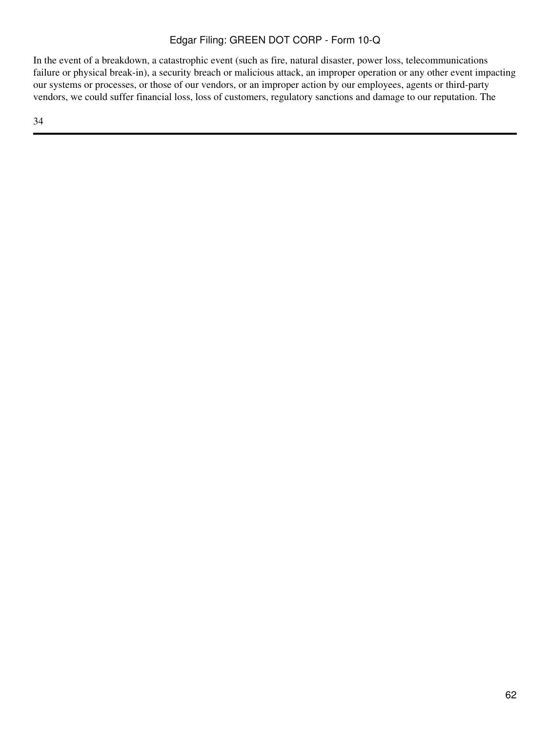In the event of a breakdown, a catastrophic event (such as fire, natural disaster, power loss, telecommunications failure or physical break-in), a security breach or malicious attack, an improper operation or any other event impacting our systems or processes, or those of our vendors, or an improper action by our employees, agents or third-party vendors, we could suffer financial loss, loss of customers, regulatory sanctions and damage to our reputation. The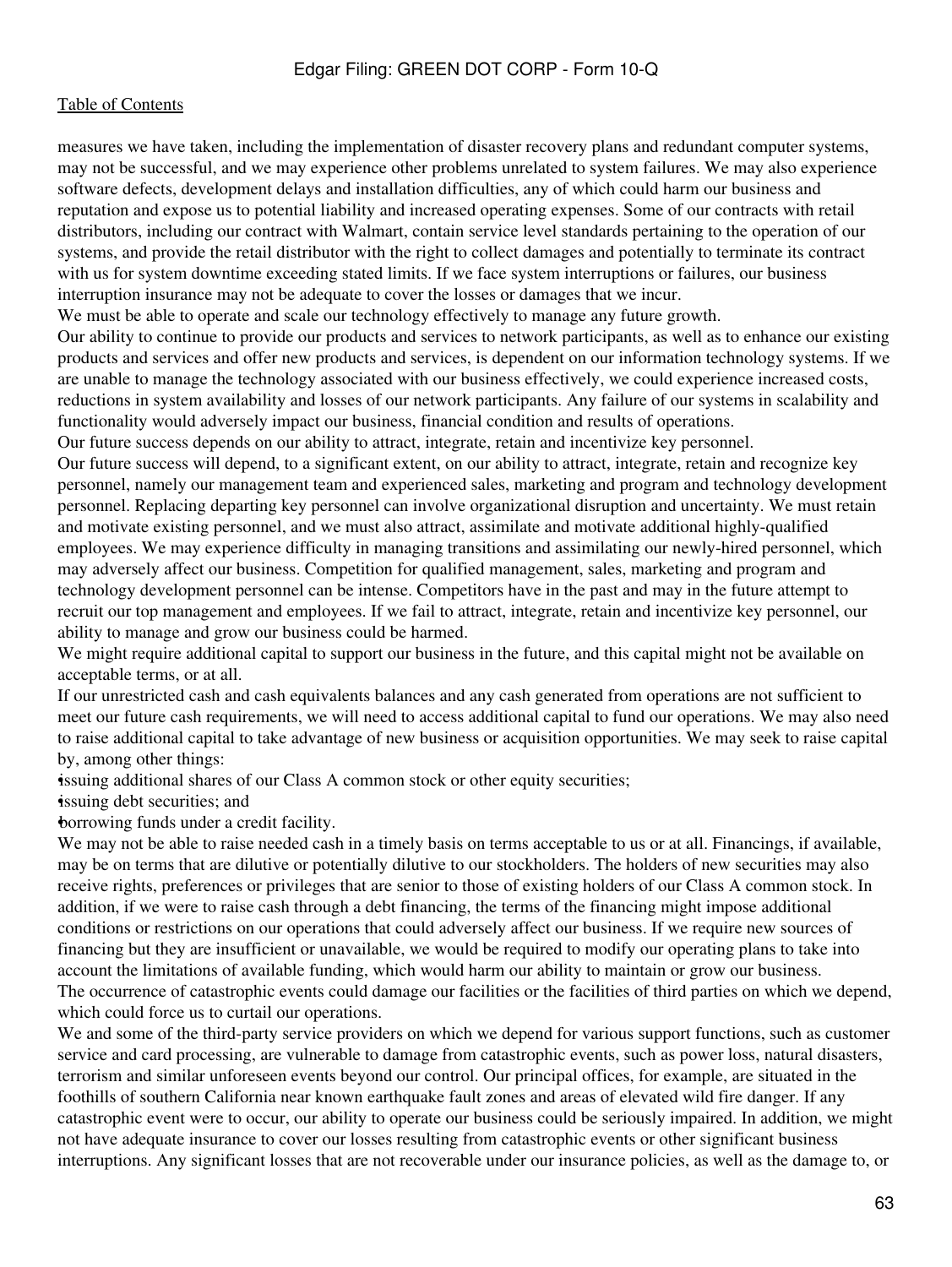measures we have taken, including the implementation of disaster recovery plans and redundant computer systems, may not be successful, and we may experience other problems unrelated to system failures. We may also experience software defects, development delays and installation difficulties, any of which could harm our business and reputation and expose us to potential liability and increased operating expenses. Some of our contracts with retail distributors, including our contract with Walmart, contain service level standards pertaining to the operation of our systems, and provide the retail distributor with the right to collect damages and potentially to terminate its contract with us for system downtime exceeding stated limits. If we face system interruptions or failures, our business interruption insurance may not be adequate to cover the losses or damages that we incur.

We must be able to operate and scale our technology effectively to manage any future growth.

Our ability to continue to provide our products and services to network participants, as well as to enhance our existing products and services and offer new products and services, is dependent on our information technology systems. If we are unable to manage the technology associated with our business effectively, we could experience increased costs, reductions in system availability and losses of our network participants. Any failure of our systems in scalability and functionality would adversely impact our business, financial condition and results of operations.

Our future success depends on our ability to attract, integrate, retain and incentivize key personnel.

Our future success will depend, to a significant extent, on our ability to attract, integrate, retain and recognize key personnel, namely our management team and experienced sales, marketing and program and technology development personnel. Replacing departing key personnel can involve organizational disruption and uncertainty. We must retain and motivate existing personnel, and we must also attract, assimilate and motivate additional highly-qualified employees. We may experience difficulty in managing transitions and assimilating our newly-hired personnel, which may adversely affect our business. Competition for qualified management, sales, marketing and program and technology development personnel can be intense. Competitors have in the past and may in the future attempt to recruit our top management and employees. If we fail to attract, integrate, retain and incentivize key personnel, our ability to manage and grow our business could be harmed.

We might require additional capital to support our business in the future, and this capital might not be available on acceptable terms, or at all.

If our unrestricted cash and cash equivalents balances and any cash generated from operations are not sufficient to meet our future cash requirements, we will need to access additional capital to fund our operations. We may also need to raise additional capital to take advantage of new business or acquisition opportunities. We may seek to raise capital by, among other things:

- issuing additional shares of our Class A common stock or other equity securities;
- issuing debt securities; and
- borrowing funds under a credit facility.

We may not be able to raise needed cash in a timely basis on terms acceptable to us or at all. Financings, if available, may be on terms that are dilutive or potentially dilutive to our stockholders. The holders of new securities may also receive rights, preferences or privileges that are senior to those of existing holders of our Class A common stock. In addition, if we were to raise cash through a debt financing, the terms of the financing might impose additional conditions or restrictions on our operations that could adversely affect our business. If we require new sources of financing but they are insufficient or unavailable, we would be required to modify our operating plans to take into account the limitations of available funding, which would harm our ability to maintain or grow our business.

The occurrence of catastrophic events could damage our facilities or the facilities of third parties on which we depend, which could force us to curtail our operations.

We and some of the third-party service providers on which we depend for various support functions, such as customer service and card processing, are vulnerable to damage from catastrophic events, such as power loss, natural disasters, terrorism and similar unforeseen events beyond our control. Our principal offices, for example, are situated in the foothills of southern California near known earthquake fault zones and areas of elevated wild fire danger. If any catastrophic event were to occur, our ability to operate our business could be seriously impaired. In addition, we might not have adequate insurance to cover our losses resulting from catastrophic events or other significant business interruptions. Any significant losses that are not recoverable under our insurance policies, as well as the damage to, or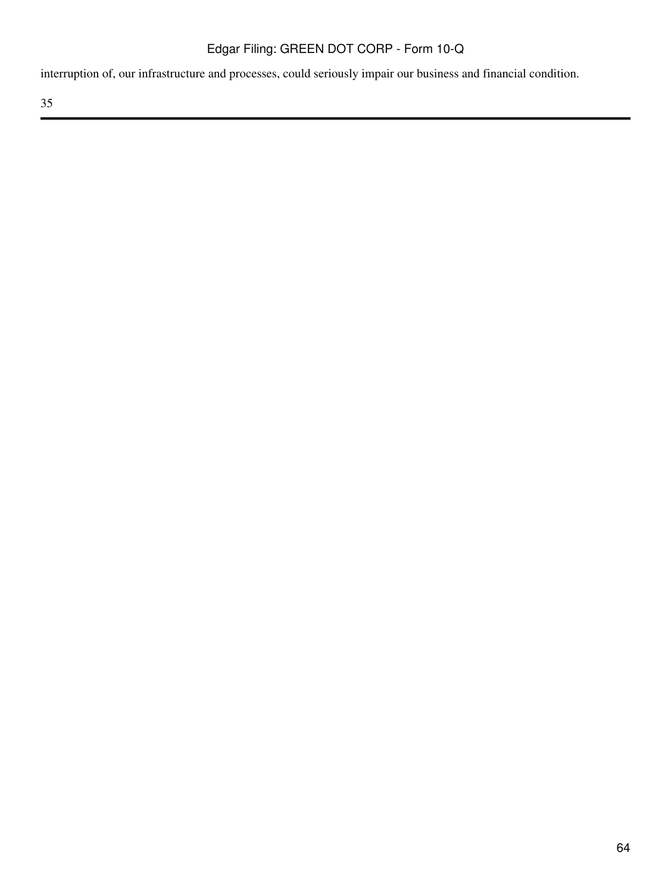interruption of, our infrastructure and processes, could seriously impair our business and financial condition.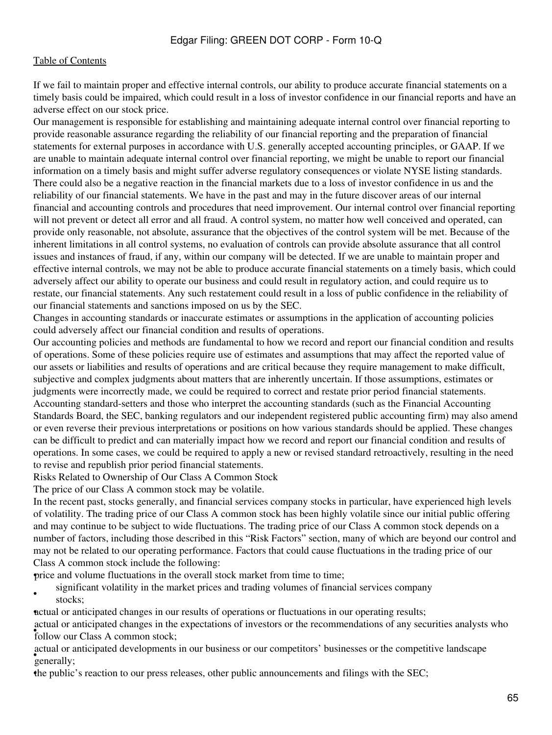If we fail to maintain proper and effective internal controls, our ability to produce accurate financial statements on a timely basis could be impaired, which could result in a loss of investor confidence in our financial reports and have an adverse effect on our stock price.

Our management is responsible for establishing and maintaining adequate internal control over financial reporting to provide reasonable assurance regarding the reliability of our financial reporting and the preparation of financial statements for external purposes in accordance with U.S. generally accepted accounting principles, or GAAP. If we are unable to maintain adequate internal control over financial reporting, we might be unable to report our financial information on a timely basis and might suffer adverse regulatory consequences or violate NYSE listing standards. There could also be a negative reaction in the financial markets due to a loss of investor confidence in us and the reliability of our financial statements. We have in the past and may in the future discover areas of our internal financial and accounting controls and procedures that need improvement. Our internal control over financial reporting will not prevent or detect all error and all fraud. A control system, no matter how well conceived and operated, can provide only reasonable, not absolute, assurance that the objectives of the control system will be met. Because of the inherent limitations in all control systems, no evaluation of controls can provide absolute assurance that all control issues and instances of fraud, if any, within our company will be detected. If we are unable to maintain proper and effective internal controls, we may not be able to produce accurate financial statements on a timely basis, which could adversely affect our ability to operate our business and could result in regulatory action, and could require us to restate, our financial statements. Any such restatement could result in a loss of public confidence in the reliability of our financial statements and sanctions imposed on us by the SEC.

Changes in accounting standards or inaccurate estimates or assumptions in the application of accounting policies could adversely affect our financial condition and results of operations.

Our accounting policies and methods are fundamental to how we record and report our financial condition and results of operations. Some of these policies require use of estimates and assumptions that may affect the reported value of our assets or liabilities and results of operations and are critical because they require management to make difficult, subjective and complex judgments about matters that are inherently uncertain. If those assumptions, estimates or judgments were incorrectly made, we could be required to correct and restate prior period financial statements. Accounting standard-setters and those who interpret the accounting standards (such as the Financial Accounting Standards Board, the SEC, banking regulators and our independent registered public accounting firm) may also amend or even reverse their previous interpretations or positions on how various standards should be applied. These changes can be difficult to predict and can materially impact how we record and report our financial condition and results of operations. In some cases, we could be required to apply a new or revised standard retroactively, resulting in the need to revise and republish prior period financial statements.

Risks Related to Ownership of Our Class A Common Stock

The price of our Class A common stock may be volatile.

In the recent past, stocks generally, and financial services company stocks in particular, have experienced high levels of volatility. The trading price of our Class A common stock has been highly volatile since our initial public offering and may continue to be subject to wide fluctuations. The trading price of our Class A common stock depends on a number of factors, including those described in this "Risk Factors" section, many of which are beyond our control and may not be related to our operating performance. Factors that could cause fluctuations in the trading price of our Class A common stock include the following:

- price and volume fluctuations in the overall stock market from time to time;
- significant volatility in the market prices and trading volumes of financial services company stocks;
- actual or anticipated changes in our results of operations or fluctuations in our operating results;
- actual or anticipated changes in the expectations of investors or the recommendations of any securities analysts who follow our Class A common stock;
- actual or anticipated developments in our business or our competitors' businesses or the competitive landscape generally;
- the public's reaction to our press releases, other public announcements and filings with the SEC;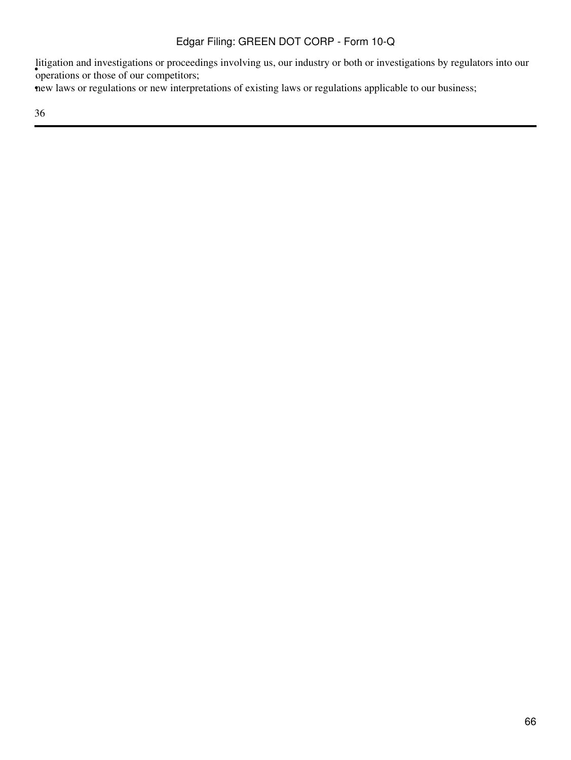- litigation and investigations or proceedings involving us, our industry or both or investigations by regulators into our operations or those of our competitors;
- new laws or regulations or new interpretations of existing laws or regulations applicable to our business;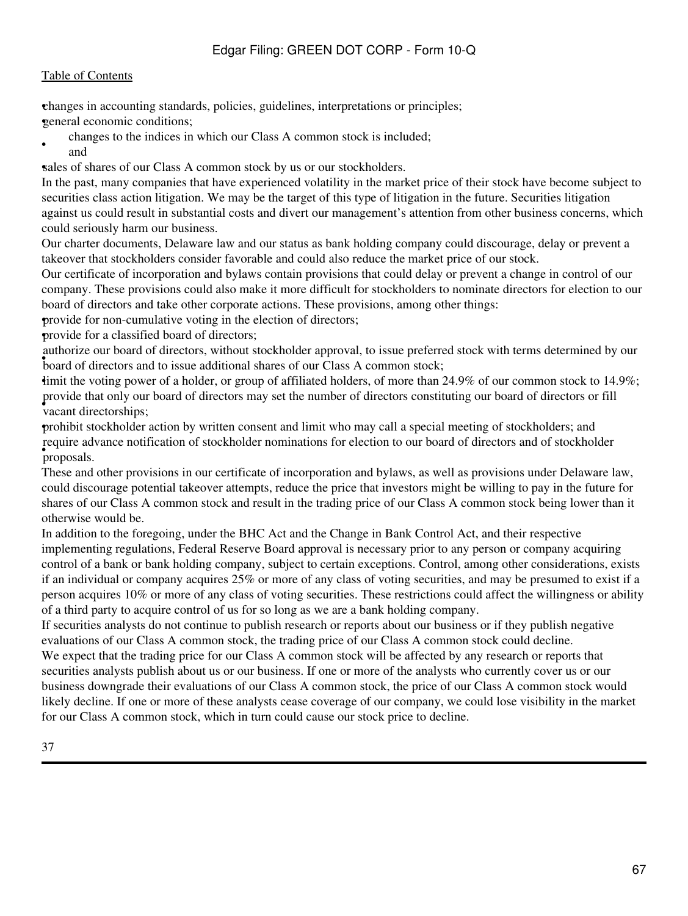- changes in accounting standards, policies, guidelines, interpretations or principles;
- general economic conditions;
- changes to the indices in which our Class A common stock is included; and
- sales of shares of our Class A common stock by us or our stockholders.

In the past, many companies that have experienced volatility in the market price of their stock have become subject to securities class action litigation. We may be the target of this type of litigation in the future. Securities litigation against us could result in substantial costs and divert our management's attention from other business concerns, which could seriously harm our business.

*Our charter documents, Delaware law and our status as bank holding company could discourage, delay or prevent a takeover that stockholders consider favorable and could also reduce the market price of our stock.*

Our certificate of incorporation and bylaws contain provisions that could delay or prevent a change in control of our company. These provisions could also make it more difficult for stockholders to nominate directors for election to our board of directors and take other corporate actions. These provisions, among other things:

- provide for non-cumulative voting in the election of directors;
- provide for a classified board of directors;
- authorize our board of directors, without stockholder approval, to issue preferred stock with terms determined by our board of directors and to issue additional shares of our Class A common stock;
- limit the voting power of a holder, or group of affiliated holders, of more than 24.9% of our common stock to 14.9%;
- provide that only our board of directors may set the number of directors constituting our board of directors or fill vacant directorships;
- prohibit stockholder action by written consent and limit who may call a special meeting of stockholders; and
- require advance notification of stockholder nominations for election to our board of directors and of stockholder proposals.

These and other provisions in our certificate of incorporation and bylaws, as well as provisions under Delaware law, could discourage potential takeover attempts, reduce the price that investors might be willing to pay in the future for shares of our Class A common stock and result in the trading price of our Class A common stock being lower than it otherwise would be.

In addition to the foregoing, under the BHC Act and the Change in Bank Control Act, and their respective implementing regulations, Federal Reserve Board approval is necessary prior to any person or company acquiring control of a bank or bank holding company, subject to certain exceptions. Control, among other considerations, exists if an individual or company acquires 25% or more of any class of voting securities, and may be presumed to exist if a person acquires 10% or more of any class of voting securities. These restrictions could affect the willingness or ability of a third party to acquire control of us for so long as we are a bank holding company.

*If securities analysts do not continue to publish research or reports about our business or if they publish negative evaluations of our Class A common stock, the trading price of our Class A common stock could decline.*

We expect that the trading price for our Class A common stock will be affected by any research or reports that securities analysts publish about us or our business. If one or more of the analysts who currently cover us or our business downgrade their evaluations of our Class A common stock, the price of our Class A common stock would likely decline. If one or more of these analysts cease coverage of our company, we could lose visibility in the market for our Class A common stock, which in turn could cause our stock price to decline.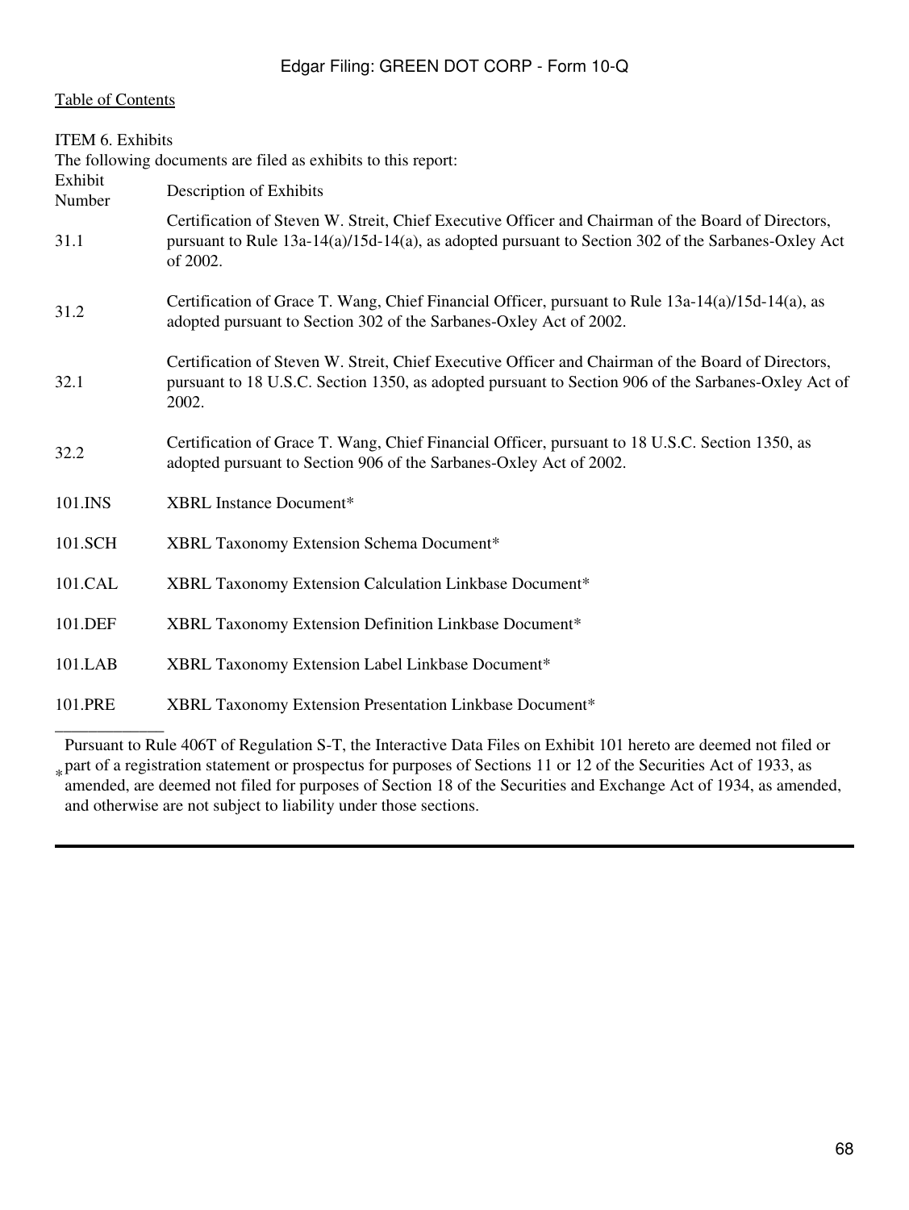[Table of Contents](#)

ITEM 6. Exhibits

The following documents are filed as exhibits to this report:

| Exhibit Number | Description of Exhibits |
|---|---|
| 31.1 | Certification of Steven W. Streit, Chief Executive Officer and Chairman of the Board of Directors, pursuant to Rule 13a-14(a)/15d-14(a), as adopted pursuant to Section 302 of the Sarbanes-Oxley Act of 2002. |
| 31.2 | Certification of Grace T. Wang, Chief Financial Officer, pursuant to Rule 13a-14(a)/15d-14(a), as adopted pursuant to Section 302 of the Sarbanes-Oxley Act of 2002. |
| 32.1 | Certification of Steven W. Streit, Chief Executive Officer and Chairman of the Board of Directors, pursuant to 18 U.S.C. Section 1350, as adopted pursuant to Section 906 of the Sarbanes-Oxley Act of 2002. |
| 32.2 | Certification of Grace T. Wang, Chief Financial Officer, pursuant to 18 U.S.C. Section 1350, as adopted pursuant to Section 906 of the Sarbanes-Oxley Act of 2002. |
| 101.INS | XBRL Instance Document* |
| 101.SCH | XBRL Taxonomy Extension Schema Document* |
| 101.CAL | XBRL Taxonomy Extension Calculation Linkbase Document* |
| 101.DEF | XBRL Taxonomy Extension Definition Linkbase Document* |
| 101.LAB | XBRL Taxonomy Extension Label Linkbase Document* |
| 101.PRE | XBRL Taxonomy Extension Presentation Linkbase Document* |

\_\_\_\_\_\_\_\_\_\_\_\_\_

\* Pursuant to Rule 406T of Regulation S-T, the Interactive Data Files on Exhibit 101 hereto are deemed not filed or part of a registration statement or prospectus for purposes of Sections 11 or 12 of the Securities Act of 1933, as amended, are deemed not filed for purposes of Section 18 of the Securities and Exchange Act of 1934, as amended, and otherwise are not subject to liability under those sections.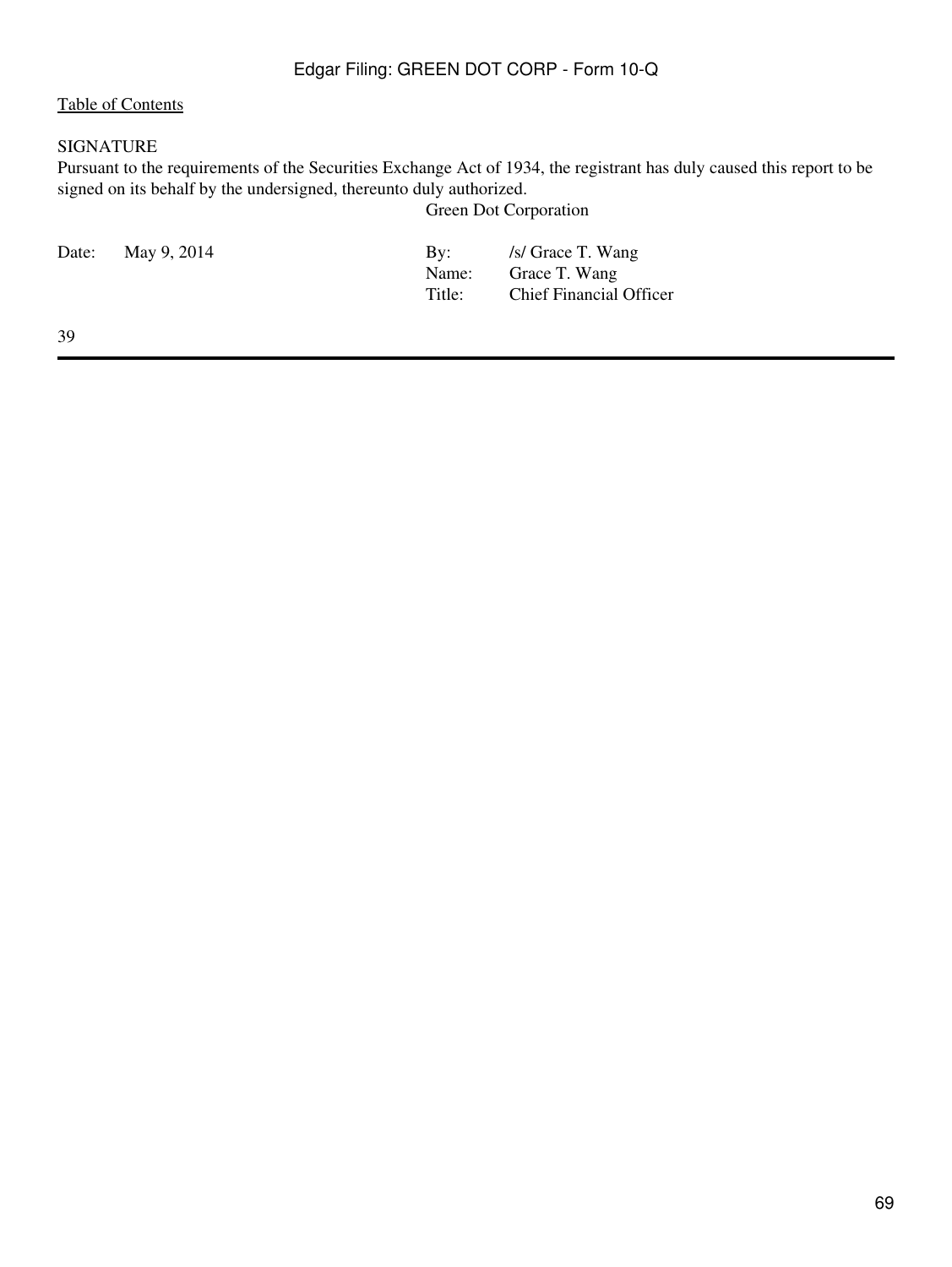SIGNATURE

Pursuant to the requirements of the Securities Exchange Act of 1934, the registrant has duly caused this report to be signed on its behalf by the undersigned, thereunto duly authorized.

Green Dot Corporation

| | | | |
|---|---|---|---|
| Date: | May 9, 2014 | By: | /s/ Grace T. Wang |
| | | Name: | Grace T. Wang |
| | | Title: | Chief Financial Officer |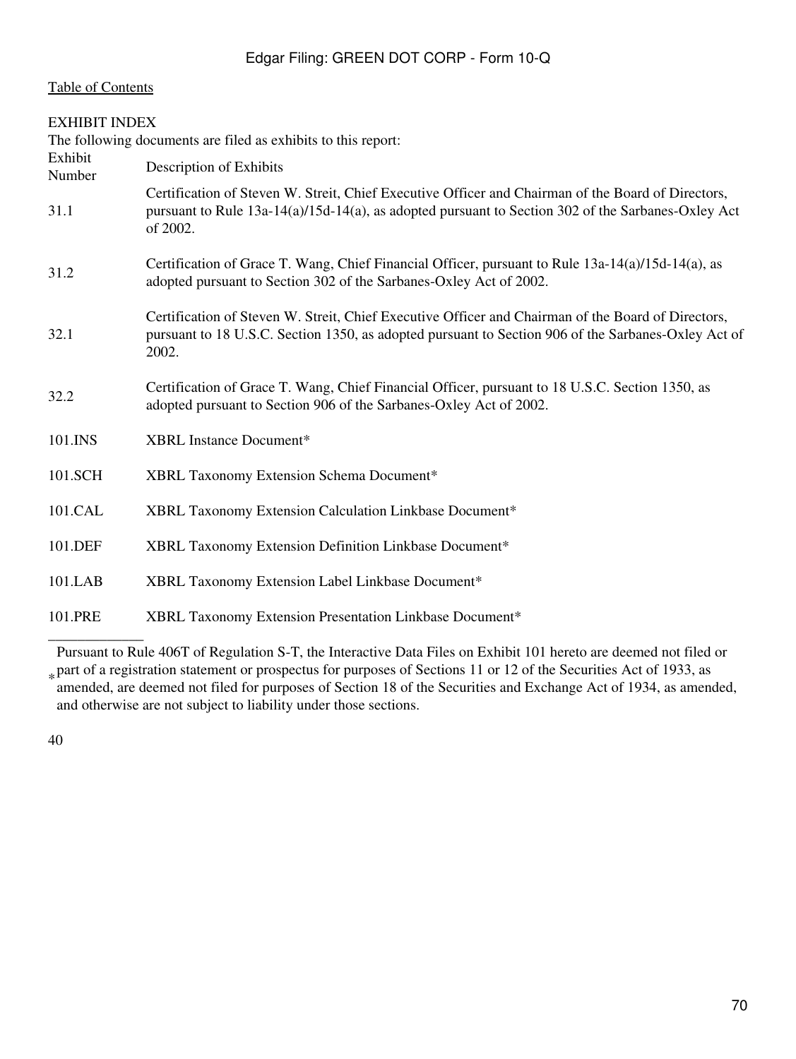[Table of Contents](#)

EXHIBIT INDEX

The following documents are filed as exhibits to this report:

| Exhibit Number | Description of Exhibits |
| --- | --- |
| 31.1 | Certification of Steven W. Streit, Chief Executive Officer and Chairman of the Board of Directors, pursuant to Rule 13a-14(a)/15d-14(a), as adopted pursuant to Section 302 of the Sarbanes-Oxley Act of 2002. |
| 31.2 | Certification of Grace T. Wang, Chief Financial Officer, pursuant to Rule 13a-14(a)/15d-14(a), as adopted pursuant to Section 302 of the Sarbanes-Oxley Act of 2002. |
| 32.1 | Certification of Steven W. Streit, Chief Executive Officer and Chairman of the Board of Directors, pursuant to 18 U.S.C. Section 1350, as adopted pursuant to Section 906 of the Sarbanes-Oxley Act of 2002. |
| 32.2 | Certification of Grace T. Wang, Chief Financial Officer, pursuant to 18 U.S.C. Section 1350, as adopted pursuant to Section 906 of the Sarbanes-Oxley Act of 2002. |
| 101.INS | XBRL Instance Document* |
| 101.SCH | XBRL Taxonomy Extension Schema Document* |
| 101.CAL | XBRL Taxonomy Extension Calculation Linkbase Document* |
| 101.DEF | XBRL Taxonomy Extension Definition Linkbase Document* |
| 101.LAB | XBRL Taxonomy Extension Label Linkbase Document* |
| 101.PRE | XBRL Taxonomy Extension Presentation Linkbase Document* |

_____________

\* Pursuant to Rule 406T of Regulation S-T, the Interactive Data Files on Exhibit 101 hereto are deemed not filed or part of a registration statement or prospectus for purposes of Sections 11 or 12 of the Securities Act of 1933, as amended, are deemed not filed for purposes of Section 18 of the Securities and Exchange Act of 1934, as amended, and otherwise are not subject to liability under those sections.

40